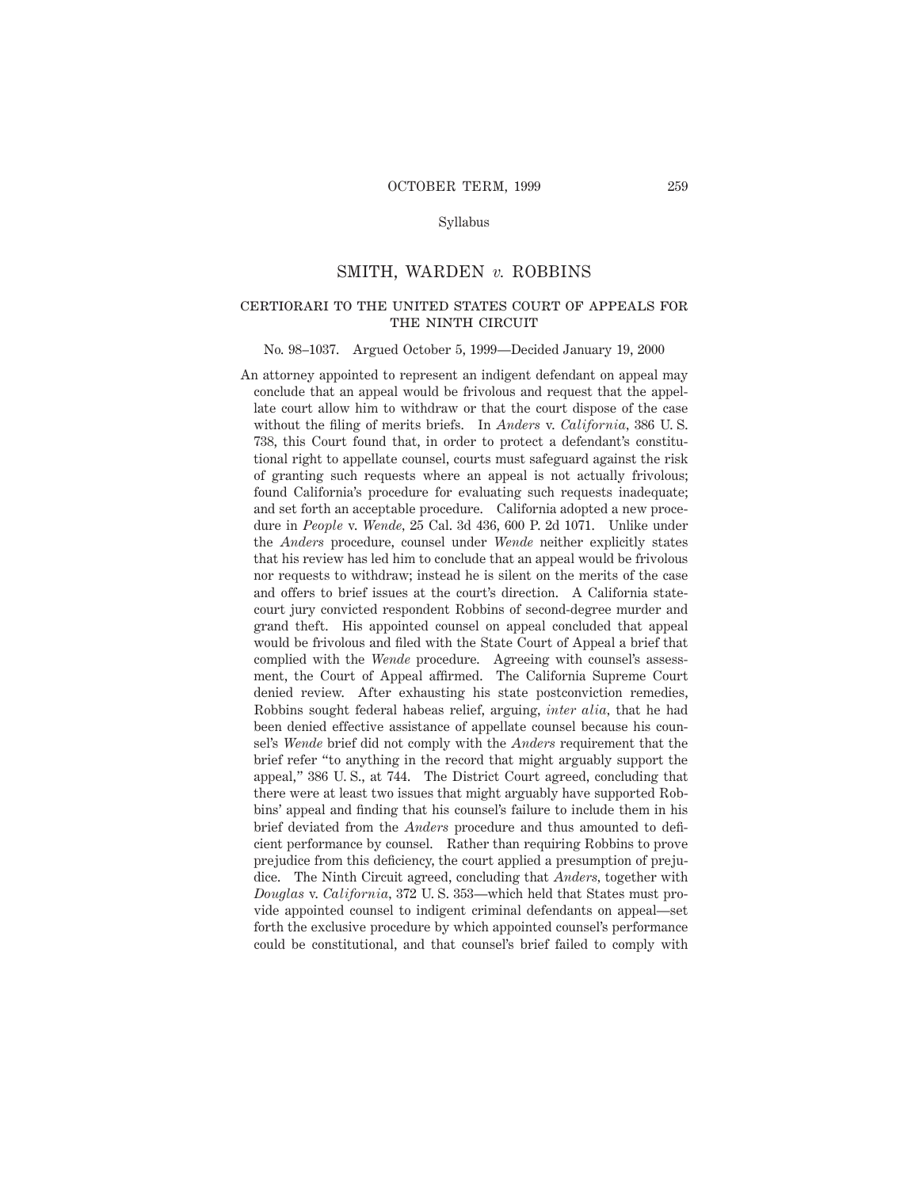Syllabus

# SMITH, WARDEN *v.* ROBBINS

## CERTIORARI TO THE UNITED STATES COURT OF APPEALS FOR THE NINTH CIRCUIT

No. 98–1037. Argued October 5, 1999—Decided January 19, 2000

An attorney appointed to represent an indigent defendant on appeal may conclude that an appeal would be frivolous and request that the appellate court allow him to withdraw or that the court dispose of the case without the filing of merits briefs. In *Anders* v. *California*, 386 U. S. 738, this Court found that, in order to protect a defendant's constitutional right to appellate counsel, courts must safeguard against the risk of granting such requests where an appeal is not actually frivolous; found California's procedure for evaluating such requests inadequate; and set forth an acceptable procedure. California adopted a new procedure in *People* v. *Wende*, 25 Cal. 3d 436, 600 P. 2d 1071. Unlike under the *Anders* procedure, counsel under *Wende* neither explicitly states that his review has led him to conclude that an appeal would be frivolous nor requests to withdraw; instead he is silent on the merits of the case and offers to brief issues at the court's direction. A California state-court jury convicted respondent Robbins of second-degree murder and grand theft. His appointed counsel on appeal concluded that appeal would be frivolous and filed with the State Court of Appeal a brief that complied with the *Wende* procedure. Agreeing with counsel's assessment, the Court of Appeal affirmed. The California Supreme Court denied review. After exhausting his state postconviction remedies, Robbins sought federal habeas relief, arguing, *inter alia*, that he had been denied effective assistance of appellate counsel because his counsel's *Wende* brief did not comply with the *Anders* requirement that the brief refer "to anything in the record that might arguably support the appeal," 386 U. S., at 744. The District Court agreed, concluding that there were at least two issues that might arguably have supported Robbins' appeal and finding that his counsel's failure to include them in his brief deviated from the *Anders* procedure and thus amounted to deficient performance by counsel. Rather than requiring Robbins to prove prejudice from this deficiency, the court applied a presumption of prejudice. The Ninth Circuit agreed, concluding that *Anders*, together with *Douglas* v. *California*, 372 U. S. 353—which held that States must provide appointed counsel to indigent criminal defendants on appeal—set forth the exclusive procedure by which appointed counsel's performance could be constitutional, and that counsel's brief failed to comply with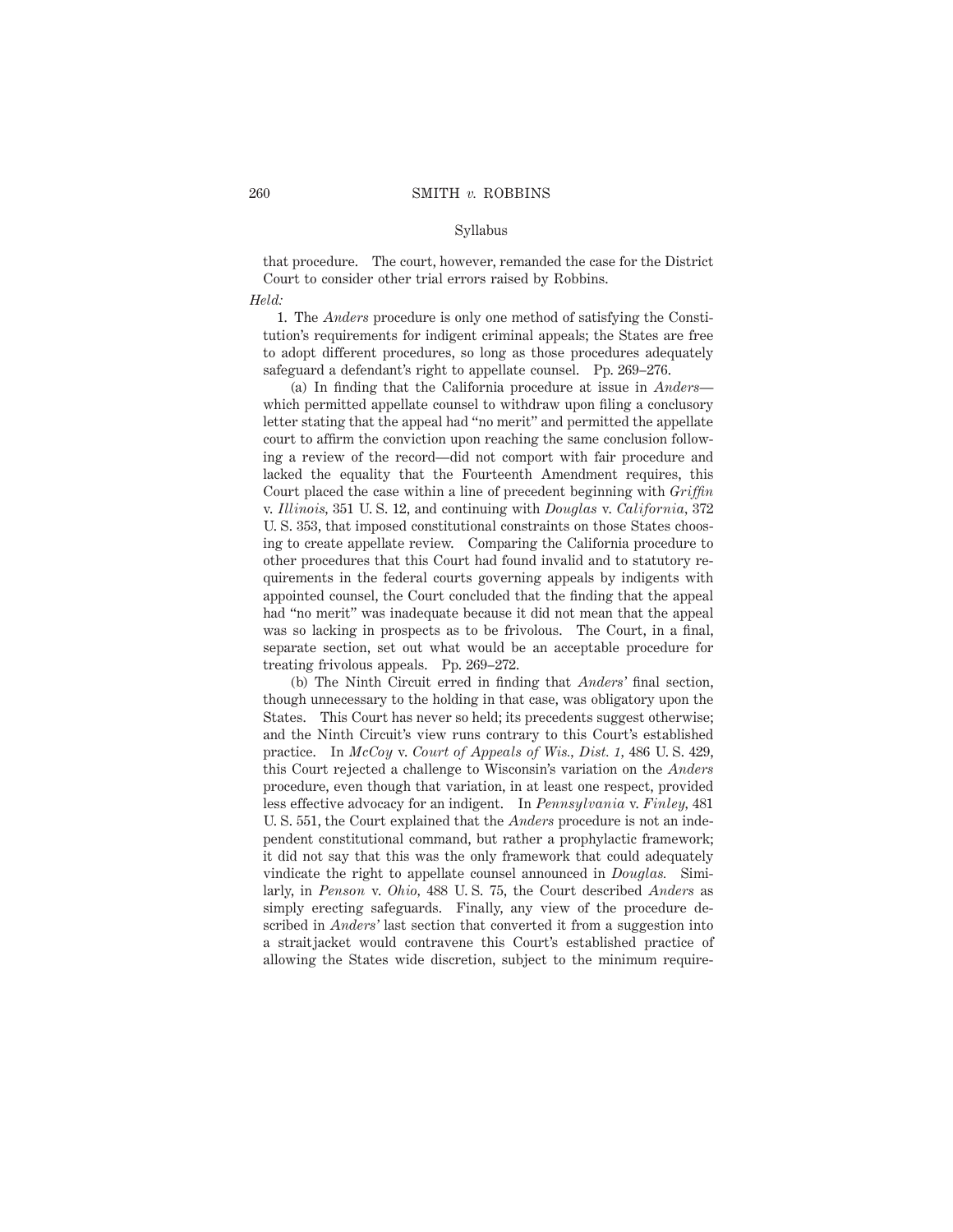that procedure. The court, however, remanded the case for the District Court to consider other trial errors raised by Robbins.

*Held:*

1. The *Anders* procedure is only one method of satisfying the Constitution's requirements for indigent criminal appeals; the States are free to adopt different procedures, so long as those procedures adequately safeguard a defendant's right to appellate counsel. Pp. 269–276.

(a) In finding that the California procedure at issue in *Anders*—which permitted appellate counsel to withdraw upon filing a conclusory letter stating that the appeal had "no merit" and permitted the appellate court to affirm the conviction upon reaching the same conclusion following a review of the record—did not comport with fair procedure and lacked the equality that the Fourteenth Amendment requires, this Court placed the case within a line of precedent beginning with *Griffin* v. *Illinois,* 351 U. S. 12, and continuing with *Douglas* v. *California*, 372 U. S. 353, that imposed constitutional constraints on those States choosing to create appellate review. Comparing the California procedure to other procedures that this Court had found invalid and to statutory requirements in the federal courts governing appeals by indigents with appointed counsel, the Court concluded that the finding that the appeal had "no merit" was inadequate because it did not mean that the appeal was so lacking in prospects as to be frivolous. The Court, in a final, separate section, set out what would be an acceptable procedure for treating frivolous appeals. Pp. 269–272.

(b) The Ninth Circuit erred in finding that *Anders'* final section, though unnecessary to the holding in that case, was obligatory upon the States. This Court has never so held; its precedents suggest otherwise; and the Ninth Circuit's view runs contrary to this Court's established practice. In *McCoy* v. *Court of Appeals of Wis., Dist. 1,* 486 U. S. 429, this Court rejected a challenge to Wisconsin's variation on the *Anders* procedure, even though that variation, in at least one respect, provided less effective advocacy for an indigent. In *Pennsylvania* v. *Finley,* 481 U. S. 551, the Court explained that the *Anders* procedure is not an independent constitutional command, but rather a prophylactic framework; it did not say that this was the only framework that could adequately vindicate the right to appellate counsel announced in *Douglas.* Similarly, in *Penson* v. *Ohio,* 488 U. S. 75, the Court described *Anders* as simply erecting safeguards. Finally, any view of the procedure described in *Anders'* last section that converted it from a suggestion into a straitjacket would contravene this Court's established practice of allowing the States wide discretion, subject to the minimum require-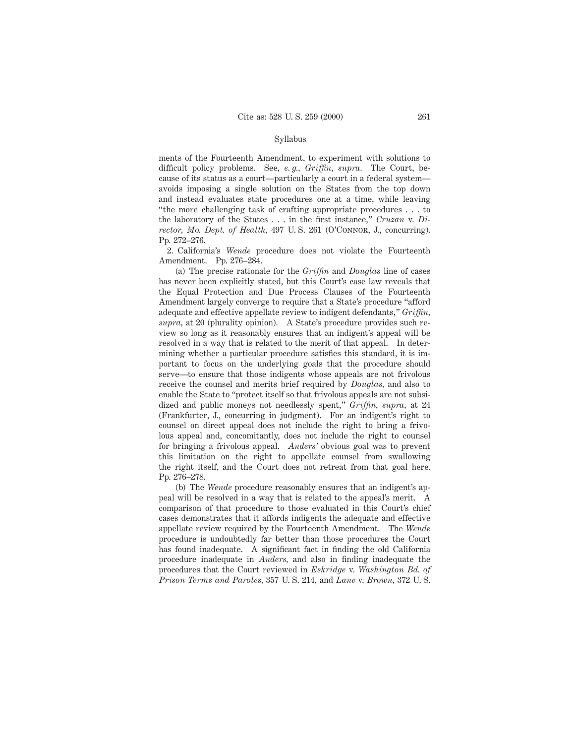ments of the Fourteenth Amendment, to experiment with solutions to difficult policy problems. See, *e. g., Griffin, supra.* The Court, because of its status as a court—particularly a court in a federal system—avoids imposing a single solution on the States from the top down and instead evaluates state procedures one at a time, while leaving "the more challenging task of crafting appropriate procedures . . . to the laboratory of the States . . . in the first instance," *Cruzan* v. *Director, Mo. Dept. of Health,* 497 U. S. 261 (O'Connor, J., concurring). Pp. 272–276.

2. California's *Wende* procedure does not violate the Fourteenth Amendment. Pp. 276–284.

(a) The precise rationale for the *Griffin* and *Douglas* line of cases has never been explicitly stated, but this Court's case law reveals that the Equal Protection and Due Process Clauses of the Fourteenth Amendment largely converge to require that a State's procedure "afford adequate and effective appellate review to indigent defendants," *Griffin, supra,* at 20 (plurality opinion). A State's procedure provides such review so long as it reasonably ensures that an indigent's appeal will be resolved in a way that is related to the merit of that appeal. In determining whether a particular procedure satisfies this standard, it is important to focus on the underlying goals that the procedure should serve—to ensure that those indigents whose appeals are not frivolous receive the counsel and merits brief required by *Douglas,* and also to enable the State to "protect itself so that frivolous appeals are not subsidized and public moneys not needlessly spent," *Griffin, supra,* at 24 (Frankfurter, J., concurring in judgment). For an indigent's right to counsel on direct appeal does not include the right to bring a frivolous appeal and, concomitantly, does not include the right to counsel for bringing a frivolous appeal. *Anders'* obvious goal was to prevent this limitation on the right to appellate counsel from swallowing the right itself, and the Court does not retreat from that goal here. Pp. 276–278.

(b) The *Wende* procedure reasonably ensures that an indigent's appeal will be resolved in a way that is related to the appeal's merit. A comparison of that procedure to those evaluated in this Court's chief cases demonstrates that it affords indigents the adequate and effective appellate review required by the Fourteenth Amendment. The *Wende* procedure is undoubtedly far better than those procedures the Court has found inadequate. A significant fact in finding the old California procedure inadequate in *Anders,* and also in finding inadequate the procedures that the Court reviewed in *Eskridge* v. *Washington Bd. of Prison Terms and Paroles,* 357 U. S. 214, and *Lane* v. *Brown,* 372 U. S.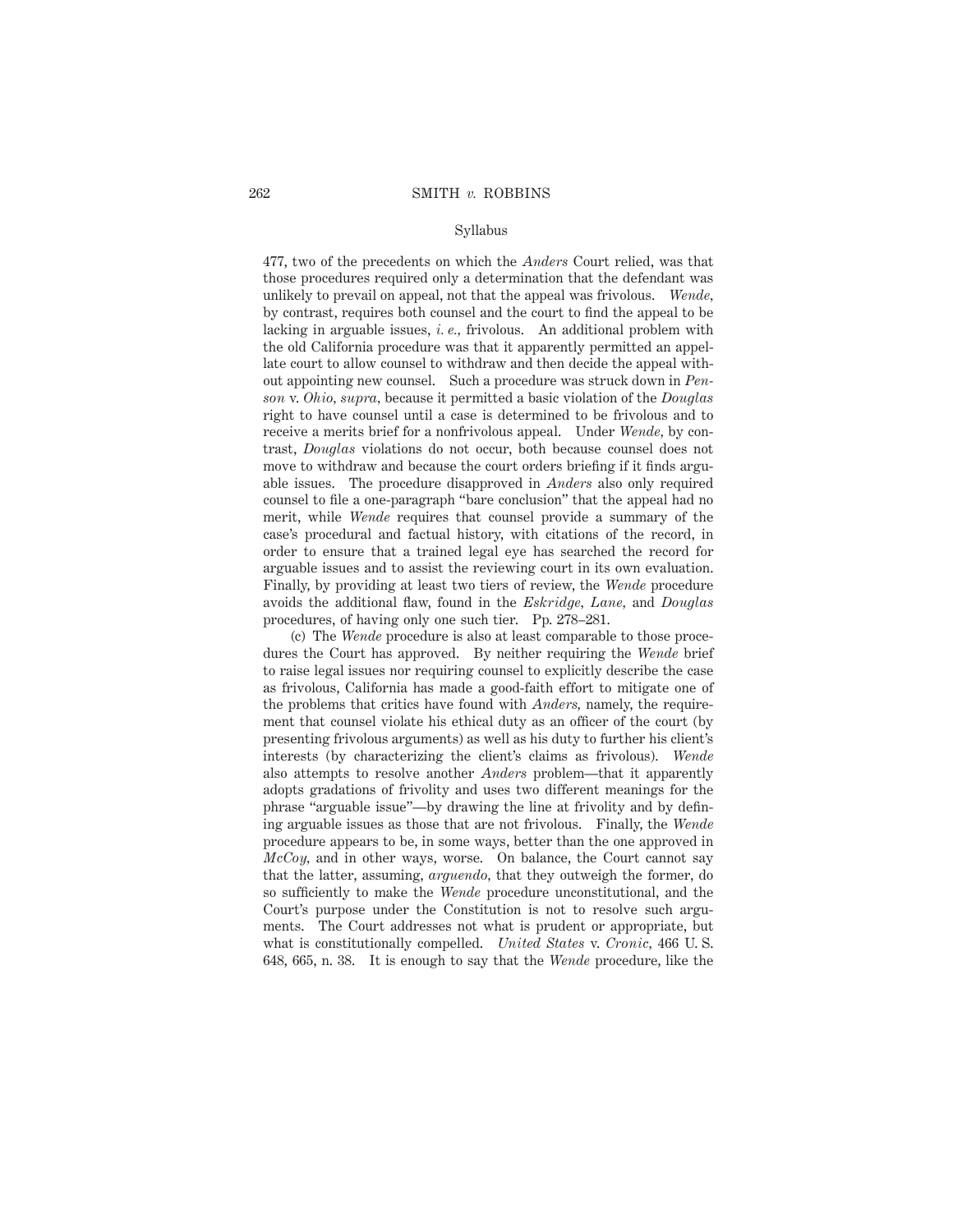477, two of the precedents on which the *Anders* Court relied, was that those procedures required only a determination that the defendant was unlikely to prevail on appeal, not that the appeal was frivolous. *Wende,* by contrast, requires both counsel and the court to find the appeal to be lacking in arguable issues, *i. e.,* frivolous. An additional problem with the old California procedure was that it apparently permitted an appellate court to allow counsel to withdraw and then decide the appeal without appointing new counsel. Such a procedure was struck down in *Penson* v. *Ohio, supra,* because it permitted a basic violation of the *Douglas* right to have counsel until a case is determined to be frivolous and to receive a merits brief for a nonfrivolous appeal. Under *Wende,* by contrast, *Douglas* violations do not occur, both because counsel does not move to withdraw and because the court orders briefing if it finds arguable issues. The procedure disapproved in *Anders* also only required counsel to file a one-paragraph "bare conclusion" that the appeal had no merit, while *Wende* requires that counsel provide a summary of the case's procedural and factual history, with citations of the record, in order to ensure that a trained legal eye has searched the record for arguable issues and to assist the reviewing court in its own evaluation. Finally, by providing at least two tiers of review, the *Wende* procedure avoids the additional flaw, found in the *Eskridge, Lane,* and *Douglas* procedures, of having only one such tier. Pp. 278–281.

(c) The *Wende* procedure is also at least comparable to those procedures the Court has approved. By neither requiring the *Wende* brief to raise legal issues nor requiring counsel to explicitly describe the case as frivolous, California has made a good-faith effort to mitigate one of the problems that critics have found with *Anders,* namely, the requirement that counsel violate his ethical duty as an officer of the court (by presenting frivolous arguments) as well as his duty to further his client's interests (by characterizing the client's claims as frivolous). *Wende* also attempts to resolve another *Anders* problem—that it apparently adopts gradations of frivolity and uses two different meanings for the phrase "arguable issue"—by drawing the line at frivolity and by defining arguable issues as those that are not frivolous. Finally, the *Wende* procedure appears to be, in some ways, better than the one approved in *McCoy,* and in other ways, worse. On balance, the Court cannot say that the latter, assuming, *arguendo,* that they outweigh the former, do so sufficiently to make the *Wende* procedure unconstitutional, and the Court's purpose under the Constitution is not to resolve such arguments. The Court addresses not what is prudent or appropriate, but what is constitutionally compelled. *United States* v. *Cronic,* 466 U. S. 648, 665, n. 38. It is enough to say that the *Wende* procedure, like the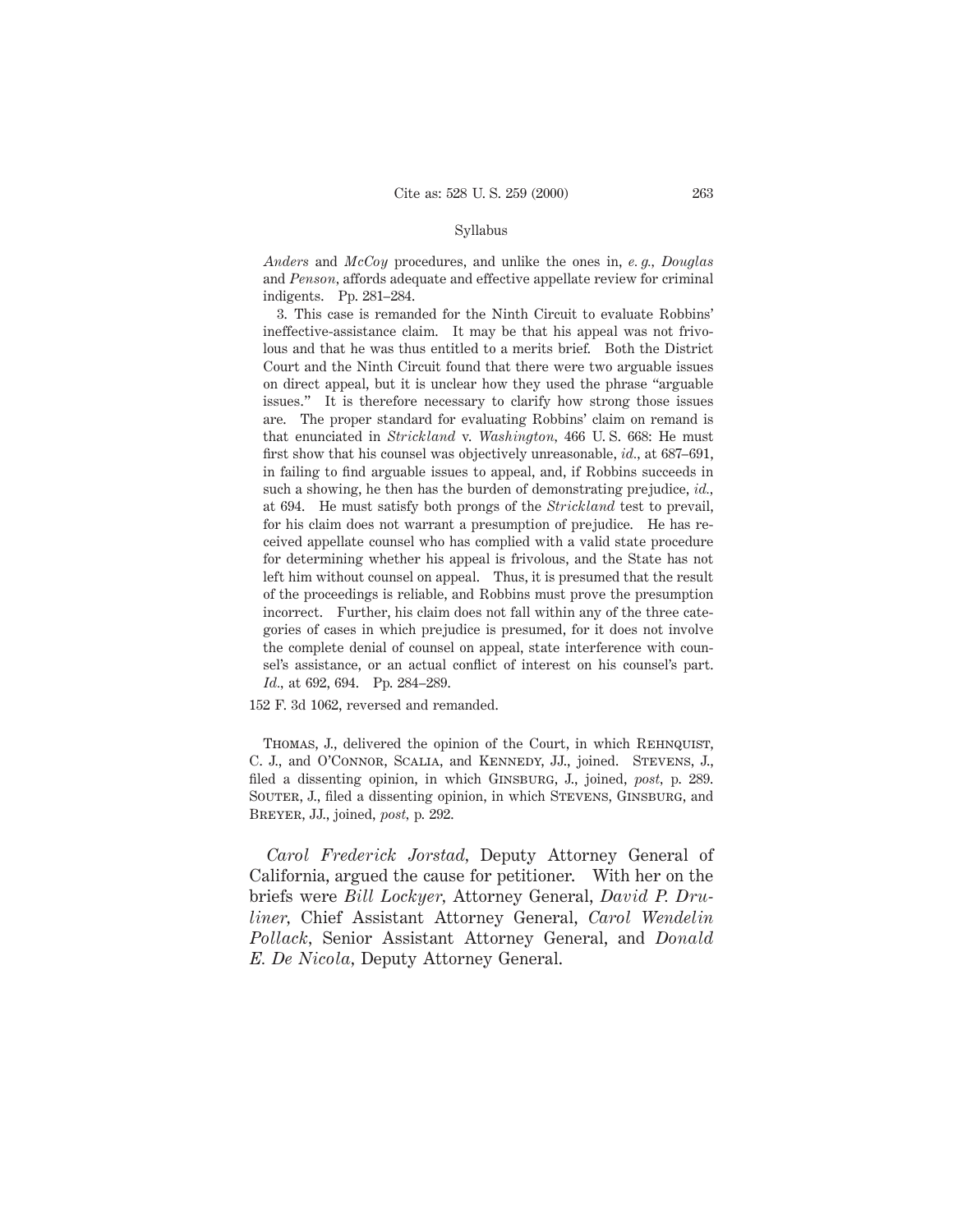Syllabus

*Anders* and *McCoy* procedures, and unlike the ones in, *e. g., Douglas* and *Penson*, affords adequate and effective appellate review for criminal indigents. Pp. 281–284.

3. This case is remanded for the Ninth Circuit to evaluate Robbins' ineffective-assistance claim. It may be that his appeal was not frivolous and that he was thus entitled to a merits brief. Both the District Court and the Ninth Circuit found that there were two arguable issues on direct appeal, but it is unclear how they used the phrase "arguable issues." It is therefore necessary to clarify how strong those issues are. The proper standard for evaluating Robbins' claim on remand is that enunciated in *Strickland* v. *Washington,* 466 U. S. 668: He must first show that his counsel was objectively unreasonable, *id.,* at 687–691, in failing to find arguable issues to appeal, and, if Robbins succeeds in such a showing, he then has the burden of demonstrating prejudice, *id.,* at 694. He must satisfy both prongs of the *Strickland* test to prevail, for his claim does not warrant a presumption of prejudice. He has received appellate counsel who has complied with a valid state procedure for determining whether his appeal is frivolous, and the State has not left him without counsel on appeal. Thus, it is presumed that the result of the proceedings is reliable, and Robbins must prove the presumption incorrect. Further, his claim does not fall within any of the three categories of cases in which prejudice is presumed, for it does not involve the complete denial of counsel on appeal, state interference with counsel's assistance, or an actual conflict of interest on his counsel's part. *Id.,* at 692, 694. Pp. 284–289.

152 F. 3d 1062, reversed and remanded.

Thomas, J., delivered the opinion of the Court, in which Rehnquist, C. J., and O'Connor, Scalia, and Kennedy, JJ., joined. Stevens, J., filed a dissenting opinion, in which Ginsburg, J., joined, *post,* p. 289. Souter, J., filed a dissenting opinion, in which Stevens, Ginsburg, and Breyer, JJ., joined, *post,* p. 292.

*Carol Frederick Jorstad,* Deputy Attorney General of California, argued the cause for petitioner. With her on the briefs were *Bill Lockyer,* Attorney General, *David P. Druliner,* Chief Assistant Attorney General, *Carol Wendelin Pollack,* Senior Assistant Attorney General, and *Donald E. De Nicola,* Deputy Attorney General.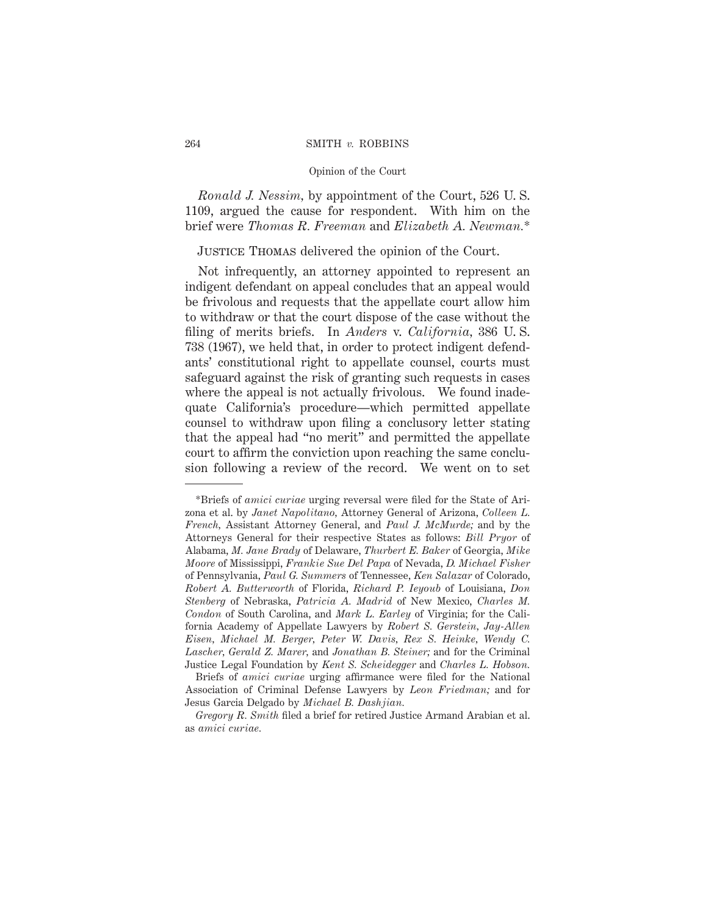*Ronald J. Nessim*, by appointment of the Court, 526 U. S. 1109, argued the cause for respondent. With him on the brief were *Thomas R. Freeman* and *Elizabeth A. Newman.**

JUSTICE THOMAS delivered the opinion of the Court.

Not infrequently, an attorney appointed to represent an indigent defendant on appeal concludes that an appeal would be frivolous and requests that the appellate court allow him to withdraw or that the court dispose of the case without the filing of merits briefs. In *Anders* v. *California*, 386 U. S. 738 (1967), we held that, in order to protect indigent defendants' constitutional right to appellate counsel, courts must safeguard against the risk of granting such requests in cases where the appeal is not actually frivolous. We found inadequate California's procedure—which permitted appellate counsel to withdraw upon filing a conclusory letter stating that the appeal had "no merit" and permitted the appellate court to affirm the conviction upon reaching the same conclusion following a review of the record. We went on to set

---

*Briefs of *amici curiae* urging reversal were filed for the State of Arizona et al. by *Janet Napolitano*, Attorney General of Arizona, *Colleen L. French*, Assistant Attorney General, and *Paul J. McMurde;* and by the Attorneys General for their respective States as follows: *Bill Pryor* of Alabama, *M. Jane Brady* of Delaware, *Thurbert E. Baker* of Georgia, *Mike Moore* of Mississippi, *Frankie Sue Del Papa* of Nevada, *D. Michael Fisher* of Pennsylvania, *Paul G. Summers* of Tennessee, *Ken Salazar* of Colorado, *Robert A. Butterworth* of Florida, *Richard P. Ieyoub* of Louisiana, *Don Stenberg* of Nebraska, *Patricia A. Madrid* of New Mexico, *Charles M. Condon* of South Carolina, and *Mark L. Earley* of Virginia; for the California Academy of Appellate Lawyers by *Robert S. Gerstein, Jay-Allen Eisen, Michael M. Berger, Peter W. Davis, Rex S. Heinke, Wendy C. Lascher, Gerald Z. Marer,* and *Jonathan B. Steiner;* and for the Criminal Justice Legal Foundation by *Kent S. Scheidegger* and *Charles L. Hobson.*

Briefs of *amici curiae* urging affirmance were filed for the National Association of Criminal Defense Lawyers by *Leon Friedman;* and for Jesus Garcia Delgado by *Michael B. Dashjian.*

*Gregory R. Smith* filed a brief for retired Justice Armand Arabian et al. as *amici curiae.*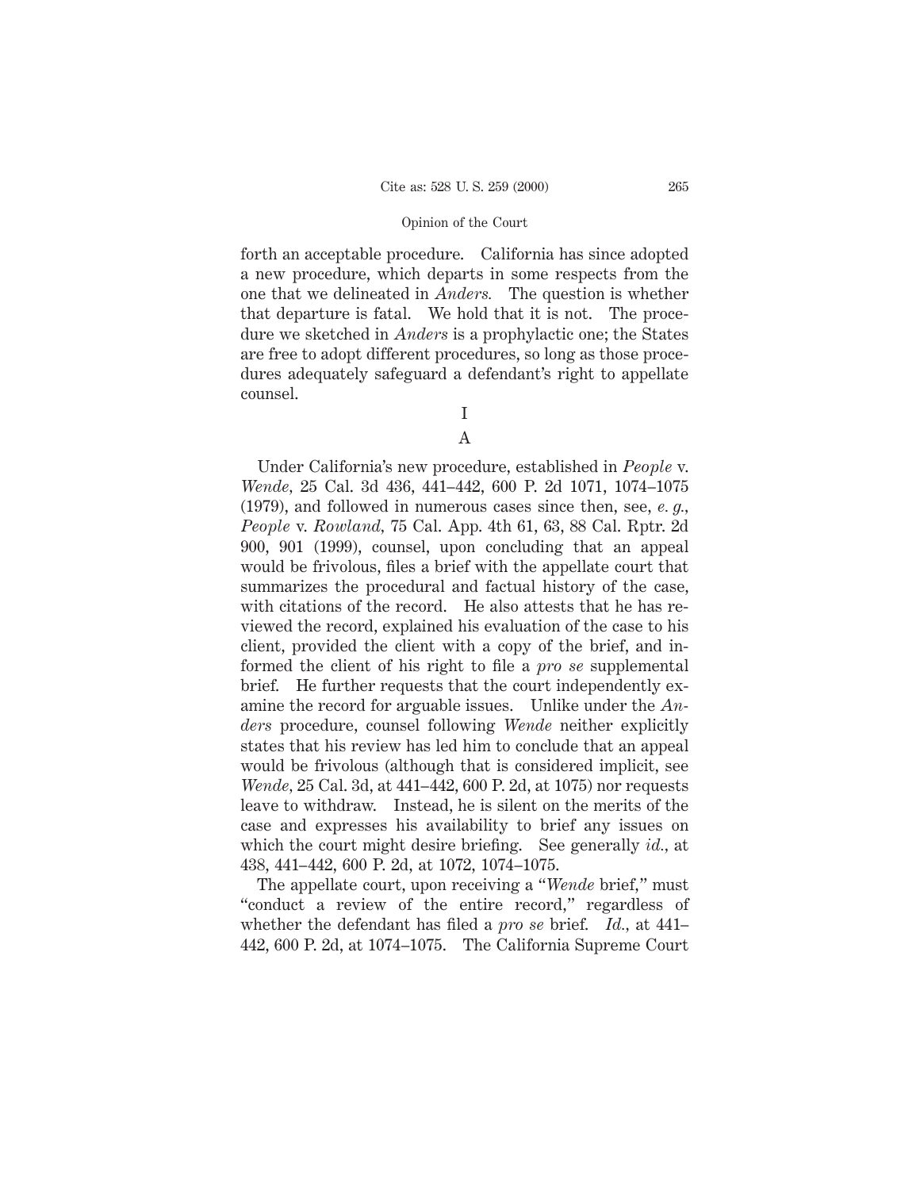forth an acceptable procedure. California has since adopted a new procedure, which departs in some respects from the one that we delineated in *Anders*. The question is whether that departure is fatal. We hold that it is not. The procedure we sketched in *Anders* is a prophylactic one; the States are free to adopt different procedures, so long as those procedures adequately safeguard a defendant's right to appellate counsel.

## I

### A

Under California's new procedure, established in *People* v. *Wende*, 25 Cal. 3d 436, 441–442, 600 P. 2d 1071, 1074–1075 (1979), and followed in numerous cases since then, see, *e. g.*, *People* v. *Rowland*, 75 Cal. App. 4th 61, 63, 88 Cal. Rptr. 2d 900, 901 (1999), counsel, upon concluding that an appeal would be frivolous, files a brief with the appellate court that summarizes the procedural and factual history of the case, with citations of the record. He also attests that he has reviewed the record, explained his evaluation of the case to his client, provided the client with a copy of the brief, and informed the client of his right to file a *pro se* supplemental brief. He further requests that the court independently examine the record for arguable issues. Unlike under the *Anders* procedure, counsel following *Wende* neither explicitly states that his review has led him to conclude that an appeal would be frivolous (although that is considered implicit, see *Wende*, 25 Cal. 3d, at 441–442, 600 P. 2d, at 1075) nor requests leave to withdraw. Instead, he is silent on the merits of the case and expresses his availability to brief any issues on which the court might desire briefing. See generally *id.*, at 438, 441–442, 600 P. 2d, at 1072, 1074–1075.

The appellate court, upon receiving a "*Wende* brief," must "conduct a review of the entire record," regardless of whether the defendant has filed a *pro se* brief. *Id.*, at 441–442, 600 P. 2d, at 1074–1075. The California Supreme Court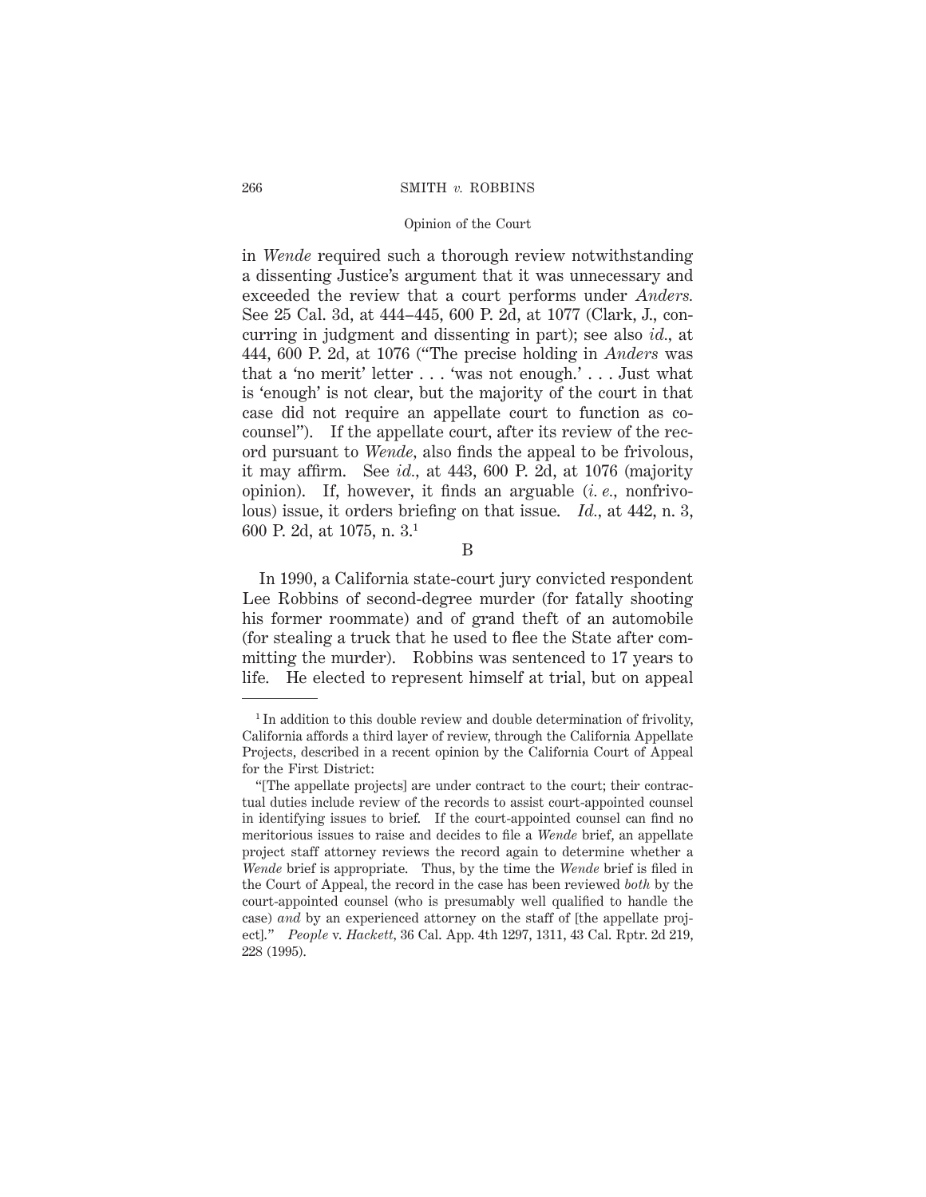in *Wende* required such a thorough review notwithstanding a dissenting Justice's argument that it was unnecessary and exceeded the review that a court performs under *Anders.* See 25 Cal. 3d, at 444–445, 600 P. 2d, at 1077 (Clark, J., concurring in judgment and dissenting in part); see also *id.*, at 444, 600 P. 2d, at 1076 ("The precise holding in *Anders* was that a 'no merit' letter . . . 'was not enough.' . . . Just what is 'enough' is not clear, but the majority of the court in that case did not require an appellate court to function as co-counsel"). If the appellate court, after its review of the record pursuant to *Wende,* also finds the appeal to be frivolous, it may affirm. See *id.*, at 443, 600 P. 2d, at 1076 (majority opinion). If, however, it finds an arguable (*i. e.,* nonfrivolous) issue, it orders briefing on that issue. *Id.*, at 442, n. 3, 600 P. 2d, at 1075, n. 3.[1]

B

In 1990, a California state-court jury convicted respondent Lee Robbins of second-degree murder (for fatally shooting his former roommate) and of grand theft of an automobile (for stealing a truck that he used to flee the State after committing the murder). Robbins was sentenced to 17 years to life. He elected to represent himself at trial, but on appeal

---

[1] In addition to this double review and double determination of frivolity, California affords a third layer of review, through the California Appellate Projects, described in a recent opinion by the California Court of Appeal for the First District:

"[The appellate projects] are under contract to the court; their contractual duties include review of the records to assist court-appointed counsel in identifying issues to brief. If the court-appointed counsel can find no meritorious issues to raise and decides to file a *Wende* brief, an appellate project staff attorney reviews the record again to determine whether a *Wende* brief is appropriate. Thus, by the time the *Wende* brief is filed in the Court of Appeal, the record in the case has been reviewed *both* by the court-appointed counsel (who is presumably well qualified to handle the case) *and* by an experienced attorney on the staff of [the appellate project]." *People* v. *Hackett,* 36 Cal. App. 4th 1297, 1311, 43 Cal. Rptr. 2d 219, 228 (1995).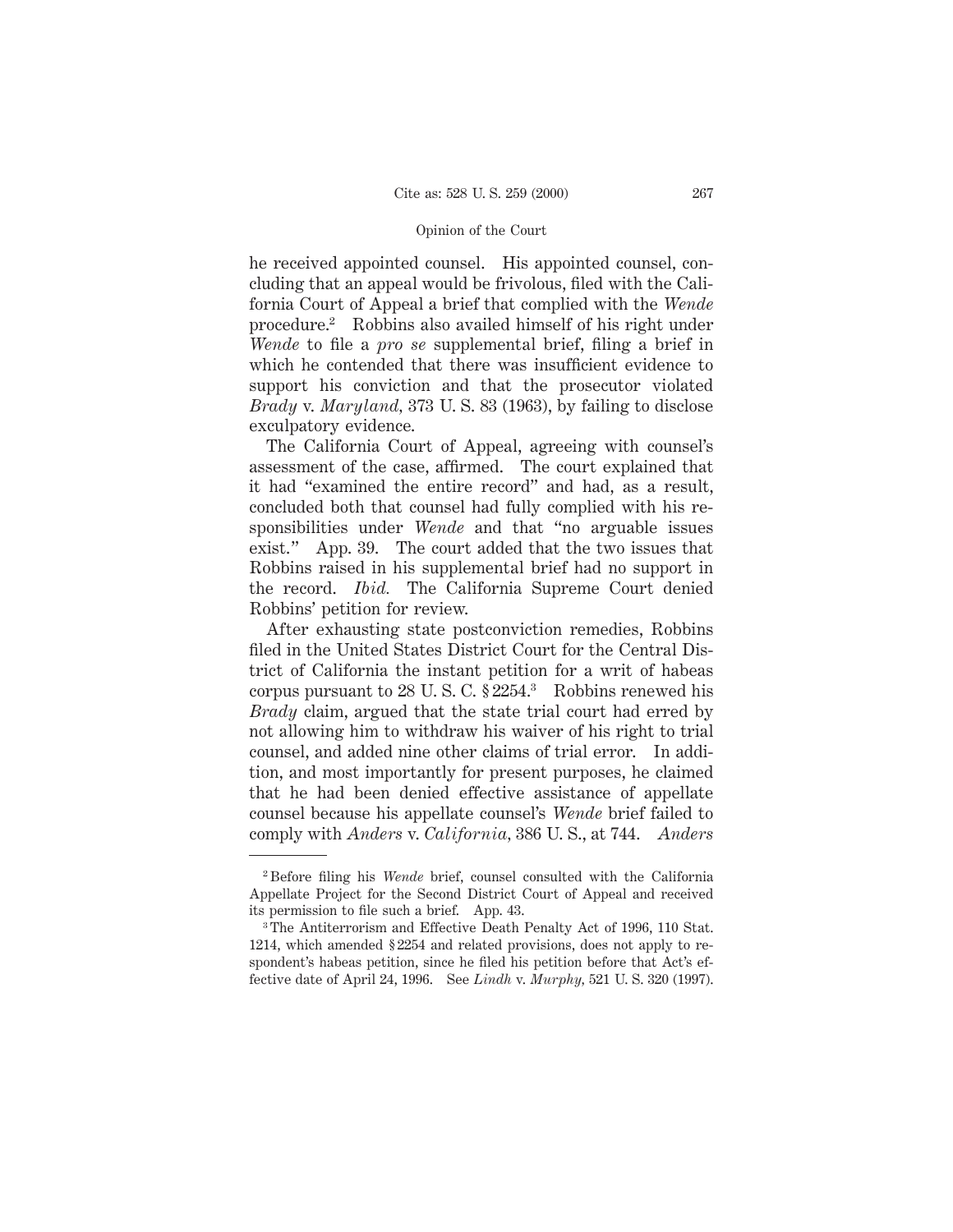he received appointed counsel. His appointed counsel, concluding that an appeal would be frivolous, filed with the California Court of Appeal a brief that complied with the *Wende* procedure.[2] Robbins also availed himself of his right under *Wende* to file a *pro se* supplemental brief, filing a brief in which he contended that there was insufficient evidence to support his conviction and that the prosecutor violated *Brady* v. *Maryland*, 373 U. S. 83 (1963), by failing to disclose exculpatory evidence.

The California Court of Appeal, agreeing with counsel's assessment of the case, affirmed. The court explained that it had "examined the entire record" and had, as a result, concluded both that counsel had fully complied with his responsibilities under *Wende* and that "no arguable issues exist." App. 39. The court added that the two issues that Robbins raised in his supplemental brief had no support in the record. *Ibid.* The California Supreme Court denied Robbins' petition for review.

After exhausting state postconviction remedies, Robbins filed in the United States District Court for the Central District of California the instant petition for a writ of habeas corpus pursuant to 28 U. S. C. § 2254.[3] Robbins renewed his *Brady* claim, argued that the state trial court had erred by not allowing him to withdraw his waiver of his right to trial counsel, and added nine other claims of trial error. In addition, and most importantly for present purposes, he claimed that he had been denied effective assistance of appellate counsel because his appellate counsel's *Wende* brief failed to comply with *Anders* v. *California*, 386 U. S., at 744. *Anders*

---

[2] Before filing his *Wende* brief, counsel consulted with the California Appellate Project for the Second District Court of Appeal and received its permission to file such a brief. App. 43.

[3] The Antiterrorism and Effective Death Penalty Act of 1996, 110 Stat. 1214, which amended § 2254 and related provisions, does not apply to respondent's habeas petition, since he filed his petition before that Act's effective date of April 24, 1996. See *Lindh* v. *Murphy*, 521 U. S. 320 (1997).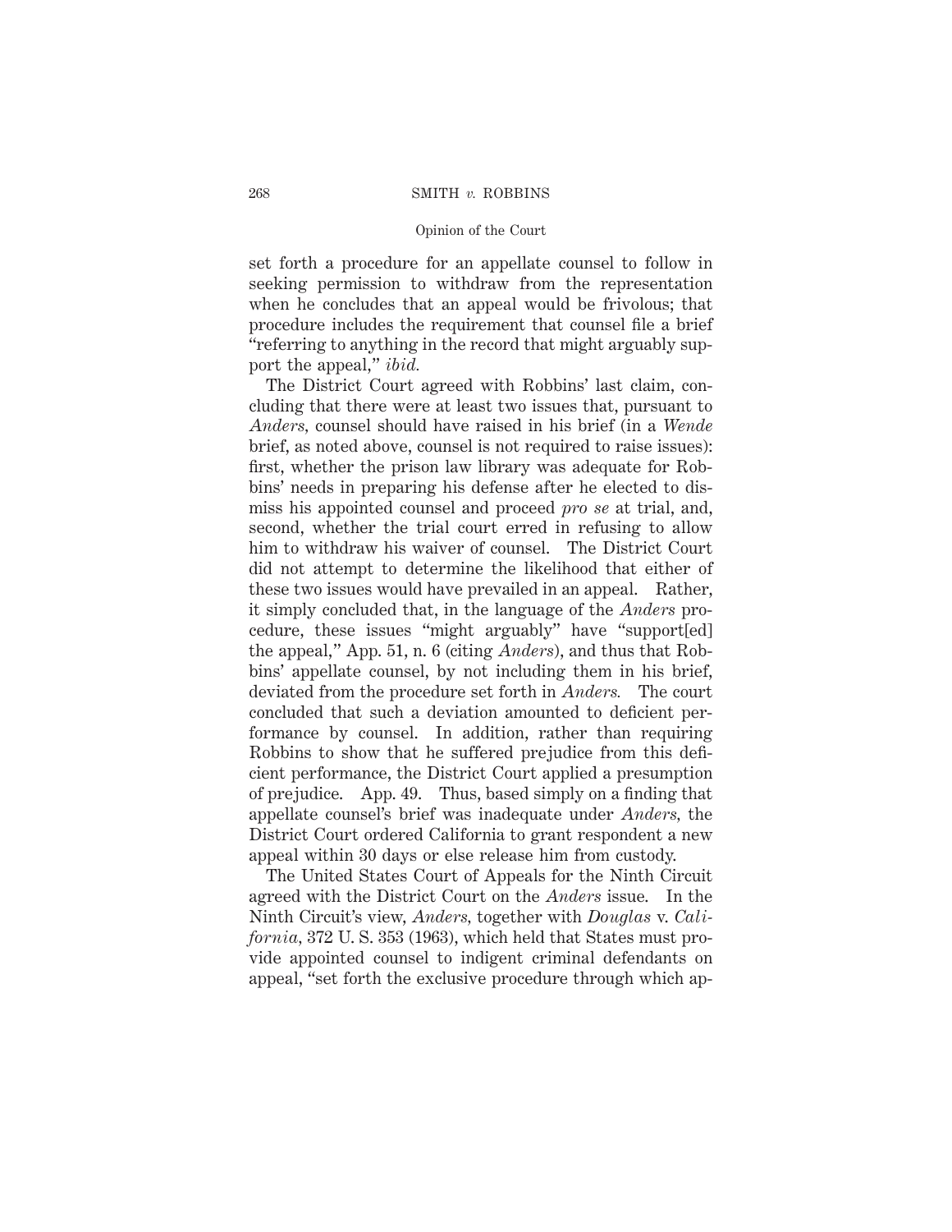set forth a procedure for an appellate counsel to follow in seeking permission to withdraw from the representation when he concludes that an appeal would be frivolous; that procedure includes the requirement that counsel file a brief "referring to anything in the record that might arguably support the appeal," *ibid.*

The District Court agreed with Robbins' last claim, concluding that there were at least two issues that, pursuant to *Anders*, counsel should have raised in his brief (in a *Wende* brief, as noted above, counsel is not required to raise issues): first, whether the prison law library was adequate for Robbins' needs in preparing his defense after he elected to dismiss his appointed counsel and proceed *pro se* at trial, and, second, whether the trial court erred in refusing to allow him to withdraw his waiver of counsel. The District Court did not attempt to determine the likelihood that either of these two issues would have prevailed in an appeal. Rather, it simply concluded that, in the language of the *Anders* procedure, these issues "might arguably" have "support[ed] the appeal," App. 51, n. 6 (citing *Anders*), and thus that Robbins' appellate counsel, by not including them in his brief, deviated from the procedure set forth in *Anders.* The court concluded that such a deviation amounted to deficient performance by counsel. In addition, rather than requiring Robbins to show that he suffered prejudice from this deficient performance, the District Court applied a presumption of prejudice. App. 49. Thus, based simply on a finding that appellate counsel's brief was inadequate under *Anders*, the District Court ordered California to grant respondent a new appeal within 30 days or else release him from custody.

The United States Court of Appeals for the Ninth Circuit agreed with the District Court on the *Anders* issue. In the Ninth Circuit's view, *Anders*, together with *Douglas* v. *California*, 372 U. S. 353 (1963), which held that States must provide appointed counsel to indigent criminal defendants on appeal, "set forth the exclusive procedure through which ap-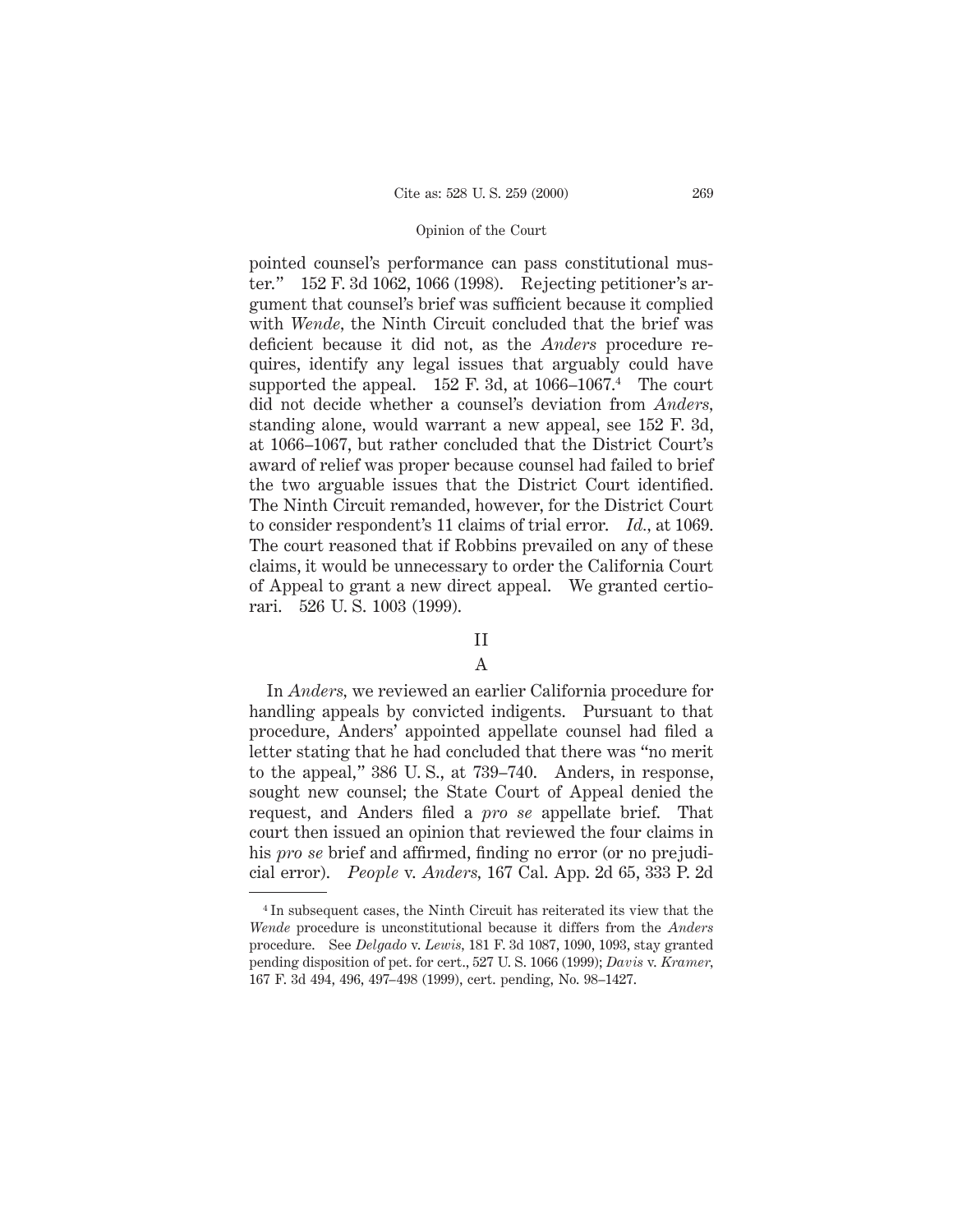pointed counsel's performance can pass constitutional muster." 152 F. 3d 1062, 1066 (1998). Rejecting petitioner's argument that counsel's brief was sufficient because it complied with *Wende*, the Ninth Circuit concluded that the brief was deficient because it did not, as the *Anders* procedure requires, identify any legal issues that arguably could have supported the appeal. 152 F. 3d, at 1066–1067.[4] The court did not decide whether a counsel's deviation from *Anders*, standing alone, would warrant a new appeal, see 152 F. 3d, at 1066–1067, but rather concluded that the District Court's award of relief was proper because counsel had failed to brief the two arguable issues that the District Court identified. The Ninth Circuit remanded, however, for the District Court to consider respondent's 11 claims of trial error. *Id.*, at 1069. The court reasoned that if Robbins prevailed on any of these claims, it would be unnecessary to order the California Court of Appeal to grant a new direct appeal. We granted certiorari. 526 U. S. 1003 (1999).

## II

### A

In *Anders*, we reviewed an earlier California procedure for handling appeals by convicted indigents. Pursuant to that procedure, Anders' appointed appellate counsel had filed a letter stating that he had concluded that there was "no merit to the appeal," 386 U. S., at 739–740. Anders, in response, sought new counsel; the State Court of Appeal denied the request, and Anders filed a *pro se* appellate brief. That court then issued an opinion that reviewed the four claims in his *pro se* brief and affirmed, finding no error (or no prejudicial error). *People* v. *Anders*, 167 Cal. App. 2d 65, 333 P. 2d

[4] In subsequent cases, the Ninth Circuit has reiterated its view that the *Wende* procedure is unconstitutional because it differs from the *Anders* procedure. See *Delgado* v. *Lewis*, 181 F. 3d 1087, 1090, 1093, stay granted pending disposition of pet. for cert., 527 U. S. 1066 (1999); *Davis* v. *Kramer*, 167 F. 3d 494, 496, 497–498 (1999), cert. pending, No. 98–1427.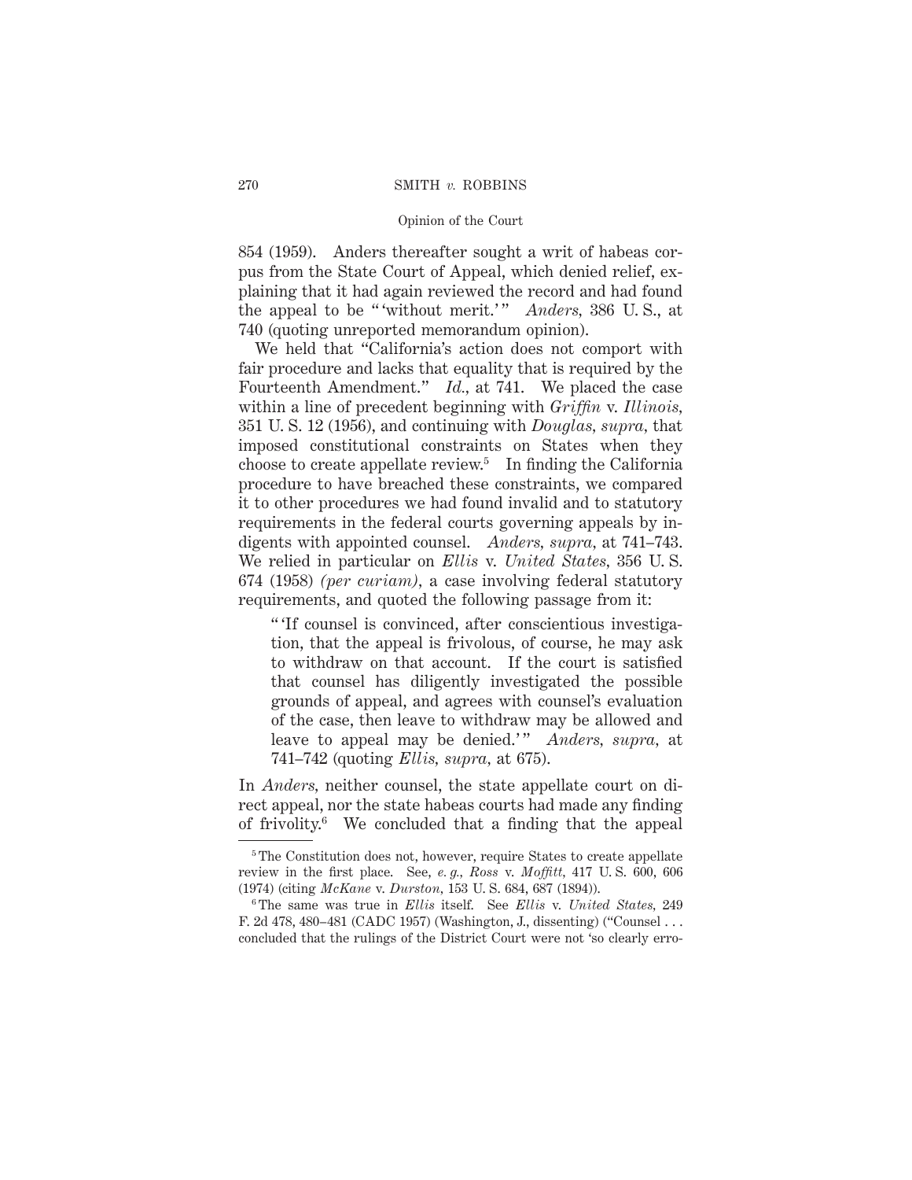854 (1959). Anders thereafter sought a writ of habeas corpus from the State Court of Appeal, which denied relief, explaining that it had again reviewed the record and had found the appeal to be " 'without merit.' " *Anders*, 386 U. S., at 740 (quoting unreported memorandum opinion).

We held that "California's action does not comport with fair procedure and lacks that equality that is required by the Fourteenth Amendment." *Id.*, at 741. We placed the case within a line of precedent beginning with *Griffin* v. *Illinois*, 351 U. S. 12 (1956), and continuing with *Douglas, supra*, that imposed constitutional constraints on States when they choose to create appellate review.[5] In finding the California procedure to have breached these constraints, we compared it to other procedures we had found invalid and to statutory requirements in the federal courts governing appeals by indigents with appointed counsel. *Anders, supra*, at 741–743. We relied in particular on *Ellis* v. *United States*, 356 U. S. 674 (1958) *(per curiam)*, a case involving federal statutory requirements, and quoted the following passage from it:

> " 'If counsel is convinced, after conscientious investigation, that the appeal is frivolous, of course, he may ask to withdraw on that account. If the court is satisfied that counsel has diligently investigated the possible grounds of appeal, and agrees with counsel's evaluation of the case, then leave to withdraw may be allowed and leave to appeal may be denied.' " *Anders, supra*, at 741–742 (quoting *Ellis, supra*, at 675).

In *Anders*, neither counsel, the state appellate court on direct appeal, nor the state habeas courts had made any finding of frivolity.[6] We concluded that a finding that the appeal

---

[5] The Constitution does not, however, require States to create appellate review in the first place. See, *e. g., Ross* v. *Moffitt*, 417 U. S. 600, 606 (1974) (citing *McKane* v. *Durston*, 153 U. S. 684, 687 (1894)).

[6] The same was true in *Ellis* itself. See *Ellis* v. *United States*, 249 F. 2d 478, 480–481 (CADC 1957) (Washington, J., dissenting) ("Counsel . . . concluded that the rulings of the District Court were not 'so clearly erro-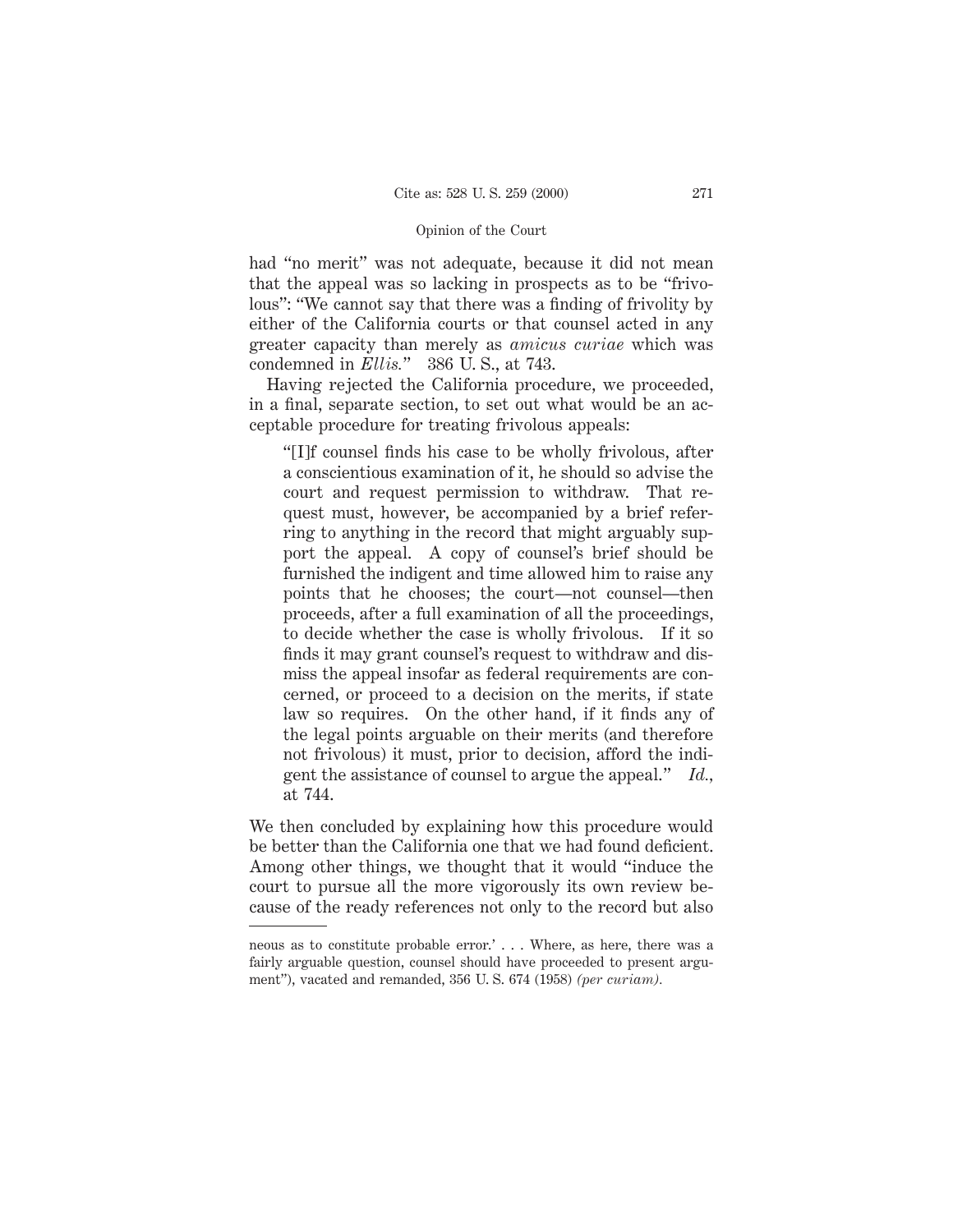had "no merit" was not adequate, because it did not mean that the appeal was so lacking in prospects as to be "frivolous": "We cannot say that there was a finding of frivolity by either of the California courts or that counsel acted in any greater capacity than merely as *amicus curiae* which was condemned in *Ellis.*" 386 U. S., at 743.

Having rejected the California procedure, we proceeded, in a final, separate section, to set out what would be an acceptable procedure for treating frivolous appeals:

> "[I]f counsel finds his case to be wholly frivolous, after a conscientious examination of it, he should so advise the court and request permission to withdraw. That request must, however, be accompanied by a brief referring to anything in the record that might arguably support the appeal. A copy of counsel's brief should be furnished the indigent and time allowed him to raise any points that he chooses; the court—not counsel—then proceeds, after a full examination of all the proceedings, to decide whether the case is wholly frivolous. If it so finds it may grant counsel's request to withdraw and dismiss the appeal insofar as federal requirements are concerned, or proceed to a decision on the merits, if state law so requires. On the other hand, if it finds any of the legal points arguable on their merits (and therefore not frivolous) it must, prior to decision, afford the indigent the assistance of counsel to argue the appeal." *Id.*, at 744.

We then concluded by explaining how this procedure would be better than the California one that we had found deficient. Among other things, we thought that it would "induce the court to pursue all the more vigorously its own review because of the ready references not only to the record but also

---

neous as to constitute probable error.' . . . Where, as here, there was a fairly arguable question, counsel should have proceeded to present argument"), vacated and remanded, 356 U. S. 674 (1958) *(per curiam).*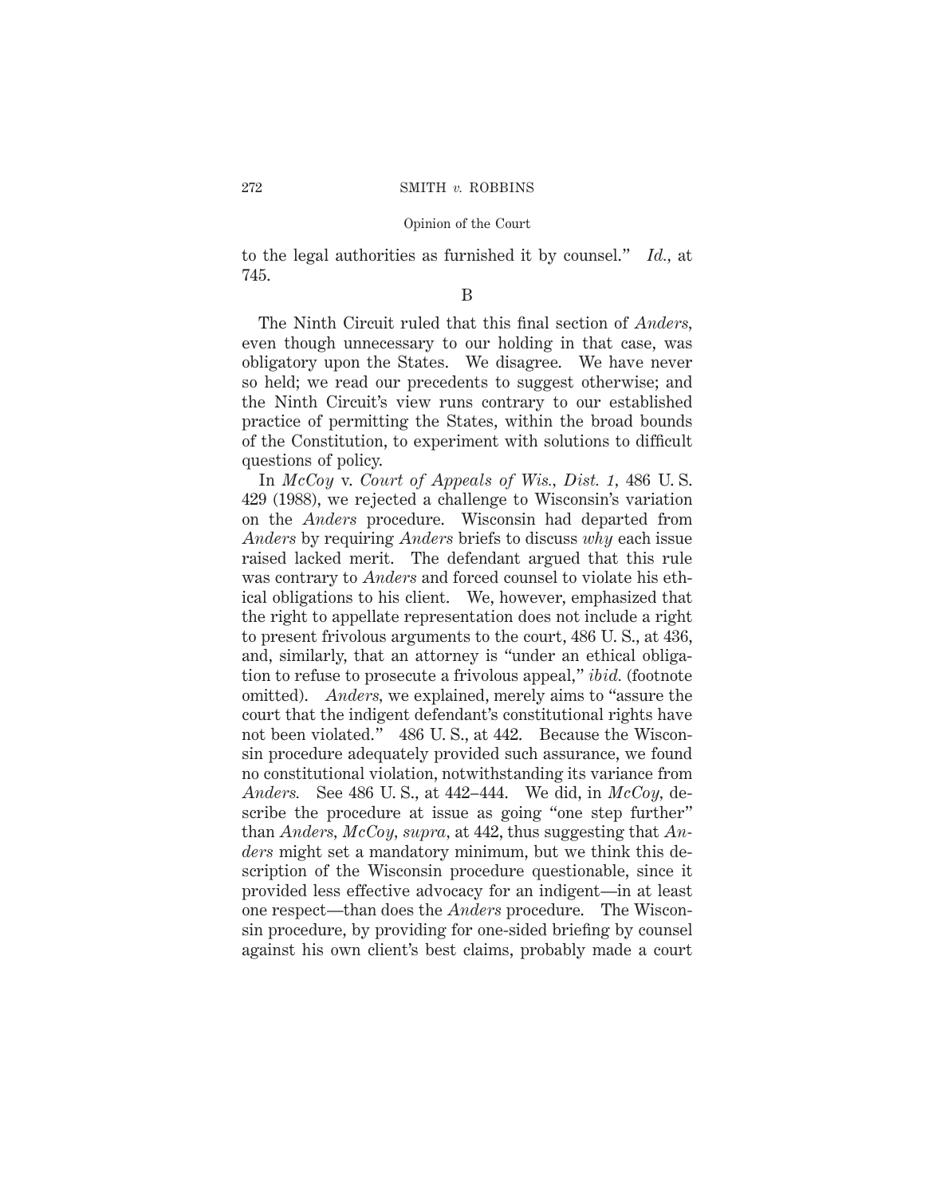to the legal authorities as furnished it by counsel." *Id.*, at 745.

B

The Ninth Circuit ruled that this final section of *Anders*, even though unnecessary to our holding in that case, was obligatory upon the States. We disagree. We have never so held; we read our precedents to suggest otherwise; and the Ninth Circuit's view runs contrary to our established practice of permitting the States, within the broad bounds of the Constitution, to experiment with solutions to difficult questions of policy.

In *McCoy* v. *Court of Appeals of Wis., Dist. 1*, 486 U. S. 429 (1988), we rejected a challenge to Wisconsin's variation on the *Anders* procedure. Wisconsin had departed from *Anders* by requiring *Anders* briefs to discuss *why* each issue raised lacked merit. The defendant argued that this rule was contrary to *Anders* and forced counsel to violate his ethical obligations to his client. We, however, emphasized that the right to appellate representation does not include a right to present frivolous arguments to the court, 486 U. S., at 436, and, similarly, that an attorney is "under an ethical obligation to refuse to prosecute a frivolous appeal," *ibid.* (footnote omitted). *Anders*, we explained, merely aims to "assure the court that the indigent defendant's constitutional rights have not been violated." 486 U. S., at 442. Because the Wisconsin procedure adequately provided such assurance, we found no constitutional violation, notwithstanding its variance from *Anders*. See 486 U. S., at 442–444. We did, in *McCoy*, describe the procedure at issue as going "one step further" than *Anders*, *McCoy*, *supra*, at 442, thus suggesting that *Anders* might set a mandatory minimum, but we think this description of the Wisconsin procedure questionable, since it provided less effective advocacy for an indigent—in at least one respect—than does the *Anders* procedure. The Wisconsin procedure, by providing for one-sided briefing by counsel against his own client's best claims, probably made a court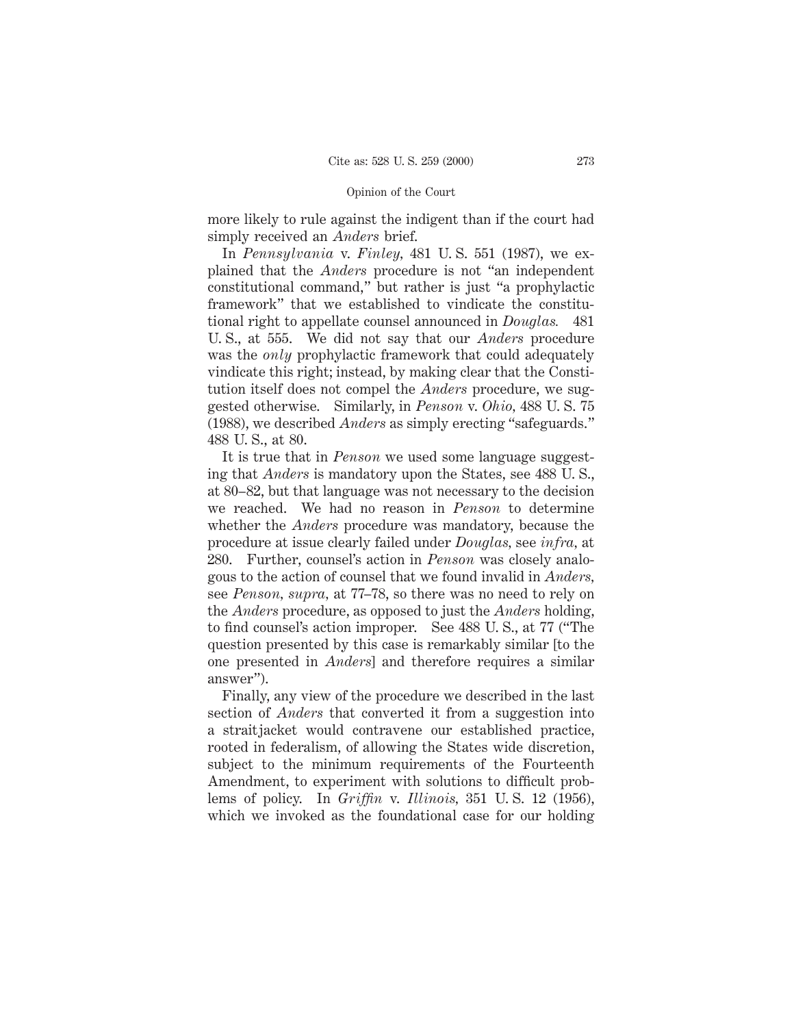more likely to rule against the indigent than if the court had simply received an *Anders* brief.

In *Pennsylvania* v. *Finley,* 481 U. S. 551 (1987), we explained that the *Anders* procedure is not "an independent constitutional command," but rather is just "a prophylactic framework" that we established to vindicate the constitutional right to appellate counsel announced in *Douglas.* 481 U. S., at 555. We did not say that our *Anders* procedure was the *only* prophylactic framework that could adequately vindicate this right; instead, by making clear that the Constitution itself does not compel the *Anders* procedure, we suggested otherwise. Similarly, in *Penson* v. *Ohio,* 488 U. S. 75 (1988), we described *Anders* as simply erecting "safeguards." 488 U. S., at 80.

It is true that in *Penson* we used some language suggesting that *Anders* is mandatory upon the States, see 488 U. S., at 80–82, but that language was not necessary to the decision we reached. We had no reason in *Penson* to determine whether the *Anders* procedure was mandatory, because the procedure at issue clearly failed under *Douglas,* see *infra,* at 280. Further, counsel's action in *Penson* was closely analogous to the action of counsel that we found invalid in *Anders,* see *Penson, supra,* at 77–78, so there was no need to rely on the *Anders* procedure, as opposed to just the *Anders* holding, to find counsel's action improper. See 488 U. S., at 77 ("The question presented by this case is remarkably similar [to the one presented in *Anders*] and therefore requires a similar answer").

Finally, any view of the procedure we described in the last section of *Anders* that converted it from a suggestion into a straitjacket would contravene our established practice, rooted in federalism, of allowing the States wide discretion, subject to the minimum requirements of the Fourteenth Amendment, to experiment with solutions to difficult problems of policy. In *Griffin* v. *Illinois,* 351 U. S. 12 (1956), which we invoked as the foundational case for our holding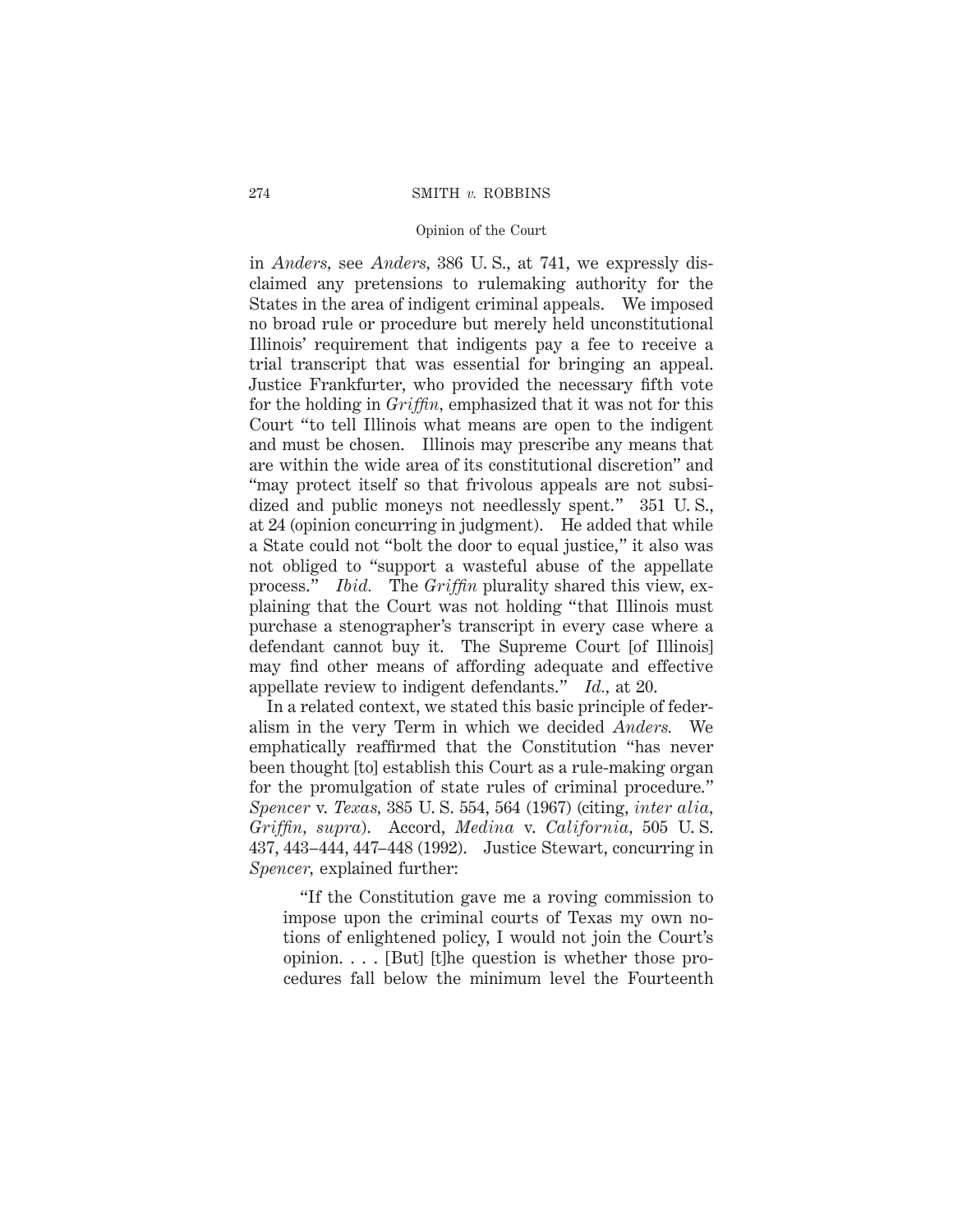in *Anders*, see *Anders*, 386 U. S., at 741, we expressly disclaimed any pretensions to rulemaking authority for the States in the area of indigent criminal appeals. We imposed no broad rule or procedure but merely held unconstitutional Illinois' requirement that indigents pay a fee to receive a trial transcript that was essential for bringing an appeal. Justice Frankfurter, who provided the necessary fifth vote for the holding in *Griffin*, emphasized that it was not for this Court "to tell Illinois what means are open to the indigent and must be chosen. Illinois may prescribe any means that are within the wide area of its constitutional discretion" and "may protect itself so that frivolous appeals are not subsidized and public moneys not needlessly spent." 351 U. S., at 24 (opinion concurring in judgment). He added that while a State could not "bolt the door to equal justice," it also was not obliged to "support a wasteful abuse of the appellate process." *Ibid.* The *Griffin* plurality shared this view, explaining that the Court was not holding "that Illinois must purchase a stenographer's transcript in every case where a defendant cannot buy it. The Supreme Court [of Illinois] may find other means of affording adequate and effective appellate review to indigent defendants." *Id.*, at 20.

In a related context, we stated this basic principle of federalism in the very Term in which we decided *Anders.* We emphatically reaffirmed that the Constitution "has never been thought [to] establish this Court as a rule-making organ for the promulgation of state rules of criminal procedure." *Spencer* v. *Texas*, 385 U. S. 554, 564 (1967) (citing, *inter alia*, *Griffin*, *supra*). Accord, *Medina* v. *California*, 505 U. S. 437, 443–444, 447–448 (1992). Justice Stewart, concurring in *Spencer*, explained further:

> "If the Constitution gave me a roving commission to impose upon the criminal courts of Texas my own notions of enlightened policy, I would not join the Court's opinion. . . . [But] [t]he question is whether those procedures fall below the minimum level the Fourteenth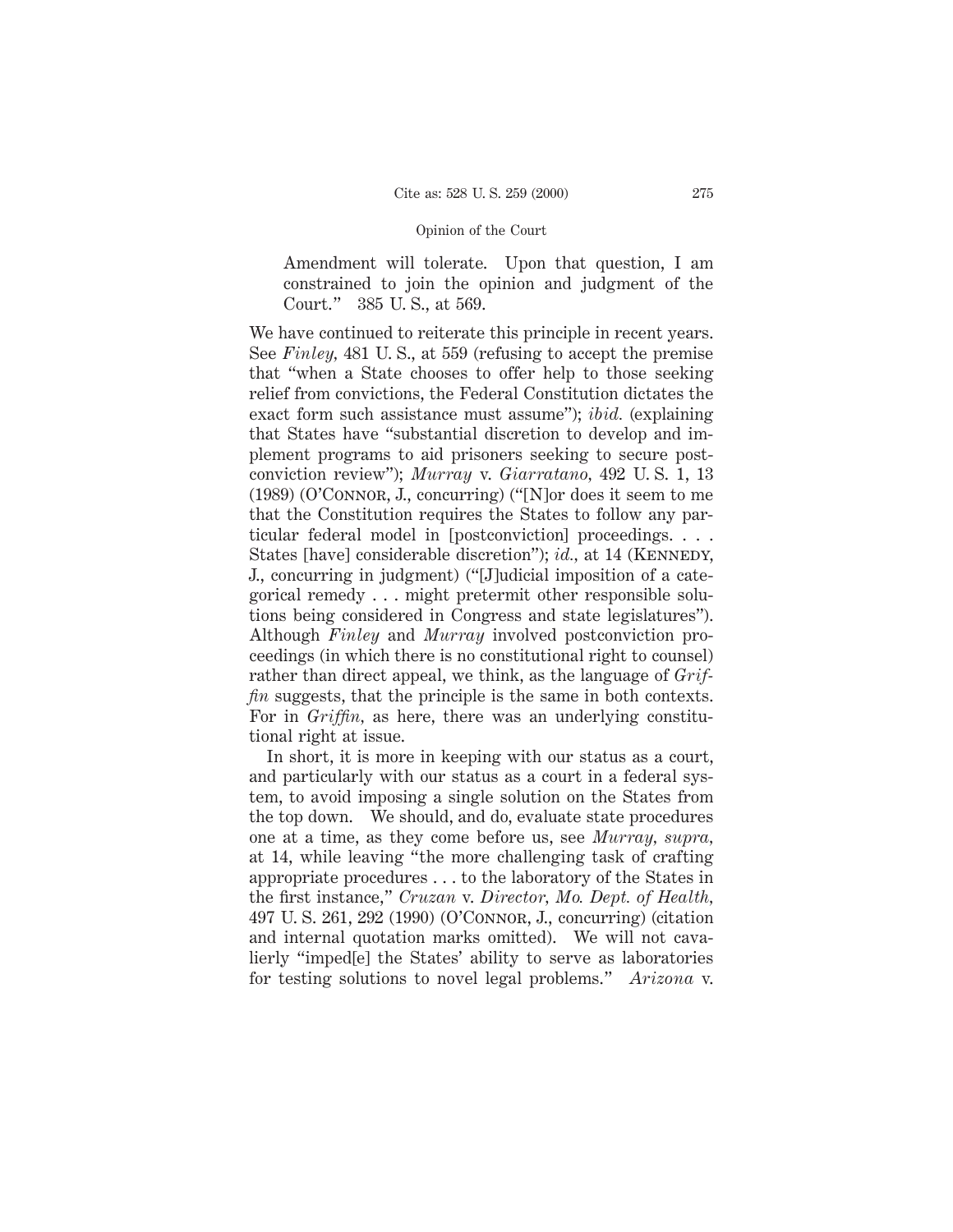> Amendment will tolerate. Upon that question, I am constrained to join the opinion and judgment of the Court." 385 U. S., at 569.

We have continued to reiterate this principle in recent years. See *Finley,* 481 U. S., at 559 (refusing to accept the premise that "when a State chooses to offer help to those seeking relief from convictions, the Federal Constitution dictates the exact form such assistance must assume"); *ibid.* (explaining that States have "substantial discretion to develop and implement programs to aid prisoners seeking to secure postconviction review"); *Murray* v. *Giarratano,* 492 U. S. 1, 13 (1989) (O'Connor, J., concurring) ("[N]or does it seem to me that the Constitution requires the States to follow any particular federal model in [postconviction] proceedings. . . . States [have] considerable discretion"); *id.,* at 14 (Kennedy, J., concurring in judgment) ("[J]udicial imposition of a categorical remedy . . . might pretermit other responsible solutions being considered in Congress and state legislatures"). Although *Finley* and *Murray* involved postconviction proceedings (in which there is no constitutional right to counsel) rather than direct appeal, we think, as the language of *Griffin* suggests, that the principle is the same in both contexts. For in *Griffin,* as here, there was an underlying constitutional right at issue.

In short, it is more in keeping with our status as a court, and particularly with our status as a court in a federal system, to avoid imposing a single solution on the States from the top down. We should, and do, evaluate state procedures one at a time, as they come before us, see *Murray, supra,* at 14, while leaving "the more challenging task of crafting appropriate procedures . . . to the laboratory of the States in the first instance," *Cruzan* v. *Director, Mo. Dept. of Health,* 497 U. S. 261, 292 (1990) (O'Connor, J., concurring) (citation and internal quotation marks omitted). We will not cavalierly "imped[e] the States' ability to serve as laboratories for testing solutions to novel legal problems." *Arizona* v.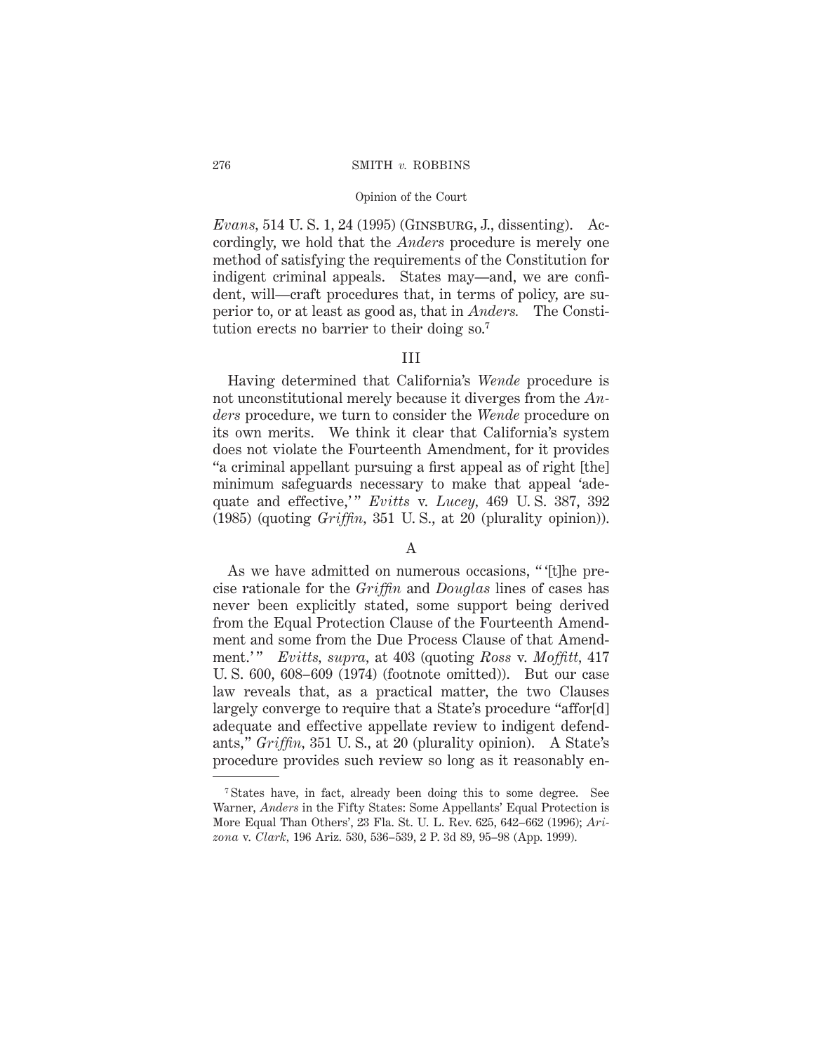*Evans*, 514 U. S. 1, 24 (1995) (Ginsburg, J., dissenting). Accordingly, we hold that the *Anders* procedure is merely one method of satisfying the requirements of the Constitution for indigent criminal appeals. States may—and, we are confident, will—craft procedures that, in terms of policy, are superior to, or at least as good as, that in *Anders.* The Constitution erects no barrier to their doing so.[7]

## III

Having determined that California's *Wende* procedure is not unconstitutional merely because it diverges from the *Anders* procedure, we turn to consider the *Wende* procedure on its own merits. We think it clear that California's system does not violate the Fourteenth Amendment, for it provides "a criminal appellant pursuing a first appeal as of right [the] minimum safeguards necessary to make that appeal 'adequate and effective,'" *Evitts* v. *Lucey*, 469 U. S. 387, 392 (1985) (quoting *Griffin*, 351 U. S., at 20 (plurality opinion)).

### A

As we have admitted on numerous occasions, "'[t]he precise rationale for the *Griffin* and *Douglas* lines of cases has never been explicitly stated, some support being derived from the Equal Protection Clause of the Fourteenth Amendment and some from the Due Process Clause of that Amendment.'" *Evitts, supra,* at 403 (quoting *Ross* v. *Moffitt*, 417 U. S. 600, 608–609 (1974) (footnote omitted)). But our case law reveals that, as a practical matter, the two Clauses largely converge to require that a State's procedure "affor[d] adequate and effective appellate review to indigent defendants," *Griffin*, 351 U. S., at 20 (plurality opinion). A State's procedure provides such review so long as it reasonably en-

---

[7] States have, in fact, already been doing this to some degree. See Warner, *Anders* in the Fifty States: Some Appellants' Equal Protection is More Equal Than Others', 23 Fla. St. U. L. Rev. 625, 642–662 (1996); *Arizona* v. *Clark*, 196 Ariz. 530, 536–539, 2 P. 3d 89, 95–98 (App. 1999).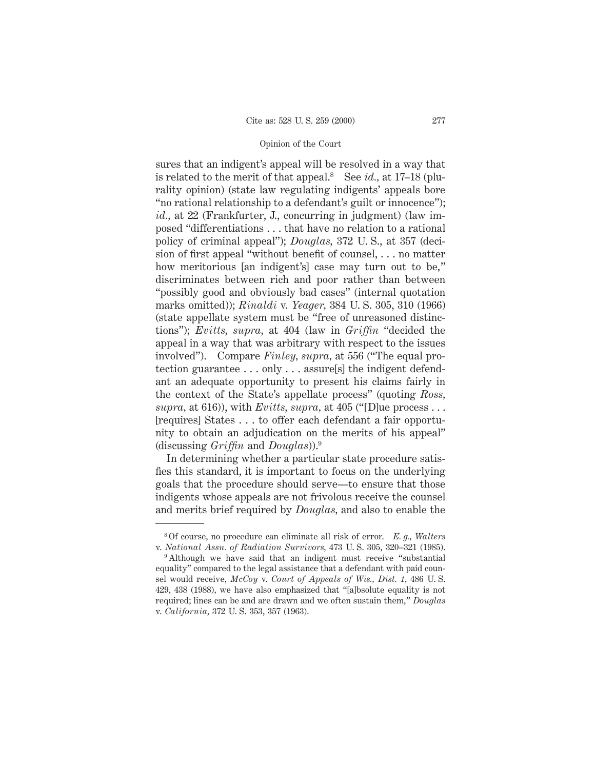sures that an indigent's appeal will be resolved in a way that is related to the merit of that appeal.[8] See *id.*, at 17–18 (plurality opinion) (state law regulating indigents' appeals bore "no rational relationship to a defendant's guilt or innocence"); *id.*, at 22 (Frankfurter, J., concurring in judgment) (law imposed "differentiations . . . that have no relation to a rational policy of criminal appeal"); *Douglas*, 372 U. S., at 357 (decision of first appeal "without benefit of counsel, . . . no matter how meritorious [an indigent's] case may turn out to be," discriminates between rich and poor rather than between "possibly good and obviously bad cases" (internal quotation marks omitted)); *Rinaldi* v. *Yeager*, 384 U. S. 305, 310 (1966) (state appellate system must be "free of unreasoned distinctions"); *Evitts*, *supra*, at 404 (law in *Griffin* "decided the appeal in a way that was arbitrary with respect to the issues involved"). Compare *Finley*, *supra*, at 556 ("The equal protection guarantee . . . only . . . assure[s] the indigent defendant an adequate opportunity to present his claims fairly in the context of the State's appellate process" (quoting *Ross*, *supra*, at 616)), with *Evitts*, *supra*, at 405 ("[D]ue process . . . [requires] States . . . to offer each defendant a fair opportunity to obtain an adjudication on the merits of his appeal" (discussing *Griffin* and *Douglas*)).[9]

In determining whether a particular state procedure satisfies this standard, it is important to focus on the underlying goals that the procedure should serve—to ensure that those indigents whose appeals are not frivolous receive the counsel and merits brief required by *Douglas*, and also to enable the

---

[8] Of course, no procedure can eliminate all risk of error. *E. g.*, *Walters* v. *National Assn. of Radiation Survivors*, 473 U. S. 305, 320–321 (1985).

[9] Although we have said that an indigent must receive "substantial equality" compared to the legal assistance that a defendant with paid counsel would receive, *McCoy* v. *Court of Appeals of Wis., Dist. 1*, 486 U. S. 429, 438 (1988), we have also emphasized that "[a]bsolute equality is not required; lines can be and are drawn and we often sustain them," *Douglas* v. *California*, 372 U. S. 353, 357 (1963).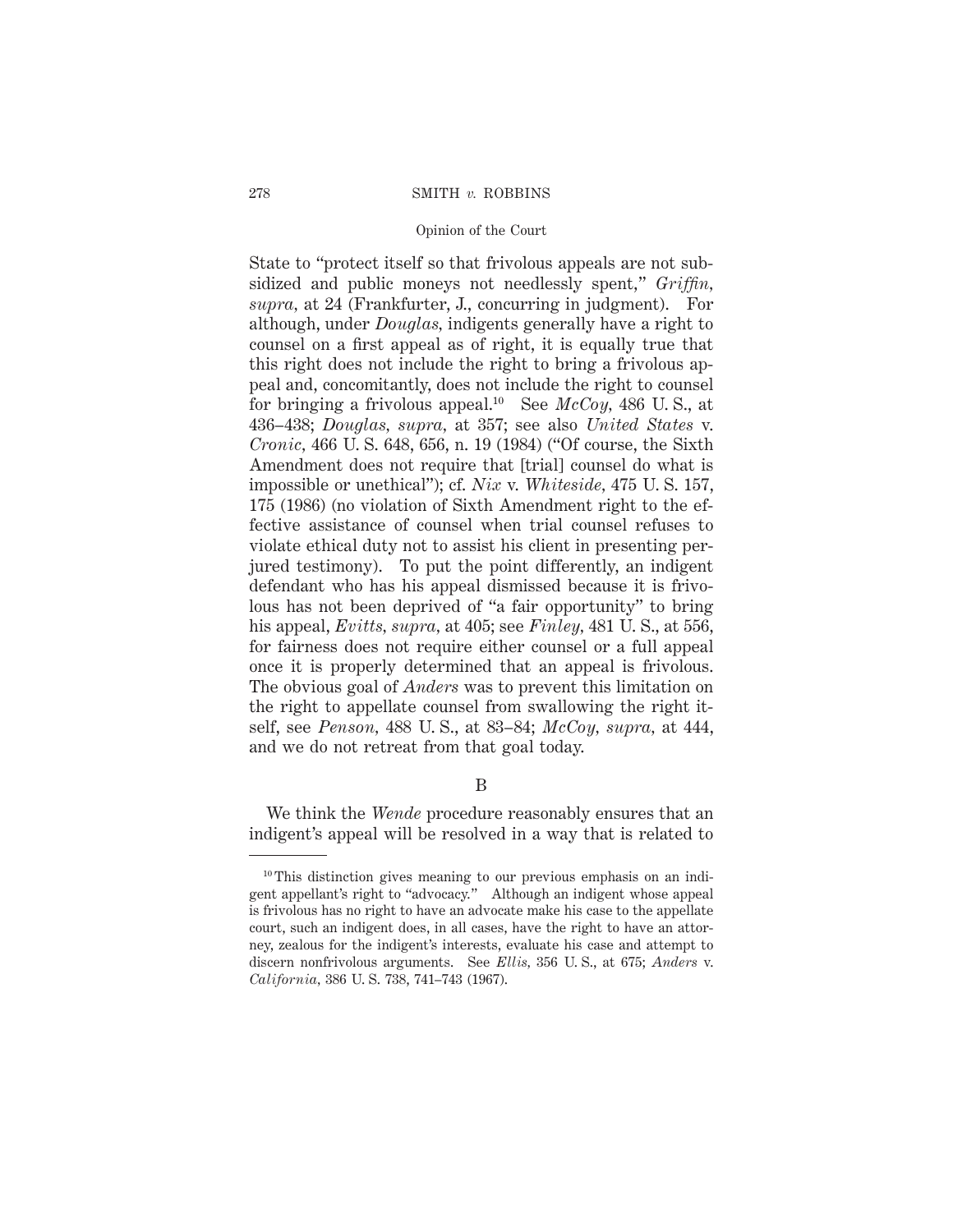State to "protect itself so that frivolous appeals are not subsidized and public moneys not needlessly spent," *Griffin*, *supra*, at 24 (Frankfurter, J., concurring in judgment). For although, under *Douglas*, indigents generally have a right to counsel on a first appeal as of right, it is equally true that this right does not include the right to bring a frivolous appeal and, concomitantly, does not include the right to counsel for bringing a frivolous appeal.[10] See *McCoy*, 486 U. S., at 436–438; *Douglas*, *supra*, at 357; see also *United States* v. *Cronic*, 466 U. S. 648, 656, n. 19 (1984) ("Of course, the Sixth Amendment does not require that [trial] counsel do what is impossible or unethical"); cf. *Nix* v. *Whiteside*, 475 U. S. 157, 175 (1986) (no violation of Sixth Amendment right to the effective assistance of counsel when trial counsel refuses to violate ethical duty not to assist his client in presenting perjured testimony). To put the point differently, an indigent defendant who has his appeal dismissed because it is frivolous has not been deprived of "a fair opportunity" to bring his appeal, *Evitts*, *supra*, at 405; see *Finley*, 481 U. S., at 556, for fairness does not require either counsel or a full appeal once it is properly determined that an appeal is frivolous. The obvious goal of *Anders* was to prevent this limitation on the right to appellate counsel from swallowing the right itself, see *Penson*, 488 U. S., at 83–84; *McCoy*, *supra*, at 444, and we do not retreat from that goal today.

B

We think the *Wende* procedure reasonably ensures that an indigent's appeal will be resolved in a way that is related to

[10] This distinction gives meaning to our previous emphasis on an indigent appellant's right to "advocacy." Although an indigent whose appeal is frivolous has no right to have an advocate make his case to the appellate court, such an indigent does, in all cases, have the right to have an attorney, zealous for the indigent's interests, evaluate his case and attempt to discern nonfrivolous arguments. See *Ellis*, 356 U. S., at 675; *Anders* v. *California*, 386 U. S. 738, 741–743 (1967).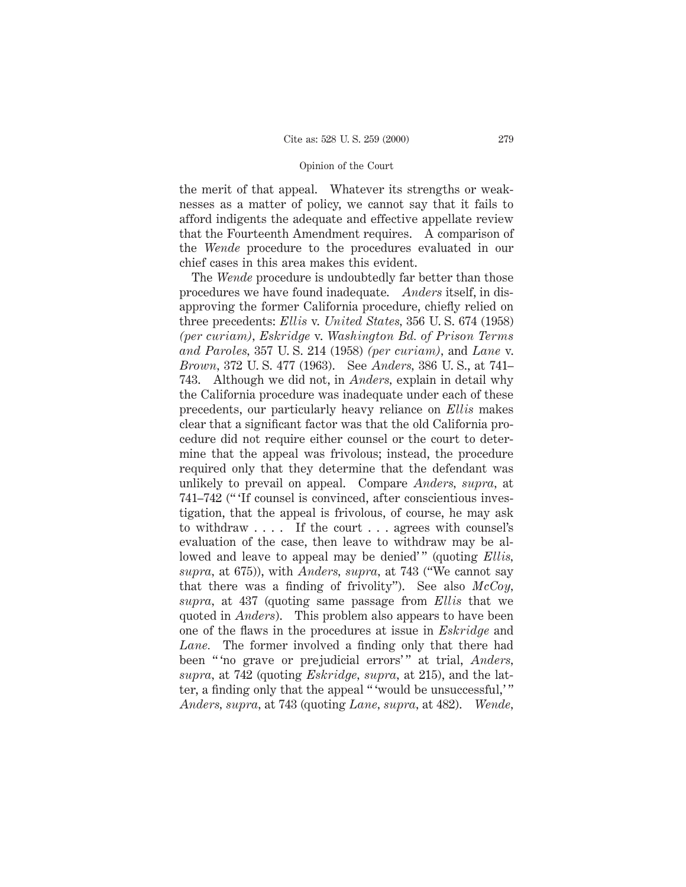the merit of that appeal. Whatever its strengths or weaknesses as a matter of policy, we cannot say that it fails to afford indigents the adequate and effective appellate review that the Fourteenth Amendment requires. A comparison of the *Wende* procedure to the procedures evaluated in our chief cases in this area makes this evident.

The *Wende* procedure is undoubtedly far better than those procedures we have found inadequate. *Anders* itself, in disapproving the former California procedure, chiefly relied on three precedents: *Ellis* v. *United States,* 356 U. S. 674 (1958) *(per curiam)*, *Eskridge* v. *Washington Bd. of Prison Terms and Paroles,* 357 U. S. 214 (1958) *(per curiam)*, and *Lane* v. *Brown,* 372 U. S. 477 (1963). See *Anders,* 386 U. S., at 741–743. Although we did not, in *Anders,* explain in detail why the California procedure was inadequate under each of these precedents, our particularly heavy reliance on *Ellis* makes clear that a significant factor was that the old California procedure did not require either counsel or the court to determine that the appeal was frivolous; instead, the procedure required only that they determine that the defendant was unlikely to prevail on appeal. Compare *Anders, supra,* at 741–742 ("'If counsel is convinced, after conscientious investigation, that the appeal is frivolous, of course, he may ask to withdraw . . . . If the court . . . agrees with counsel's evaluation of the case, then leave to withdraw may be allowed and leave to appeal may be denied'" (quoting *Ellis, supra,* at 675)), with *Anders, supra,* at 743 ("We cannot say that there was a finding of frivolity"). See also *McCoy, supra,* at 437 (quoting same passage from *Ellis* that we quoted in *Anders*). This problem also appears to have been one of the flaws in the procedures at issue in *Eskridge* and *Lane.* The former involved a finding only that there had been "'no grave or prejudicial errors'" at trial, *Anders, supra,* at 742 (quoting *Eskridge, supra,* at 215), and the latter, a finding only that the appeal "'would be unsuccessful,'" *Anders, supra,* at 743 (quoting *Lane, supra,* at 482). *Wende,*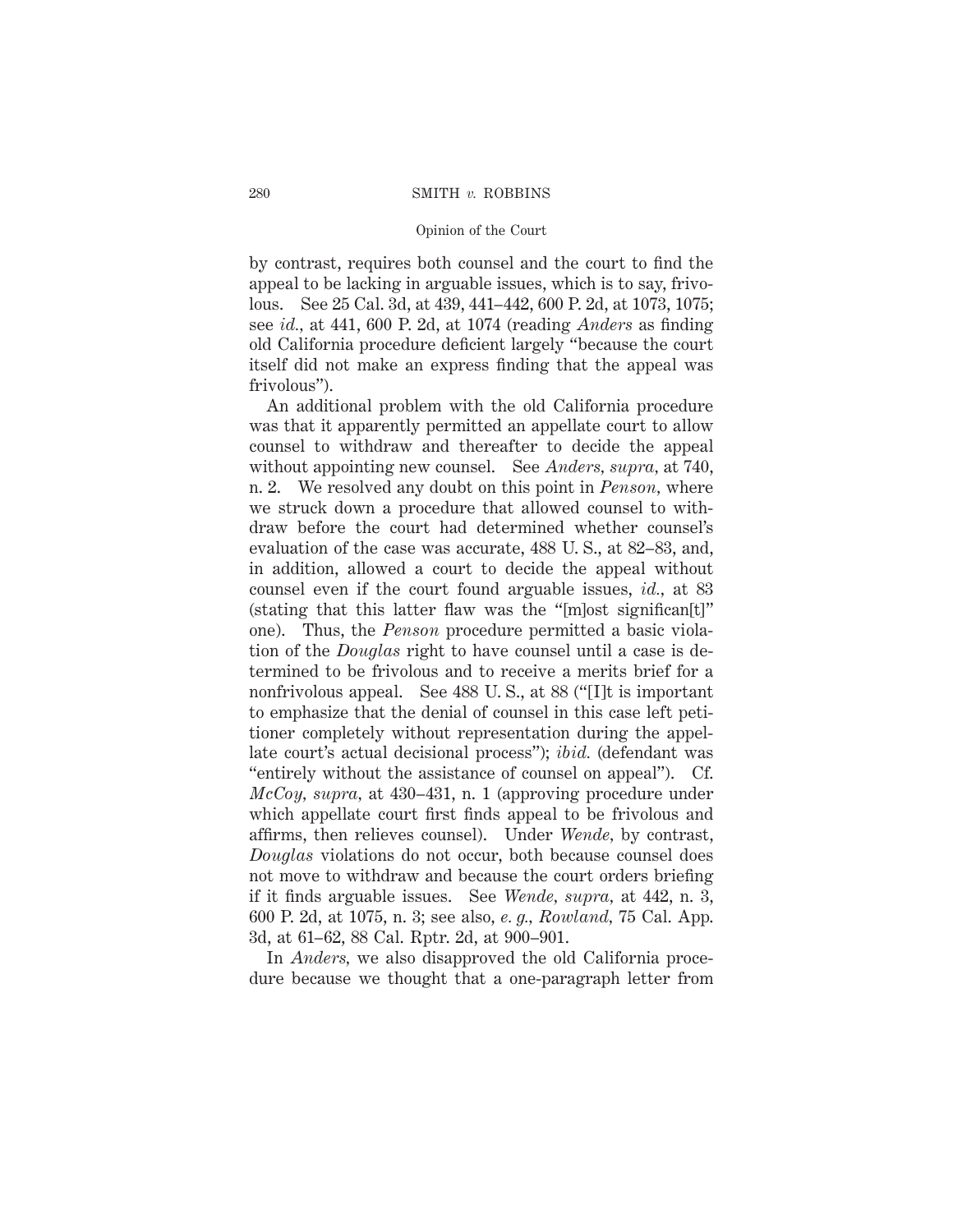by contrast, requires both counsel and the court to find the appeal to be lacking in arguable issues, which is to say, frivolous. See 25 Cal. 3d, at 439, 441–442, 600 P. 2d, at 1073, 1075; see *id.*, at 441, 600 P. 2d, at 1074 (reading *Anders* as finding old California procedure deficient largely "because the court itself did not make an express finding that the appeal was frivolous").

An additional problem with the old California procedure was that it apparently permitted an appellate court to allow counsel to withdraw and thereafter to decide the appeal without appointing new counsel. See *Anders, supra,* at 740, n. 2. We resolved any doubt on this point in *Penson*, where we struck down a procedure that allowed counsel to withdraw before the court had determined whether counsel's evaluation of the case was accurate, 488 U. S., at 82–83, and, in addition, allowed a court to decide the appeal without counsel even if the court found arguable issues, *id.*, at 83 (stating that this latter flaw was the "[m]ost significan[t]" one). Thus, the *Penson* procedure permitted a basic violation of the *Douglas* right to have counsel until a case is determined to be frivolous and to receive a merits brief for a nonfrivolous appeal. See 488 U. S., at 88 ("[I]t is important to emphasize that the denial of counsel in this case left petitioner completely without representation during the appellate court's actual decisional process"); *ibid.* (defendant was "entirely without the assistance of counsel on appeal"). Cf. *McCoy, supra,* at 430–431, n. 1 (approving procedure under which appellate court first finds appeal to be frivolous and affirms, then relieves counsel). Under *Wende*, by contrast, *Douglas* violations do not occur, both because counsel does not move to withdraw and because the court orders briefing if it finds arguable issues. See *Wende, supra,* at 442, n. 3, 600 P. 2d, at 1075, n. 3; see also, *e. g., Rowland,* 75 Cal. App. 3d, at 61–62, 88 Cal. Rptr. 2d, at 900–901.

In *Anders*, we also disapproved the old California procedure because we thought that a one-paragraph letter from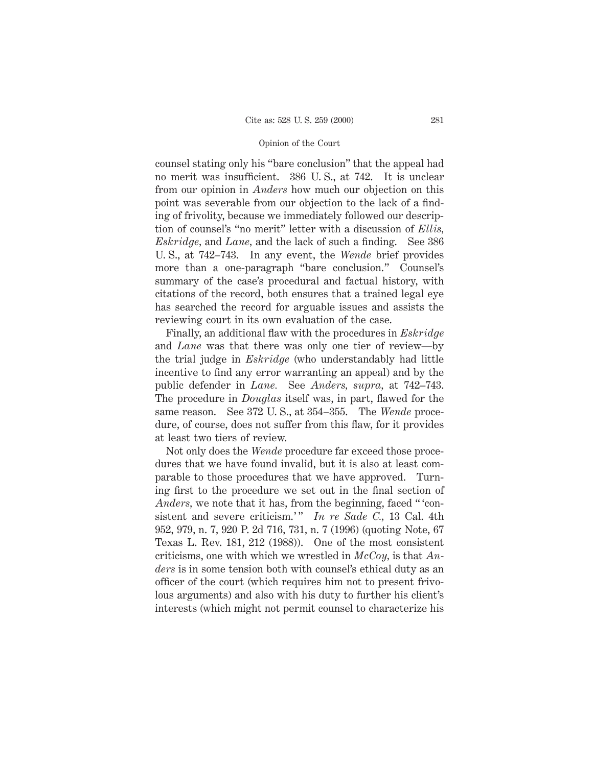counsel stating only his "bare conclusion" that the appeal had no merit was insufficient. 386 U. S., at 742. It is unclear from our opinion in *Anders* how much our objection on this point was severable from our objection to the lack of a finding of frivolity, because we immediately followed our description of counsel's "no merit" letter with a discussion of *Ellis*, *Eskridge*, and *Lane*, and the lack of such a finding. See 386 U. S., at 742–743. In any event, the *Wende* brief provides more than a one-paragraph "bare conclusion." Counsel's summary of the case's procedural and factual history, with citations of the record, both ensures that a trained legal eye has searched the record for arguable issues and assists the reviewing court in its own evaluation of the case.

Finally, an additional flaw with the procedures in *Eskridge* and *Lane* was that there was only one tier of review—by the trial judge in *Eskridge* (who understandably had little incentive to find any error warranting an appeal) and by the public defender in *Lane*. See *Anders*, *supra*, at 742–743. The procedure in *Douglas* itself was, in part, flawed for the same reason. See 372 U. S., at 354–355. The *Wende* procedure, of course, does not suffer from this flaw, for it provides at least two tiers of review.

Not only does the *Wende* procedure far exceed those procedures that we have found invalid, but it is also at least comparable to those procedures that we have approved. Turning first to the procedure we set out in the final section of *Anders*, we note that it has, from the beginning, faced "'consistent and severe criticism.'" *In re Sade C.*, 13 Cal. 4th 952, 979, n. 7, 920 P. 2d 716, 731, n. 7 (1996) (quoting Note, 67 Texas L. Rev. 181, 212 (1988)). One of the most consistent criticisms, one with which we wrestled in *McCoy*, is that *Anders* is in some tension both with counsel's ethical duty as an officer of the court (which requires him not to present frivolous arguments) and also with his duty to further his client's interests (which might not permit counsel to characterize his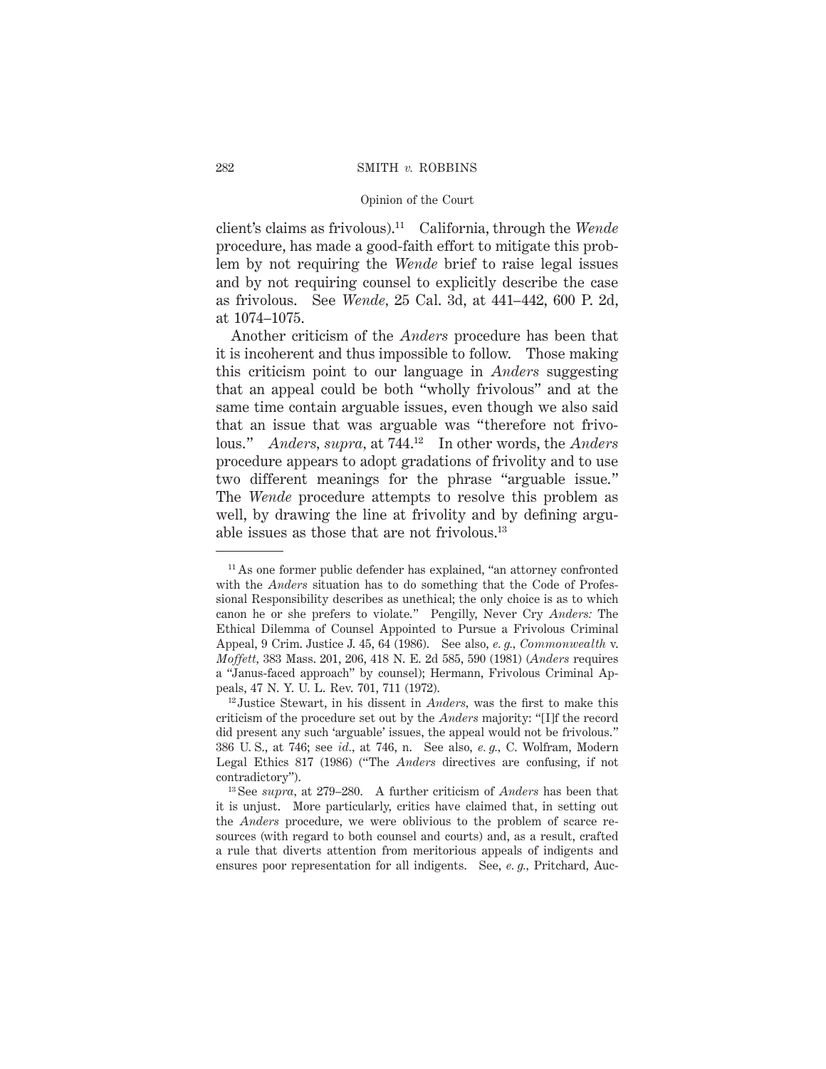client's claims as frivolous).[11] California, through the *Wende* procedure, has made a good-faith effort to mitigate this problem by not requiring the *Wende* brief to raise legal issues and by not requiring counsel to explicitly describe the case as frivolous. See *Wende*, 25 Cal. 3d, at 441–442, 600 P. 2d, at 1074–1075.

Another criticism of the *Anders* procedure has been that it is incoherent and thus impossible to follow. Those making this criticism point to our language in *Anders* suggesting that an appeal could be both "wholly frivolous" and at the same time contain arguable issues, even though we also said that an issue that was arguable was "therefore not frivolous." *Anders*, *supra*, at 744.[12] In other words, the *Anders* procedure appears to adopt gradations of frivolity and to use two different meanings for the phrase "arguable issue." The *Wende* procedure attempts to resolve this problem as well, by drawing the line at frivolity and by defining arguable issues as those that are not frivolous.[13]

---

[11] As one former public defender has explained, "an attorney confronted with the *Anders* situation has to do something that the Code of Professional Responsibility describes as unethical; the only choice is as to which canon he or she prefers to violate." Pengilly, Never Cry *Anders:* The Ethical Dilemma of Counsel Appointed to Pursue a Frivolous Criminal Appeal, 9 Crim. Justice J. 45, 64 (1986). See also, *e. g.*, *Commonwealth* v. *Moffett*, 383 Mass. 201, 206, 418 N. E. 2d 585, 590 (1981) (*Anders* requires a "Janus-faced approach" by counsel); Hermann, Frivolous Criminal Appeals, 47 N. Y. U. L. Rev. 701, 711 (1972).

[12] Justice Stewart, in his dissent in *Anders*, was the first to make this criticism of the procedure set out by the *Anders* majority: "[I]f the record did present any such 'arguable' issues, the appeal would not be frivolous." 386 U. S., at 746; see *id.*, at 746, n. See also, *e. g.*, C. Wolfram, Modern Legal Ethics 817 (1986) ("The *Anders* directives are confusing, if not contradictory").

[13] See *supra*, at 279–280. A further criticism of *Anders* has been that it is unjust. More particularly, critics have claimed that, in setting out the *Anders* procedure, we were oblivious to the problem of scarce resources (with regard to both counsel and courts) and, as a result, crafted a rule that diverts attention from meritorious appeals of indigents and ensures poor representation for all indigents. See, *e. g.*, Pritchard, Auc-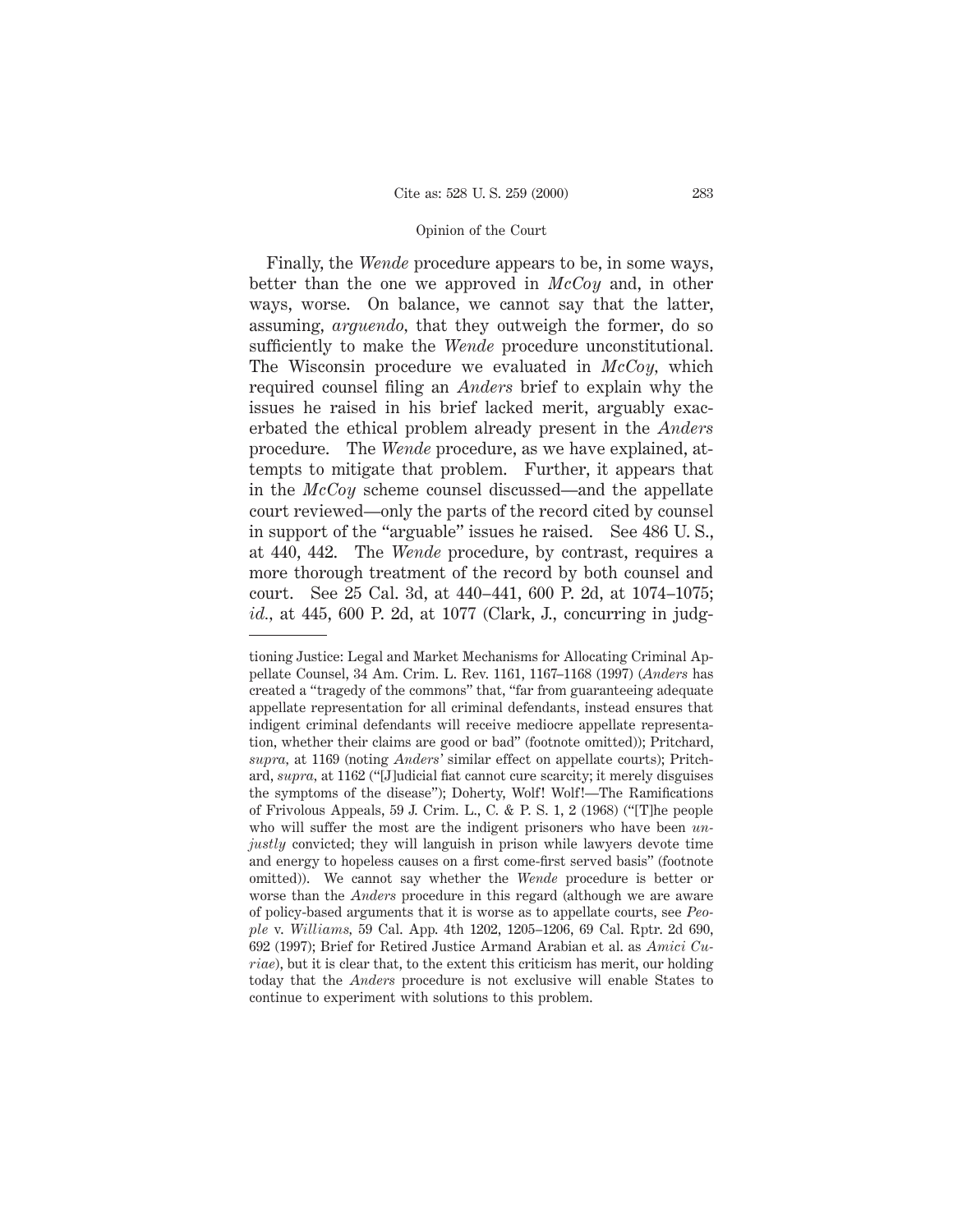Finally, the *Wende* procedure appears to be, in some ways, better than the one we approved in *McCoy* and, in other ways, worse. On balance, we cannot say that the latter, assuming, *arguendo,* that they outweigh the former, do so sufficiently to make the *Wende* procedure unconstitutional. The Wisconsin procedure we evaluated in *McCoy,* which required counsel filing an *Anders* brief to explain why the issues he raised in his brief lacked merit, arguably exacerbated the ethical problem already present in the *Anders* procedure. The *Wende* procedure, as we have explained, attempts to mitigate that problem. Further, it appears that in the *McCoy* scheme counsel discussed—and the appellate court reviewed—only the parts of the record cited by counsel in support of the "arguable" issues he raised. See 486 U. S., at 440, 442. The *Wende* procedure, by contrast, requires a more thorough treatment of the record by both counsel and court. See 25 Cal. 3d, at 440–441, 600 P. 2d, at 1074–1075; *id.,* at 445, 600 P. 2d, at 1077 (Clark, J., concurring in judg-

---

tioning Justice: Legal and Market Mechanisms for Allocating Criminal Appellate Counsel, 34 Am. Crim. L. Rev. 1161, 1167–1168 (1997) (*Anders* has created a "tragedy of the commons" that, "far from guaranteeing adequate appellate representation for all criminal defendants, instead ensures that indigent criminal defendants will receive mediocre appellate representation, whether their claims are good or bad" (footnote omitted)); Pritchard, *supra,* at 1169 (noting *Anders'* similar effect on appellate courts); Pritchard, *supra,* at 1162 ("[J]udicial fiat cannot cure scarcity; it merely disguises the symptoms of the disease"); Doherty, Wolf! Wolf!—The Ramifications of Frivolous Appeals, 59 J. Crim. L., C. & P. S. 1, 2 (1968) ("[T]he people who will suffer the most are the indigent prisoners who have been *unjustly* convicted; they will languish in prison while lawyers devote time and energy to hopeless causes on a first come-first served basis" (footnote omitted)). We cannot say whether the *Wende* procedure is better or worse than the *Anders* procedure in this regard (although we are aware of policy-based arguments that it is worse as to appellate courts, see *People* v. *Williams,* 59 Cal. App. 4th 1202, 1205–1206, 69 Cal. Rptr. 2d 690, 692 (1997); Brief for Retired Justice Armand Arabian et al. as *Amici Curiae*), but it is clear that, to the extent this criticism has merit, our holding today that the *Anders* procedure is not exclusive will enable States to continue to experiment with solutions to this problem.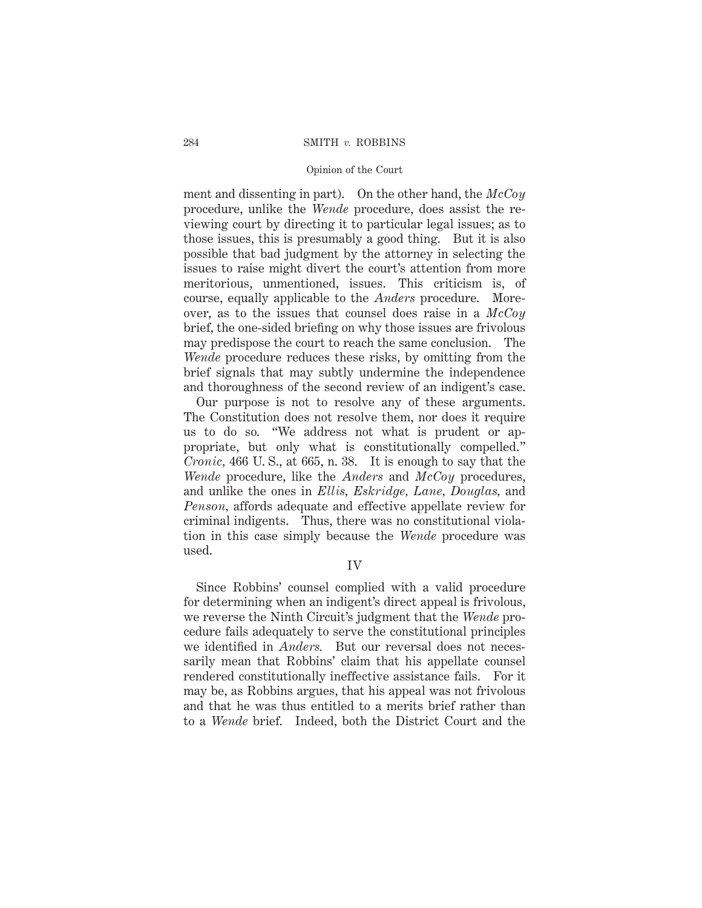ment and dissenting in part). On the other hand, the *McCoy* procedure, unlike the *Wende* procedure, does assist the reviewing court by directing it to particular legal issues; as to those issues, this is presumably a good thing. But it is also possible that bad judgment by the attorney in selecting the issues to raise might divert the court's attention from more meritorious, unmentioned, issues. This criticism is, of course, equally applicable to the *Anders* procedure. Moreover, as to the issues that counsel does raise in a *McCoy* brief, the one-sided briefing on why those issues are frivolous may predispose the court to reach the same conclusion. The *Wende* procedure reduces these risks, by omitting from the brief signals that may subtly undermine the independence and thoroughness of the second review of an indigent's case.

Our purpose is not to resolve any of these arguments. The Constitution does not resolve them, nor does it require us to do so. "We address not what is prudent or appropriate, but only what is constitutionally compelled." *Cronic*, 466 U. S., at 665, n. 38. It is enough to say that the *Wende* procedure, like the *Anders* and *McCoy* procedures, and unlike the ones in *Ellis*, *Eskridge*, *Lane*, *Douglas*, and *Penson*, affords adequate and effective appellate review for criminal indigents. Thus, there was no constitutional violation in this case simply because the *Wende* procedure was used.

## IV

Since Robbins' counsel complied with a valid procedure for determining when an indigent's direct appeal is frivolous, we reverse the Ninth Circuit's judgment that the *Wende* procedure fails adequately to serve the constitutional principles we identified in *Anders*. But our reversal does not necessarily mean that Robbins' claim that his appellate counsel rendered constitutionally ineffective assistance fails. For it may be, as Robbins argues, that his appeal was not frivolous and that he was thus entitled to a merits brief rather than to a *Wende* brief. Indeed, both the District Court and the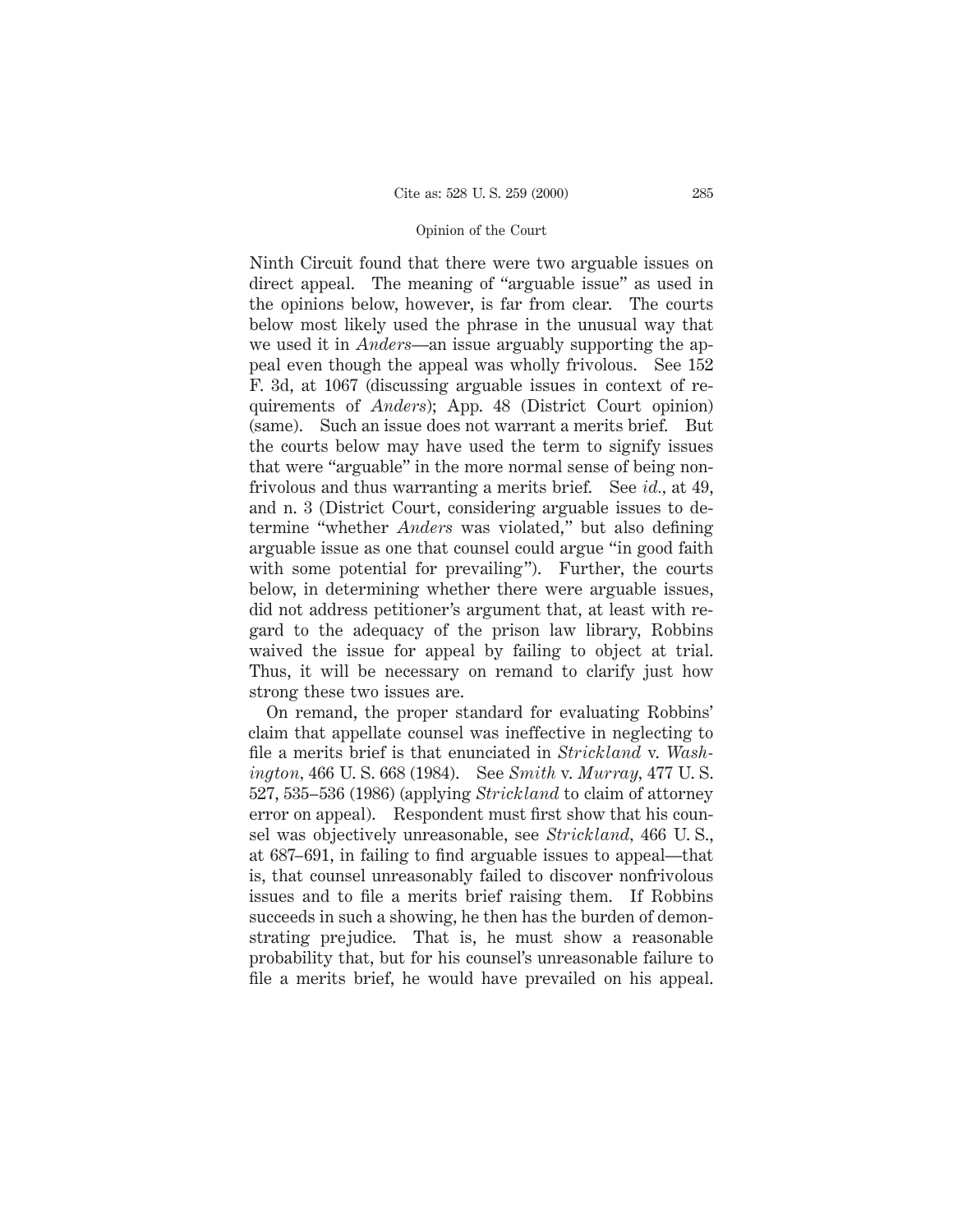Ninth Circuit found that there were two arguable issues on direct appeal. The meaning of "arguable issue" as used in the opinions below, however, is far from clear. The courts below most likely used the phrase in the unusual way that we used it in *Anders*—an issue arguably supporting the appeal even though the appeal was wholly frivolous. See 152 F. 3d, at 1067 (discussing arguable issues in context of requirements of *Anders*); App. 48 (District Court opinion) (same). Such an issue does not warrant a merits brief. But the courts below may have used the term to signify issues that were "arguable" in the more normal sense of being nonfrivolous and thus warranting a merits brief. See *id.*, at 49, and n. 3 (District Court, considering arguable issues to determine "whether *Anders* was violated," but also defining arguable issue as one that counsel could argue "in good faith with some potential for prevailing"). Further, the courts below, in determining whether there were arguable issues, did not address petitioner's argument that, at least with regard to the adequacy of the prison law library, Robbins waived the issue for appeal by failing to object at trial. Thus, it will be necessary on remand to clarify just how strong these two issues are.

On remand, the proper standard for evaluating Robbins' claim that appellate counsel was ineffective in neglecting to file a merits brief is that enunciated in *Strickland* v. *Washington*, 466 U. S. 668 (1984). See *Smith* v. *Murray*, 477 U. S. 527, 535–536 (1986) (applying *Strickland* to claim of attorney error on appeal). Respondent must first show that his counsel was objectively unreasonable, see *Strickland*, 466 U. S., at 687–691, in failing to find arguable issues to appeal—that is, that counsel unreasonably failed to discover nonfrivolous issues and to file a merits brief raising them. If Robbins succeeds in such a showing, he then has the burden of demonstrating prejudice. That is, he must show a reasonable probability that, but for his counsel's unreasonable failure to file a merits brief, he would have prevailed on his appeal.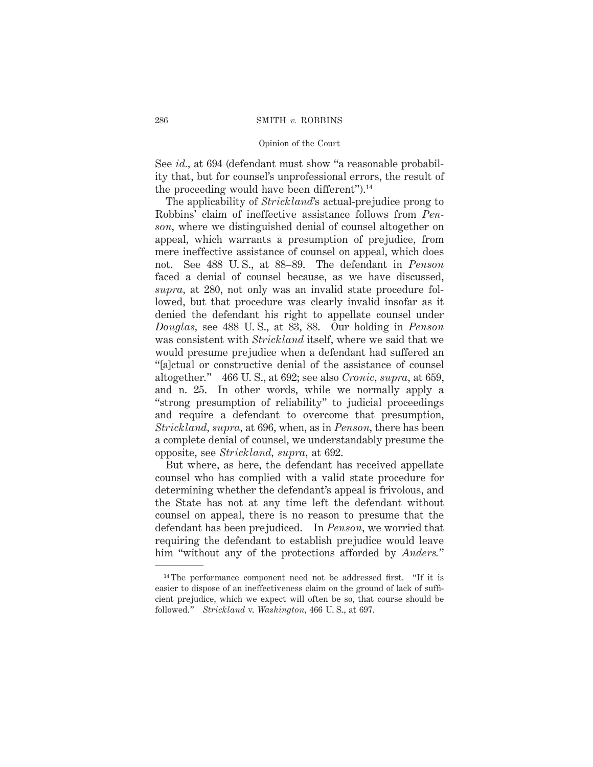See *id.*, at 694 (defendant must show "a reasonable probability that, but for counsel's unprofessional errors, the result of the proceeding would have been different").[14]

The applicability of *Strickland*'s actual-prejudice prong to Robbins' claim of ineffective assistance follows from *Penson*, where we distinguished denial of counsel altogether on appeal, which warrants a presumption of prejudice, from mere ineffective assistance of counsel on appeal, which does not. See 488 U. S., at 88–89. The defendant in *Penson* faced a denial of counsel because, as we have discussed, *supra*, at 280, not only was an invalid state procedure followed, but that procedure was clearly invalid insofar as it denied the defendant his right to appellate counsel under *Douglas*, see 488 U. S., at 83, 88. Our holding in *Penson* was consistent with *Strickland* itself, where we said that we would presume prejudice when a defendant had suffered an "[a]ctual or constructive denial of the assistance of counsel altogether." 466 U. S., at 692; see also *Cronic*, *supra*, at 659, and n. 25. In other words, while we normally apply a "strong presumption of reliability" to judicial proceedings and require a defendant to overcome that presumption, *Strickland*, *supra*, at 696, when, as in *Penson*, there has been a complete denial of counsel, we understandably presume the opposite, see *Strickland*, *supra*, at 692.

But where, as here, the defendant has received appellate counsel who has complied with a valid state procedure for determining whether the defendant's appeal is frivolous, and the State has not at any time left the defendant without counsel on appeal, there is no reason to presume that the defendant has been prejudiced. In *Penson*, we worried that requiring the defendant to establish prejudice would leave him "without any of the protections afforded by *Anders*."

---

[14] The performance component need not be addressed first. "If it is easier to dispose of an ineffectiveness claim on the ground of lack of sufficient prejudice, which we expect will often be so, that course should be followed." *Strickland* v. *Washington*, 466 U. S., at 697.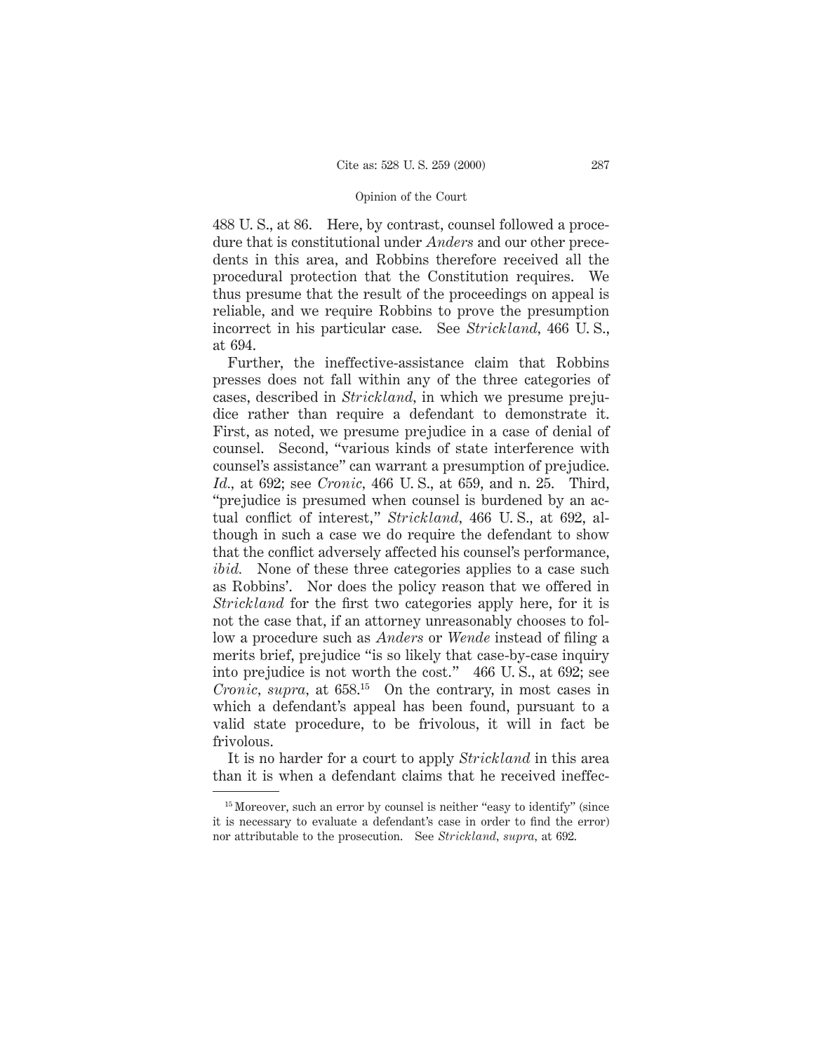488 U. S., at 86. Here, by contrast, counsel followed a procedure that is constitutional under *Anders* and our other precedents in this area, and Robbins therefore received all the procedural protection that the Constitution requires. We thus presume that the result of the proceedings on appeal is reliable, and we require Robbins to prove the presumption incorrect in his particular case. See *Strickland*, 466 U. S., at 694.

Further, the ineffective-assistance claim that Robbins presses does not fall within any of the three categories of cases, described in *Strickland*, in which we presume prejudice rather than require a defendant to demonstrate it. First, as noted, we presume prejudice in a case of denial of counsel. Second, "various kinds of state interference with counsel's assistance" can warrant a presumption of prejudice. *Id.*, at 692; see *Cronic*, 466 U. S., at 659, and n. 25. Third, "prejudice is presumed when counsel is burdened by an actual conflict of interest," *Strickland*, 466 U. S., at 692, although in such a case we do require the defendant to show that the conflict adversely affected his counsel's performance, *ibid.* None of these three categories applies to a case such as Robbins'. Nor does the policy reason that we offered in *Strickland* for the first two categories apply here, for it is not the case that, if an attorney unreasonably chooses to follow a procedure such as *Anders* or *Wende* instead of filing a merits brief, prejudice "is so likely that case-by-case inquiry into prejudice is not worth the cost." 466 U. S., at 692; see *Cronic*, *supra*, at 658.[15] On the contrary, in most cases in which a defendant's appeal has been found, pursuant to a valid state procedure, to be frivolous, it will in fact be frivolous.

It is no harder for a court to apply *Strickland* in this area than it is when a defendant claims that he received ineffec-

[15] Moreover, such an error by counsel is neither "easy to identify" (since it is necessary to evaluate a defendant's case in order to find the error) nor attributable to the prosecution. See *Strickland*, *supra*, at 692.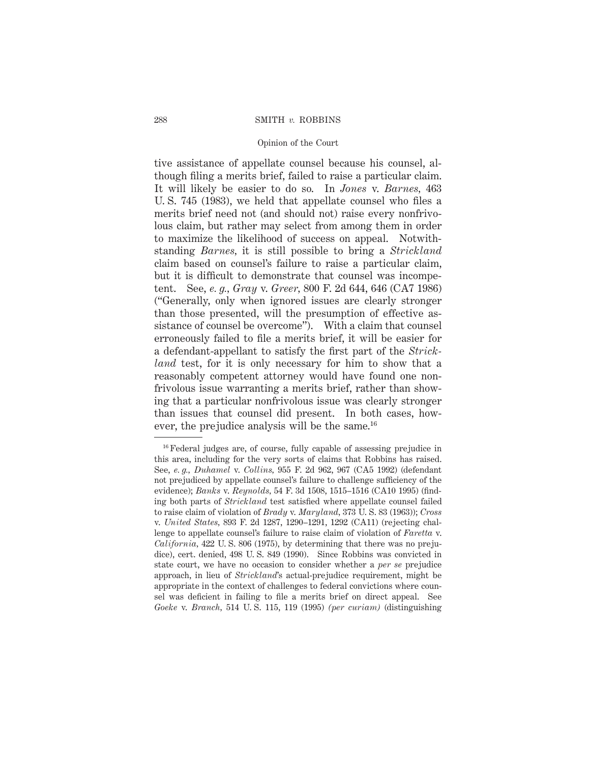tive assistance of appellate counsel because his counsel, although filing a merits brief, failed to raise a particular claim. It will likely be easier to do so. In *Jones* v. *Barnes*, 463 U. S. 745 (1983), we held that appellate counsel who files a merits brief need not (and should not) raise every nonfrivolous claim, but rather may select from among them in order to maximize the likelihood of success on appeal. Notwithstanding *Barnes*, it is still possible to bring a *Strickland* claim based on counsel's failure to raise a particular claim, but it is difficult to demonstrate that counsel was incompetent. See, *e. g.*, *Gray* v. *Greer*, 800 F. 2d 644, 646 (CA7 1986) ("Generally, only when ignored issues are clearly stronger than those presented, will the presumption of effective assistance of counsel be overcome"). With a claim that counsel erroneously failed to file a merits brief, it will be easier for a defendant-appellant to satisfy the first part of the *Strickland* test, for it is only necessary for him to show that a reasonably competent attorney would have found one nonfrivolous issue warranting a merits brief, rather than showing that a particular nonfrivolous issue was clearly stronger than issues that counsel did present. In both cases, however, the prejudice analysis will be the same.[16]

---

[16] Federal judges are, of course, fully capable of assessing prejudice in this area, including for the very sorts of claims that Robbins has raised. See, *e. g., Duhamel* v. *Collins,* 955 F. 2d 962, 967 (CA5 1992) (defendant not prejudiced by appellate counsel's failure to challenge sufficiency of the evidence); *Banks* v. *Reynolds*, 54 F. 3d 1508, 1515–1516 (CA10 1995) (finding both parts of *Strickland* test satisfied where appellate counsel failed to raise claim of violation of *Brady* v. *Maryland*, 373 U. S. 83 (1963)); *Cross* v. *United States*, 893 F. 2d 1287, 1290–1291, 1292 (CA11) (rejecting challenge to appellate counsel's failure to raise claim of violation of *Faretta* v. *California*, 422 U. S. 806 (1975), by determining that there was no prejudice), cert. denied, 498 U. S. 849 (1990). Since Robbins was convicted in state court, we have no occasion to consider whether a *per se* prejudice approach, in lieu of *Strickland*'s actual-prejudice requirement, might be appropriate in the context of challenges to federal convictions where counsel was deficient in failing to file a merits brief on direct appeal. See *Goeke* v. *Branch*, 514 U. S. 115, 119 (1995) *(per curiam)* (distinguishing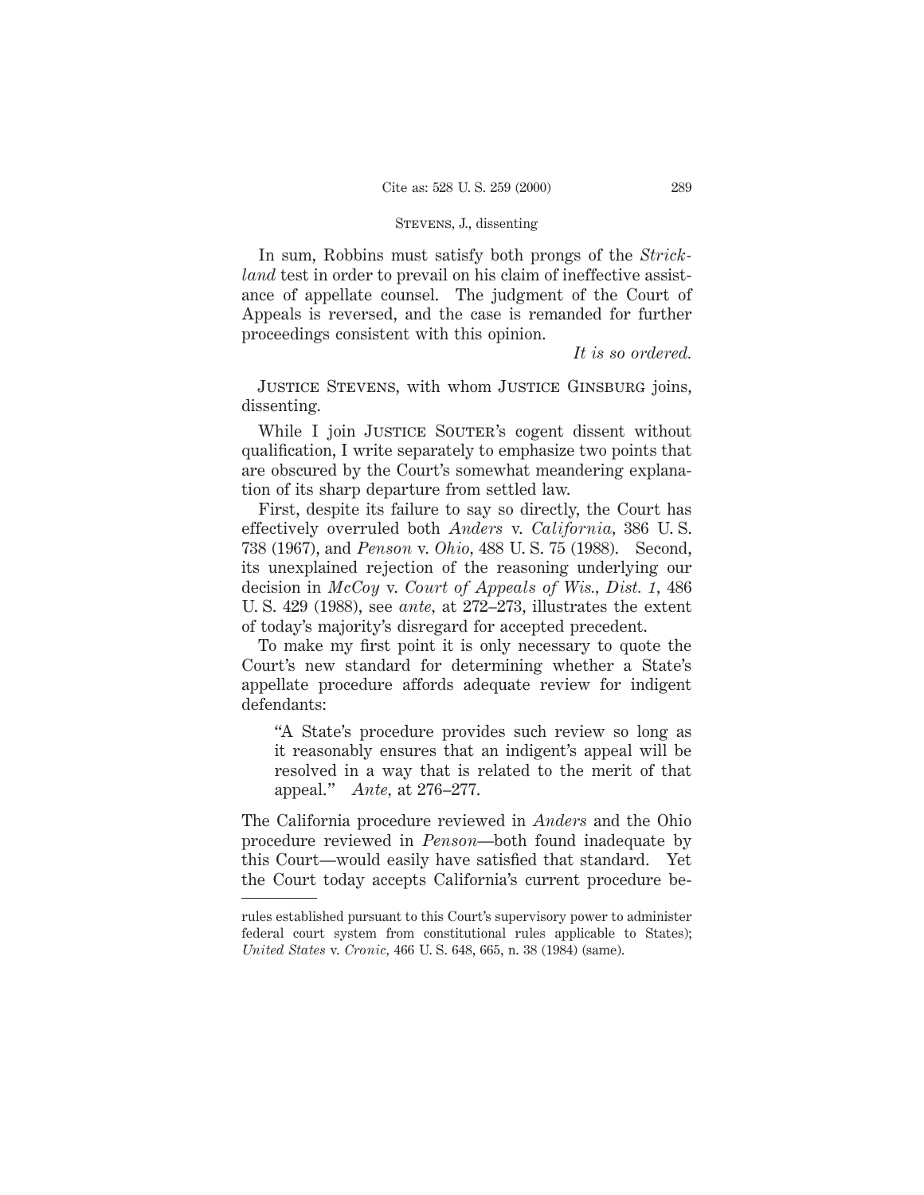In sum, Robbins must satisfy both prongs of the *Strickland* test in order to prevail on his claim of ineffective assistance of appellate counsel. The judgment of the Court of Appeals is reversed, and the case is remanded for further proceedings consistent with this opinion.

*It is so ordered.*

Justice Stevens, with whom Justice Ginsburg joins, dissenting.

While I join Justice Souter's cogent dissent without qualification, I write separately to emphasize two points that are obscured by the Court's somewhat meandering explanation of its sharp departure from settled law.

First, despite its failure to say so directly, the Court has effectively overruled both *Anders* v. *California,* 386 U. S. 738 (1967), and *Penson* v. *Ohio,* 488 U. S. 75 (1988). Second, its unexplained rejection of the reasoning underlying our decision in *McCoy* v. *Court of Appeals of Wis., Dist. 1,* 486 U. S. 429 (1988), see *ante,* at 272–273, illustrates the extent of today's majority's disregard for accepted precedent.

To make my first point it is only necessary to quote the Court's new standard for determining whether a State's appellate procedure affords adequate review for indigent defendants:

> "A State's procedure provides such review so long as it reasonably ensures that an indigent's appeal will be resolved in a way that is related to the merit of that appeal." *Ante,* at 276–277.

The California procedure reviewed in *Anders* and the Ohio procedure reviewed in *Penson*—both found inadequate by this Court—would easily have satisfied that standard. Yet the Court today accepts California's current procedure be-

---

rules established pursuant to this Court's supervisory power to administer federal court system from constitutional rules applicable to States); *United States* v. *Cronic,* 466 U. S. 648, 665, n. 38 (1984) (same).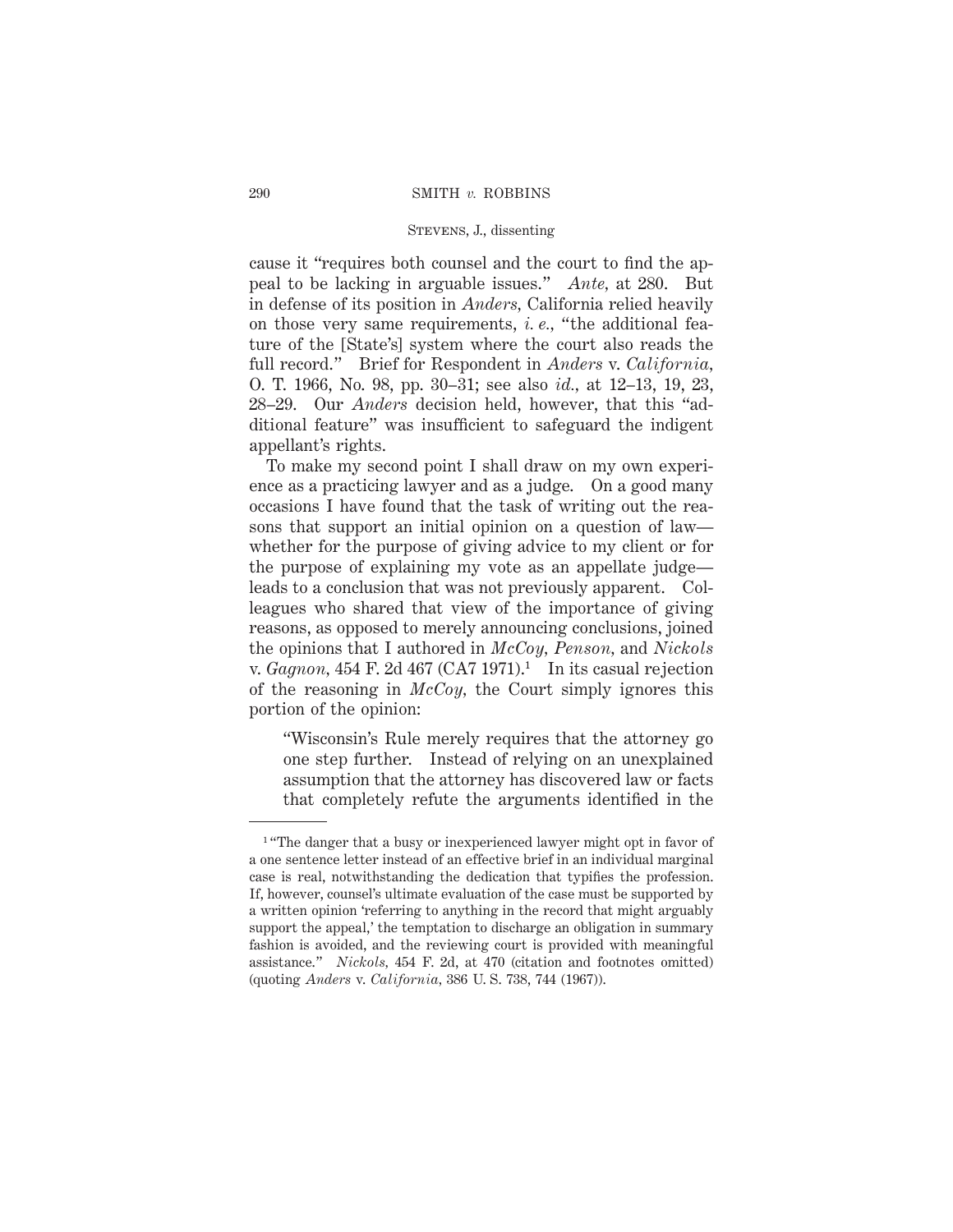cause it "requires both counsel and the court to find the appeal to be lacking in arguable issues." *Ante,* at 280. But in defense of its position in *Anders,* California relied heavily on those very same requirements, *i. e.,* "the additional feature of the [State's] system where the court also reads the full record." Brief for Respondent in *Anders* v. *California,* O. T. 1966, No. 98, pp. 30–31; see also *id.,* at 12–13, 19, 23, 28–29. Our *Anders* decision held, however, that this "additional feature" was insufficient to safeguard the indigent appellant's rights.

To make my second point I shall draw on my own experience as a practicing lawyer and as a judge. On a good many occasions I have found that the task of writing out the reasons that support an initial opinion on a question of law—whether for the purpose of giving advice to my client or for the purpose of explaining my vote as an appellate judge—leads to a conclusion that was not previously apparent. Colleagues who shared that view of the importance of giving reasons, as opposed to merely announcing conclusions, joined the opinions that I authored in *McCoy, Penson,* and *Nickols* v. *Gagnon,* 454 F. 2d 467 (CA7 1971).[1] In its casual rejection of the reasoning in *McCoy,* the Court simply ignores this portion of the opinion:

> "Wisconsin's Rule merely requires that the attorney go one step further. Instead of relying on an unexplained assumption that the attorney has discovered law or facts that completely refute the arguments identified in the

[1] "The danger that a busy or inexperienced lawyer might opt in favor of a one sentence letter instead of an effective brief in an individual marginal case is real, notwithstanding the dedication that typifies the profession. If, however, counsel's ultimate evaluation of the case must be supported by a written opinion 'referring to anything in the record that might arguably support the appeal,' the temptation to discharge an obligation in summary fashion is avoided, and the reviewing court is provided with meaningful assistance." *Nickols,* 454 F. 2d, at 470 (citation and footnotes omitted) (quoting *Anders* v. *California,* 386 U. S. 738, 744 (1967)).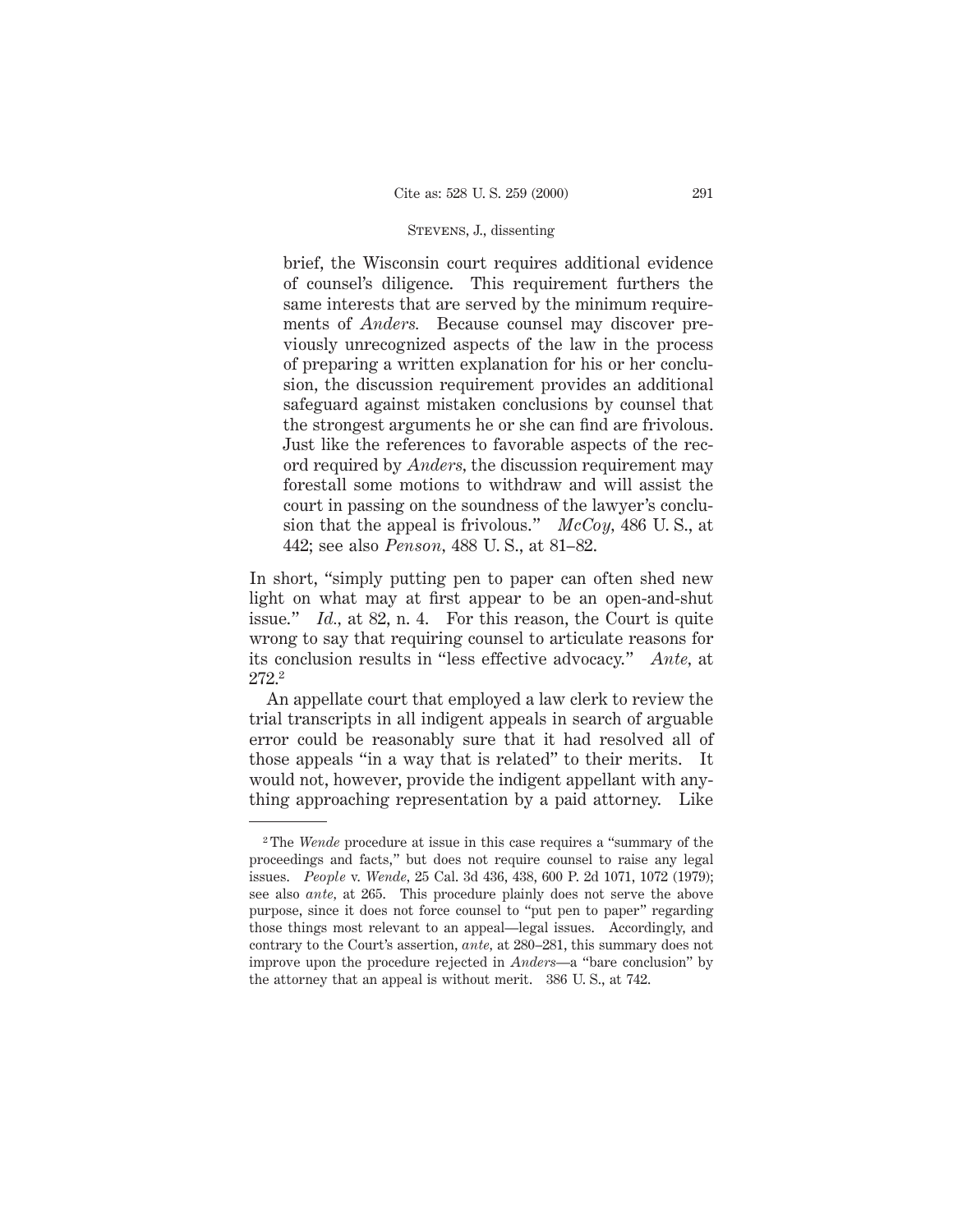> brief, the Wisconsin court requires additional evidence of counsel's diligence. This requirement furthers the same interests that are served by the minimum requirements of *Anders.* Because counsel may discover previously unrecognized aspects of the law in the process of preparing a written explanation for his or her conclusion, the discussion requirement provides an additional safeguard against mistaken conclusions by counsel that the strongest arguments he or she can find are frivolous. Just like the references to favorable aspects of the record required by *Anders,* the discussion requirement may forestall some motions to withdraw and will assist the court in passing on the soundness of the lawyer's conclusion that the appeal is frivolous." *McCoy,* 486 U. S., at 442; see also *Penson,* 488 U. S., at 81–82.

In short, "simply putting pen to paper can often shed new light on what may at first appear to be an open-and-shut issue." *Id.,* at 82, n. 4. For this reason, the Court is quite wrong to say that requiring counsel to articulate reasons for its conclusion results in "less effective advocacy." *Ante,* at 272.[2]

An appellate court that employed a law clerk to review the trial transcripts in all indigent appeals in search of arguable error could be reasonably sure that it had resolved all of those appeals "in a way that is related" to their merits. It would not, however, provide the indigent appellant with anything approaching representation by a paid attorney. Like

---

[2] The *Wende* procedure at issue in this case requires a "summary of the proceedings and facts," but does not require counsel to raise any legal issues. *People* v. *Wende,* 25 Cal. 3d 436, 438, 600 P. 2d 1071, 1072 (1979); see also *ante,* at 265. This procedure plainly does not serve the above purpose, since it does not force counsel to "put pen to paper" regarding those things most relevant to an appeal—legal issues. Accordingly, and contrary to the Court's assertion, *ante,* at 280–281, this summary does not improve upon the procedure rejected in *Anders*—a "bare conclusion" by the attorney that an appeal is without merit. 386 U. S., at 742.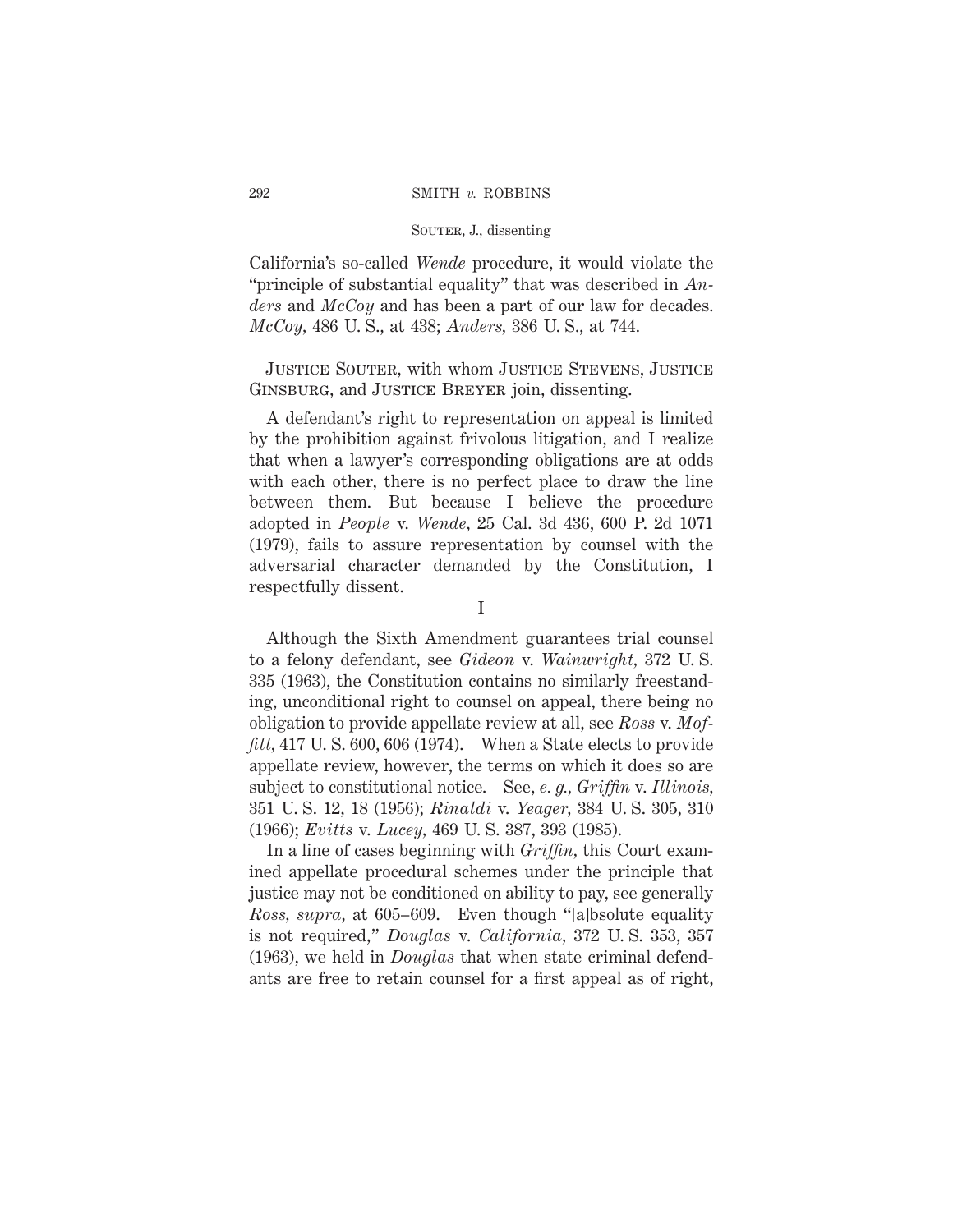California's so-called *Wende* procedure, it would violate the "principle of substantial equality" that was described in *Anders* and *McCoy* and has been a part of our law for decades. *McCoy,* 486 U. S., at 438; *Anders,* 386 U. S., at 744.

Justice Souter, with whom Justice Stevens, Justice Ginsburg, and Justice Breyer join, dissenting.

A defendant's right to representation on appeal is limited by the prohibition against frivolous litigation, and I realize that when a lawyer's corresponding obligations are at odds with each other, there is no perfect place to draw the line between them. But because I believe the procedure adopted in *People* v. *Wende,* 25 Cal. 3d 436, 600 P. 2d 1071 (1979), fails to assure representation by counsel with the adversarial character demanded by the Constitution, I respectfully dissent.

I

Although the Sixth Amendment guarantees trial counsel to a felony defendant, see *Gideon* v. *Wainwright,* 372 U. S. 335 (1963), the Constitution contains no similarly freestanding, unconditional right to counsel on appeal, there being no obligation to provide appellate review at all, see *Ross* v. *Moffitt,* 417 U. S. 600, 606 (1974). When a State elects to provide appellate review, however, the terms on which it does so are subject to constitutional notice. See, *e. g., Griffin* v. *Illinois,* 351 U. S. 12, 18 (1956); *Rinaldi* v. *Yeager,* 384 U. S. 305, 310 (1966); *Evitts* v. *Lucey,* 469 U. S. 387, 393 (1985).

In a line of cases beginning with *Griffin,* this Court examined appellate procedural schemes under the principle that justice may not be conditioned on ability to pay, see generally *Ross, supra,* at 605–609. Even though "[a]bsolute equality is not required," *Douglas* v. *California,* 372 U. S. 353, 357 (1963), we held in *Douglas* that when state criminal defendants are free to retain counsel for a first appeal as of right,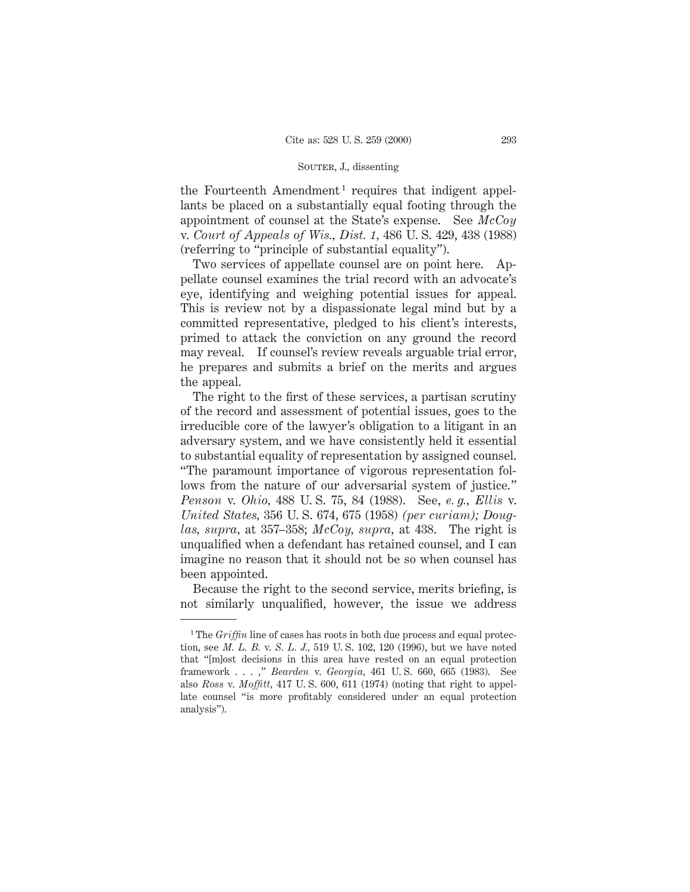the Fourteenth Amendment[1] requires that indigent appellants be placed on a substantially equal footing through the appointment of counsel at the State's expense. See *McCoy* v. *Court of Appeals of Wis., Dist. 1*, 486 U. S. 429, 438 (1988) (referring to "principle of substantial equality").

Two services of appellate counsel are on point here. Appellate counsel examines the trial record with an advocate's eye, identifying and weighing potential issues for appeal. This is review not by a dispassionate legal mind but by a committed representative, pledged to his client's interests, primed to attack the conviction on any ground the record may reveal. If counsel's review reveals arguable trial error, he prepares and submits a brief on the merits and argues the appeal.

The right to the first of these services, a partisan scrutiny of the record and assessment of potential issues, goes to the irreducible core of the lawyer's obligation to a litigant in an adversary system, and we have consistently held it essential to substantial equality of representation by assigned counsel. "The paramount importance of vigorous representation follows from the nature of our adversarial system of justice." *Penson* v. *Ohio*, 488 U. S. 75, 84 (1988). See, *e. g., Ellis* v. *United States*, 356 U. S. 674, 675 (1958) *(per curiam); Douglas, supra*, at 357–358; *McCoy, supra*, at 438. The right is unqualified when a defendant has retained counsel, and I can imagine no reason that it should not be so when counsel has been appointed.

Because the right to the second service, merits briefing, is not similarly unqualified, however, the issue we address

---

[1] The *Griffin* line of cases has roots in both due process and equal protection, see *M. L. B.* v. *S. L. J.*, 519 U. S. 102, 120 (1996), but we have noted that "[m]ost decisions in this area have rested on an equal protection framework . . . ," *Bearden* v. *Georgia*, 461 U. S. 660, 665 (1983). See also *Ross* v. *Moffitt*, 417 U. S. 600, 611 (1974) (noting that right to appellate counsel "is more profitably considered under an equal protection analysis").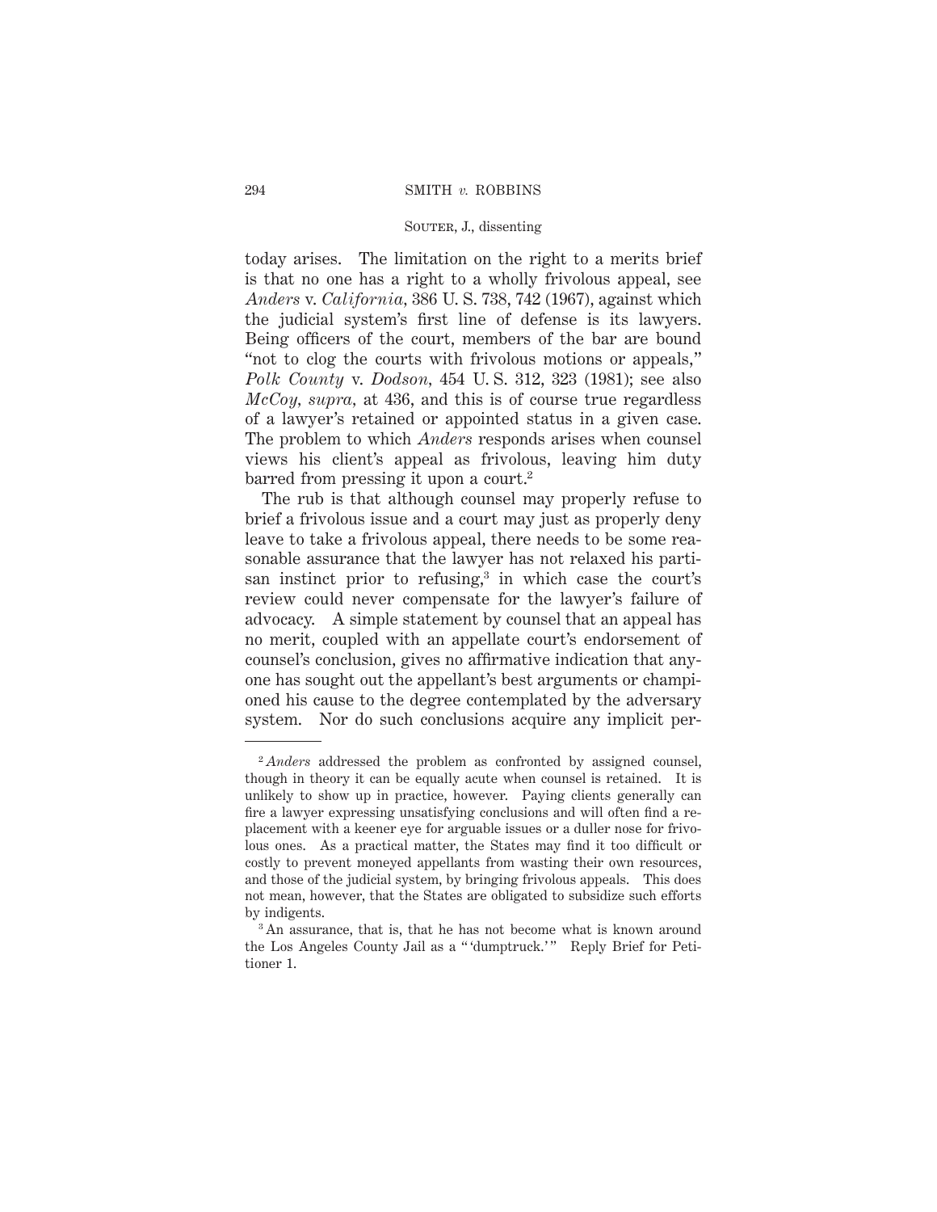today arises. The limitation on the right to a merits brief is that no one has a right to a wholly frivolous appeal, see *Anders* v. *California*, 386 U. S. 738, 742 (1967), against which the judicial system's first line of defense is its lawyers. Being officers of the court, members of the bar are bound "not to clog the courts with frivolous motions or appeals," *Polk County* v. *Dodson*, 454 U. S. 312, 323 (1981); see also *McCoy*, *supra*, at 436, and this is of course true regardless of a lawyer's retained or appointed status in a given case. The problem to which *Anders* responds arises when counsel views his client's appeal as frivolous, leaving him duty barred from pressing it upon a court.[2]

The rub is that although counsel may properly refuse to brief a frivolous issue and a court may just as properly deny leave to take a frivolous appeal, there needs to be some reasonable assurance that the lawyer has not relaxed his partisan instinct prior to refusing,[3] in which case the court's review could never compensate for the lawyer's failure of advocacy. A simple statement by counsel that an appeal has no merit, coupled with an appellate court's endorsement of counsel's conclusion, gives no affirmative indication that anyone has sought out the appellant's best arguments or championed his cause to the degree contemplated by the adversary system. Nor do such conclusions acquire any implicit per-

---

[2] *Anders* addressed the problem as confronted by assigned counsel, though in theory it can be equally acute when counsel is retained. It is unlikely to show up in practice, however. Paying clients generally can fire a lawyer expressing unsatisfying conclusions and will often find a replacement with a keener eye for arguable issues or a duller nose for frivolous ones. As a practical matter, the States may find it too difficult or costly to prevent moneyed appellants from wasting their own resources, and those of the judicial system, by bringing frivolous appeals. This does not mean, however, that the States are obligated to subsidize such efforts by indigents.

[3] An assurance, that is, that he has not become what is known around the Los Angeles County Jail as a "'dumptruck.'" Reply Brief for Petitioner 1.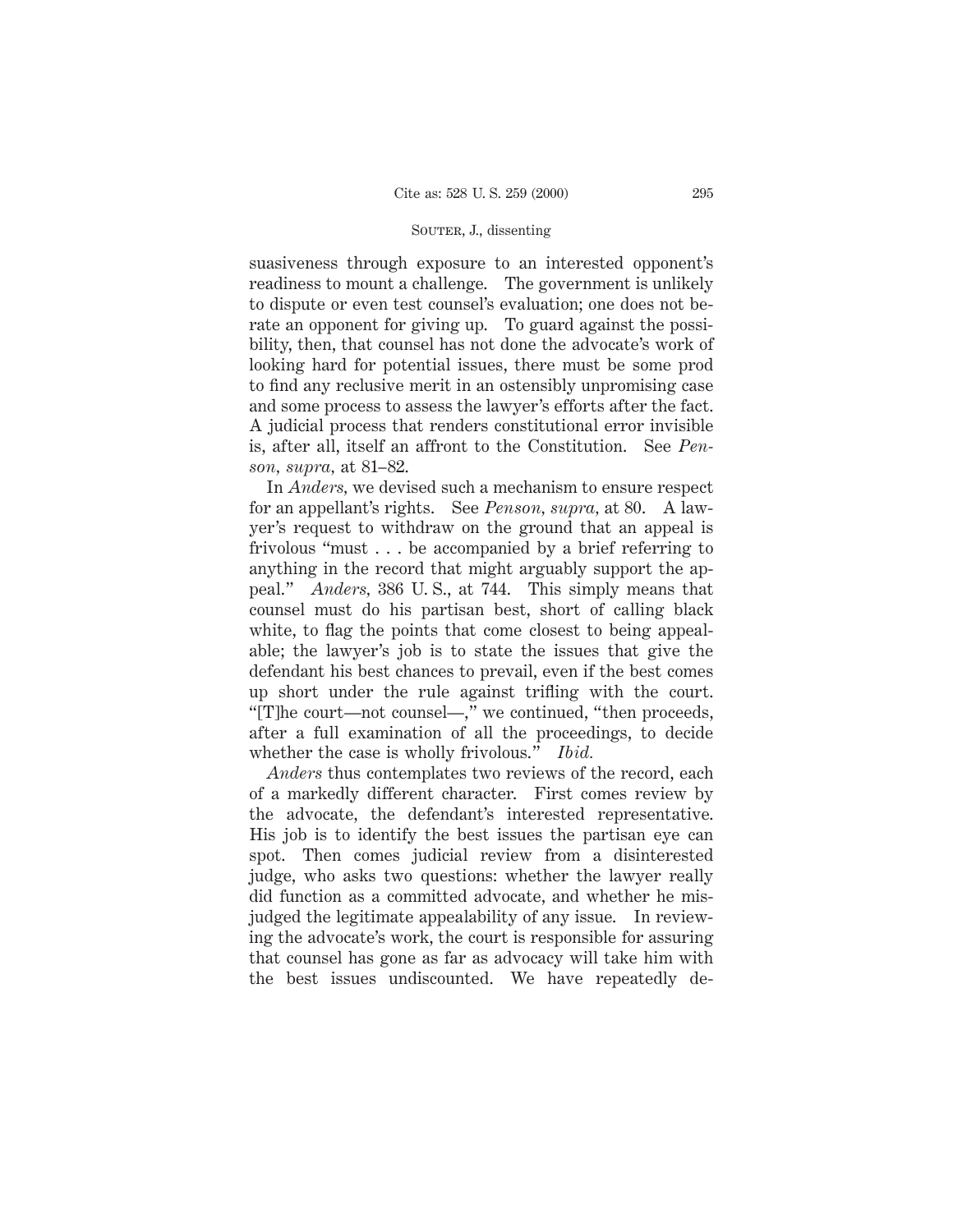suasiveness through exposure to an interested opponent's readiness to mount a challenge. The government is unlikely to dispute or even test counsel's evaluation; one does not berate an opponent for giving up. To guard against the possibility, then, that counsel has not done the advocate's work of looking hard for potential issues, there must be some prod to find any reclusive merit in an ostensibly unpromising case and some process to assess the lawyer's efforts after the fact. A judicial process that renders constitutional error invisible is, after all, itself an affront to the Constitution. See *Penson, supra,* at 81–82.

In *Anders,* we devised such a mechanism to ensure respect for an appellant's rights. See *Penson, supra,* at 80. A lawyer's request to withdraw on the ground that an appeal is frivolous "must . . . be accompanied by a brief referring to anything in the record that might arguably support the appeal." *Anders,* 386 U. S., at 744. This simply means that counsel must do his partisan best, short of calling black white, to flag the points that come closest to being appealable; the lawyer's job is to state the issues that give the defendant his best chances to prevail, even if the best comes up short under the rule against trifling with the court. "[T]he court—not counsel—," we continued, "then proceeds, after a full examination of all the proceedings, to decide whether the case is wholly frivolous." *Ibid.*

*Anders* thus contemplates two reviews of the record, each of a markedly different character. First comes review by the advocate, the defendant's interested representative. His job is to identify the best issues the partisan eye can spot. Then comes judicial review from a disinterested judge, who asks two questions: whether the lawyer really did function as a committed advocate, and whether he misjudged the legitimate appealability of any issue. In reviewing the advocate's work, the court is responsible for assuring that counsel has gone as far as advocacy will take him with the best issues undiscounted. We have repeatedly de-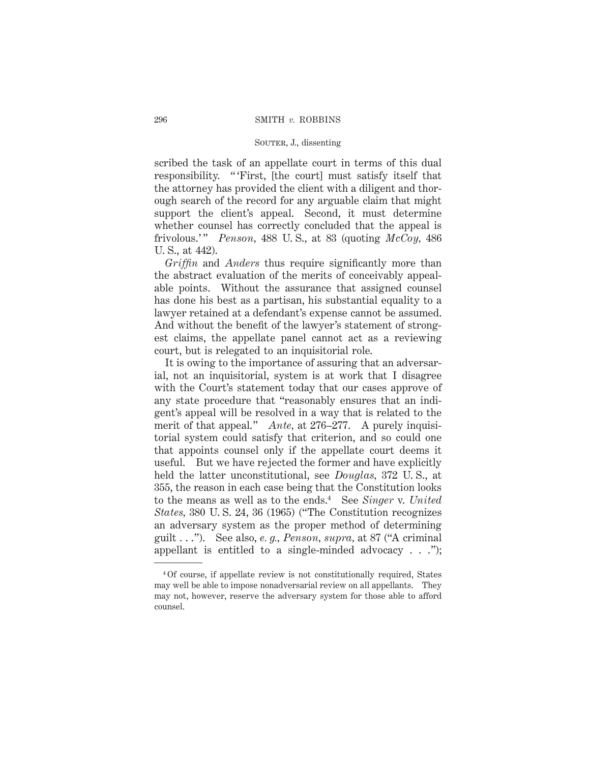scribed the task of an appellate court in terms of this dual responsibility. " 'First, [the court] must satisfy itself that the attorney has provided the client with a diligent and thorough search of the record for any arguable claim that might support the client's appeal. Second, it must determine whether counsel has correctly concluded that the appeal is frivolous.' " *Penson,* 488 U. S., at 83 (quoting *McCoy,* 486 U. S., at 442).

*Griffin* and *Anders* thus require significantly more than the abstract evaluation of the merits of conceivably appealable points. Without the assurance that assigned counsel has done his best as a partisan, his substantial equality to a lawyer retained at a defendant's expense cannot be assumed. And without the benefit of the lawyer's statement of strongest claims, the appellate panel cannot act as a reviewing court, but is relegated to an inquisitorial role.

It is owing to the importance of assuring that an adversarial, not an inquisitorial, system is at work that I disagree with the Court's statement today that our cases approve of any state procedure that "reasonably ensures that an indigent's appeal will be resolved in a way that is related to the merit of that appeal." *Ante,* at 276–277. A purely inquisitorial system could satisfy that criterion, and so could one that appoints counsel only if the appellate court deems it useful. But we have rejected the former and have explicitly held the latter unconstitutional, see *Douglas,* 372 U. S., at 355, the reason in each case being that the Constitution looks to the means as well as to the ends.[4] See *Singer* v. *United States,* 380 U. S. 24, 36 (1965) ("The Constitution recognizes an adversary system as the proper method of determining guilt . . ."). See also, *e. g., Penson, supra,* at 87 ("A criminal appellant is entitled to a single-minded advocacy . . .");

[4] Of course, if appellate review is not constitutionally required, States may well be able to impose nonadversarial review on all appellants. They may not, however, reserve the adversary system for those able to afford counsel.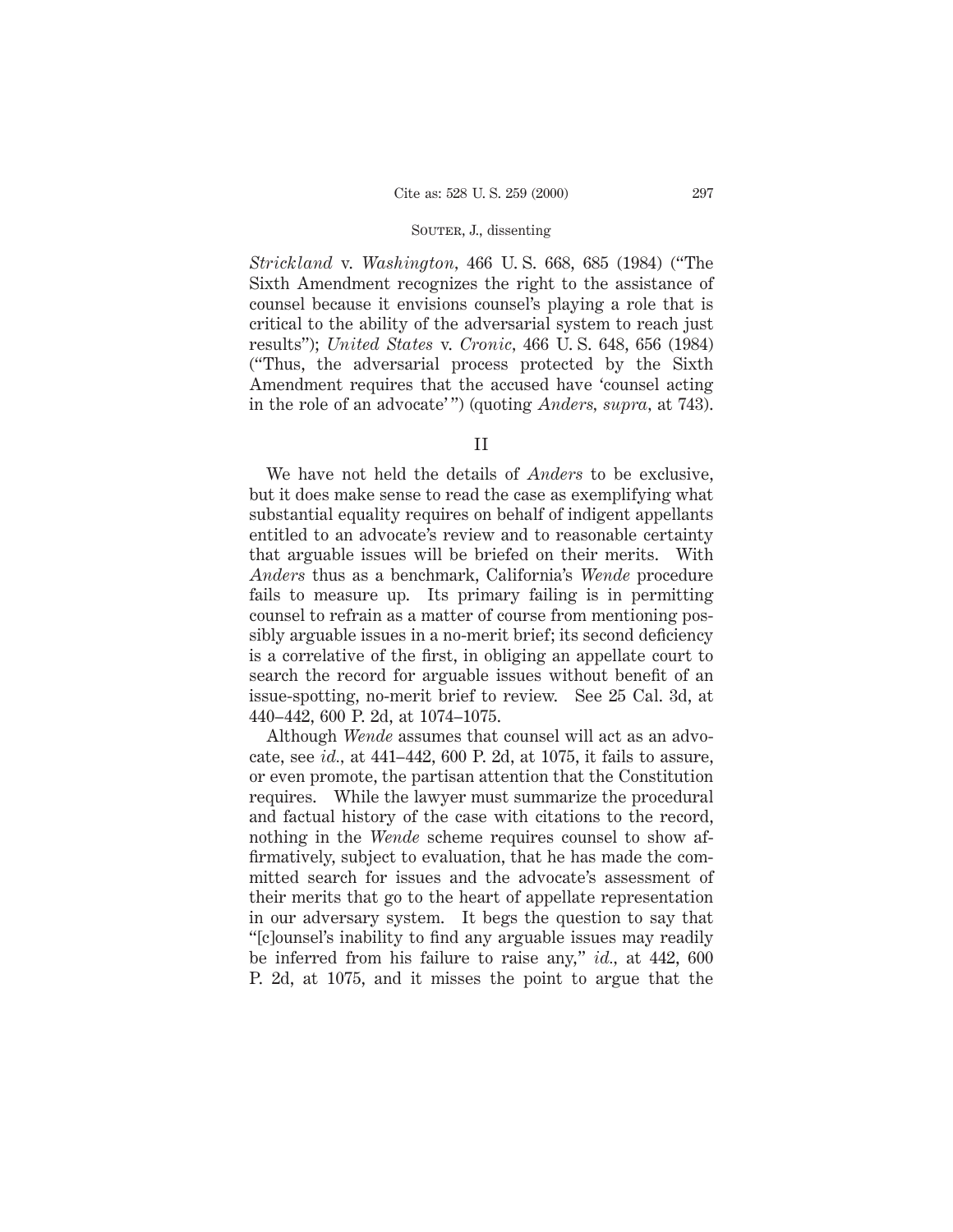*Strickland* v. *Washington,* 466 U. S. 668, 685 (1984) ("The Sixth Amendment recognizes the right to the assistance of counsel because it envisions counsel's playing a role that is critical to the ability of the adversarial system to reach just results"); *United States* v. *Cronic,* 466 U. S. 648, 656 (1984) ("Thus, the adversarial process protected by the Sixth Amendment requires that the accused have 'counsel acting in the role of an advocate'") (quoting *Anders, supra,* at 743).

## II

We have not held the details of *Anders* to be exclusive, but it does make sense to read the case as exemplifying what substantial equality requires on behalf of indigent appellants entitled to an advocate's review and to reasonable certainty that arguable issues will be briefed on their merits. With *Anders* thus as a benchmark, California's *Wende* procedure fails to measure up. Its primary failing is in permitting counsel to refrain as a matter of course from mentioning possibly arguable issues in a no-merit brief; its second deficiency is a correlative of the first, in obliging an appellate court to search the record for arguable issues without benefit of an issue-spotting, no-merit brief to review. See 25 Cal. 3d, at 440–442, 600 P. 2d, at 1074–1075.

Although *Wende* assumes that counsel will act as an advocate, see *id.,* at 441–442, 600 P. 2d, at 1075, it fails to assure, or even promote, the partisan attention that the Constitution requires. While the lawyer must summarize the procedural and factual history of the case with citations to the record, nothing in the *Wende* scheme requires counsel to show affirmatively, subject to evaluation, that he has made the committed search for issues and the advocate's assessment of their merits that go to the heart of appellate representation in our adversary system. It begs the question to say that "[c]ounsel's inability to find any arguable issues may readily be inferred from his failure to raise any," *id.,* at 442, 600 P. 2d, at 1075, and it misses the point to argue that the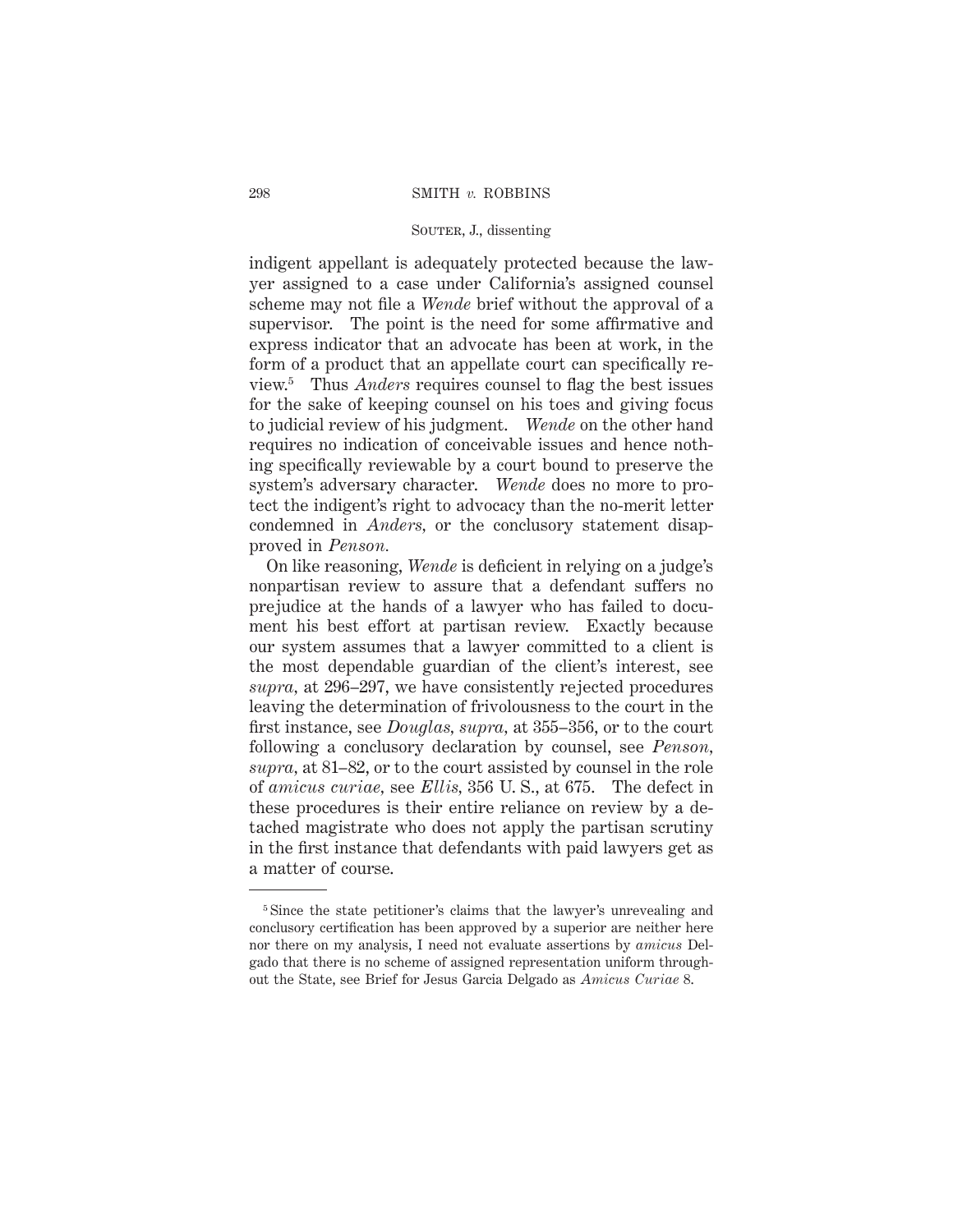indigent appellant is adequately protected because the lawyer assigned to a case under California's assigned counsel scheme may not file a *Wende* brief without the approval of a supervisor. The point is the need for some affirmative and express indicator that an advocate has been at work, in the form of a product that an appellate court can specifically review.[5] Thus *Anders* requires counsel to flag the best issues for the sake of keeping counsel on his toes and giving focus to judicial review of his judgment. *Wende* on the other hand requires no indication of conceivable issues and hence nothing specifically reviewable by a court bound to preserve the system's adversary character. *Wende* does no more to protect the indigent's right to advocacy than the no-merit letter condemned in *Anders*, or the conclusory statement disapproved in *Penson.*

On like reasoning, *Wende* is deficient in relying on a judge's nonpartisan review to assure that a defendant suffers no prejudice at the hands of a lawyer who has failed to document his best effort at partisan review. Exactly because our system assumes that a lawyer committed to a client is the most dependable guardian of the client's interest, see *supra,* at 296–297, we have consistently rejected procedures leaving the determination of frivolousness to the court in the first instance, see *Douglas, supra,* at 355–356, or to the court following a conclusory declaration by counsel, see *Penson, supra,* at 81–82, or to the court assisted by counsel in the role of *amicus curiae,* see *Ellis,* 356 U. S., at 675. The defect in these procedures is their entire reliance on review by a detached magistrate who does not apply the partisan scrutiny in the first instance that defendants with paid lawyers get as a matter of course.

---

[5] Since the state petitioner's claims that the lawyer's unrevealing and conclusory certification has been approved by a superior are neither here nor there on my analysis, I need not evaluate assertions by *amicus* Delgado that there is no scheme of assigned representation uniform throughout the State, see Brief for Jesus Garcia Delgado as *Amicus Curiae* 8.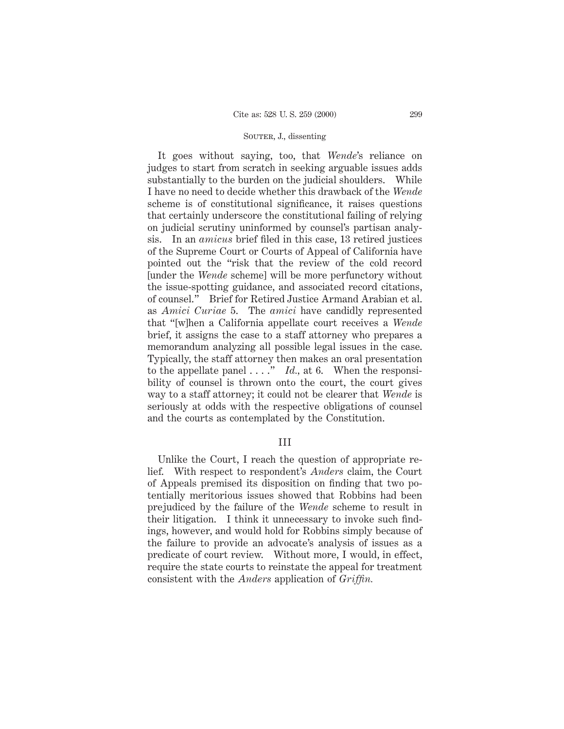It goes without saying, too, that *Wende*'s reliance on judges to start from scratch in seeking arguable issues adds substantially to the burden on the judicial shoulders. While I have no need to decide whether this drawback of the *Wende* scheme is of constitutional significance, it raises questions that certainly underscore the constitutional failing of relying on judicial scrutiny uninformed by counsel's partisan analysis. In an *amicus* brief filed in this case, 13 retired justices of the Supreme Court or Courts of Appeal of California have pointed out the "risk that the review of the cold record [under the *Wende* scheme] will be more perfunctory without the issue-spotting guidance, and associated record citations, of counsel." Brief for Retired Justice Armand Arabian et al. as *Amici Curiae* 5. The *amici* have candidly represented that "[w]hen a California appellate court receives a *Wende* brief, it assigns the case to a staff attorney who prepares a memorandum analyzing all possible legal issues in the case. Typically, the staff attorney then makes an oral presentation to the appellate panel . . . ." *Id.*, at 6. When the responsibility of counsel is thrown onto the court, the court gives way to a staff attorney; it could not be clearer that *Wende* is seriously at odds with the respective obligations of counsel and the courts as contemplated by the Constitution.

## III

Unlike the Court, I reach the question of appropriate relief. With respect to respondent's *Anders* claim, the Court of Appeals premised its disposition on finding that two potentially meritorious issues showed that Robbins had been prejudiced by the failure of the *Wende* scheme to result in their litigation. I think it unnecessary to invoke such findings, however, and would hold for Robbins simply because of the failure to provide an advocate's analysis of issues as a predicate of court review. Without more, I would, in effect, require the state courts to reinstate the appeal for treatment consistent with the *Anders* application of *Griffin.*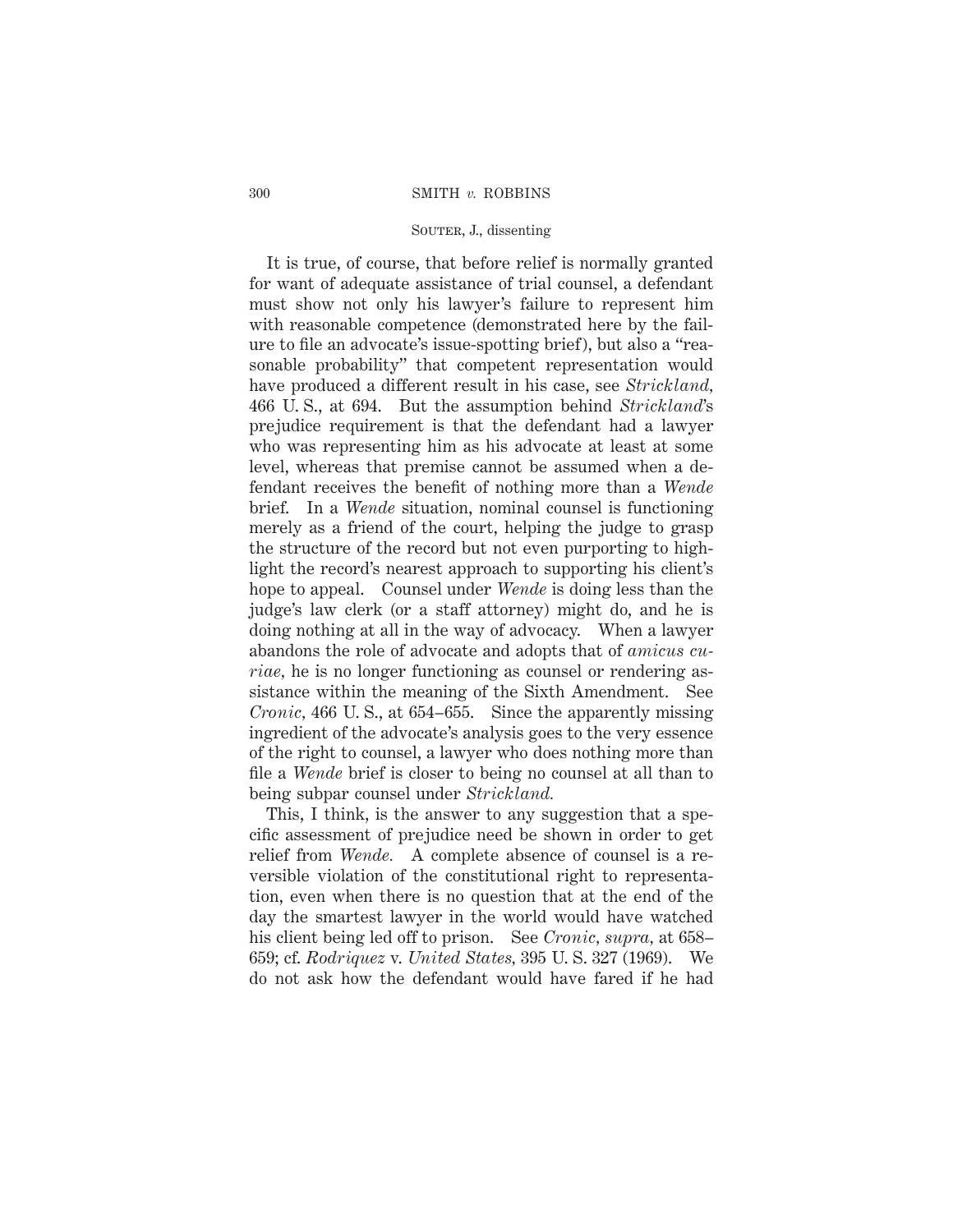It is true, of course, that before relief is normally granted for want of adequate assistance of trial counsel, a defendant must show not only his lawyer's failure to represent him with reasonable competence (demonstrated here by the failure to file an advocate's issue-spotting brief), but also a "reasonable probability" that competent representation would have produced a different result in his case, see *Strickland*, 466 U. S., at 694. But the assumption behind *Strickland*'s prejudice requirement is that the defendant had a lawyer who was representing him as his advocate at least at some level, whereas that premise cannot be assumed when a defendant receives the benefit of nothing more than a *Wende* brief. In a *Wende* situation, nominal counsel is functioning merely as a friend of the court, helping the judge to grasp the structure of the record but not even purporting to highlight the record's nearest approach to supporting his client's hope to appeal. Counsel under *Wende* is doing less than the judge's law clerk (or a staff attorney) might do, and he is doing nothing at all in the way of advocacy. When a lawyer abandons the role of advocate and adopts that of *amicus curiae,* he is no longer functioning as counsel or rendering assistance within the meaning of the Sixth Amendment. See *Cronic*, 466 U. S., at 654–655. Since the apparently missing ingredient of the advocate's analysis goes to the very essence of the right to counsel, a lawyer who does nothing more than file a *Wende* brief is closer to being no counsel at all than to being subpar counsel under *Strickland.*

This, I think, is the answer to any suggestion that a specific assessment of prejudice need be shown in order to get relief from *Wende.* A complete absence of counsel is a reversible violation of the constitutional right to representation, even when there is no question that at the end of the day the smartest lawyer in the world would have watched his client being led off to prison. See *Cronic, supra,* at 658–659; cf. *Rodriquez* v. *United States*, 395 U. S. 327 (1969). We do not ask how the defendant would have fared if he had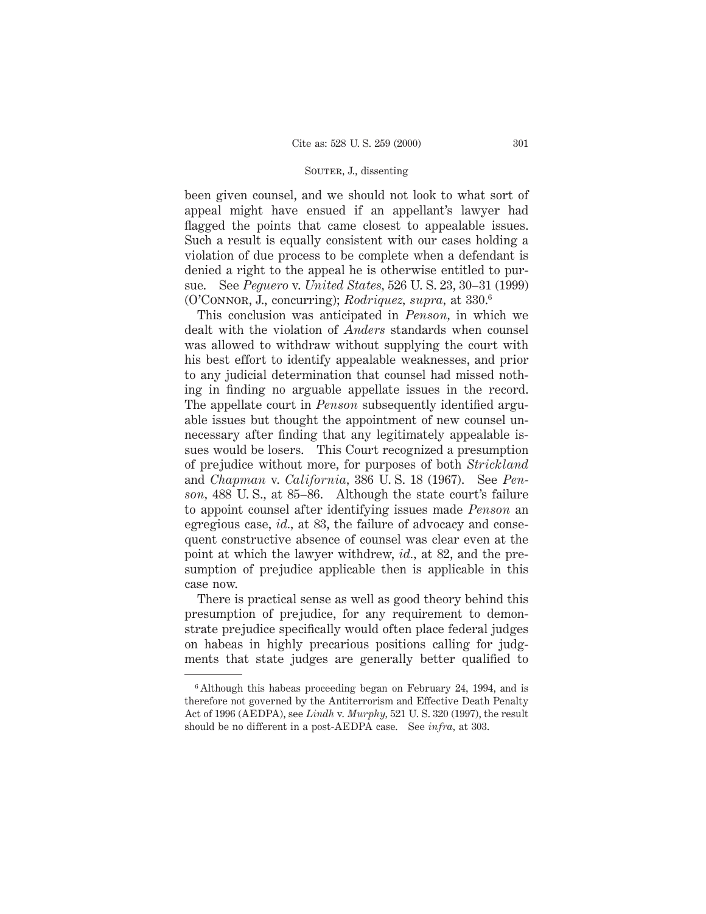been given counsel, and we should not look to what sort of appeal might have ensued if an appellant's lawyer had flagged the points that came closest to appealable issues. Such a result is equally consistent with our cases holding a violation of due process to be complete when a defendant is denied a right to the appeal he is otherwise entitled to pursue. See *Peguero* v. *United States*, 526 U. S. 23, 30–31 (1999) (O'Connor, J., concurring); *Rodriquez, supra*, at 330.[6]

This conclusion was anticipated in *Penson*, in which we dealt with the violation of *Anders* standards when counsel was allowed to withdraw without supplying the court with his best effort to identify appealable weaknesses, and prior to any judicial determination that counsel had missed nothing in finding no arguable appellate issues in the record. The appellate court in *Penson* subsequently identified arguable issues but thought the appointment of new counsel unnecessary after finding that any legitimately appealable issues would be losers. This Court recognized a presumption of prejudice without more, for purposes of both *Strickland* and *Chapman* v. *California*, 386 U. S. 18 (1967). See *Penson*, 488 U. S., at 85–86. Although the state court's failure to appoint counsel after identifying issues made *Penson* an egregious case, *id.*, at 83, the failure of advocacy and consequent constructive absence of counsel was clear even at the point at which the lawyer withdrew, *id.*, at 82, and the presumption of prejudice applicable then is applicable in this case now.

There is practical sense as well as good theory behind this presumption of prejudice, for any requirement to demonstrate prejudice specifically would often place federal judges on habeas in highly precarious positions calling for judgments that state judges are generally better qualified to

[6] Although this habeas proceeding began on February 24, 1994, and is therefore not governed by the Antiterrorism and Effective Death Penalty Act of 1996 (AEDPA), see *Lindh* v. *Murphy*, 521 U. S. 320 (1997), the result should be no different in a post-AEDPA case. See *infra*, at 303.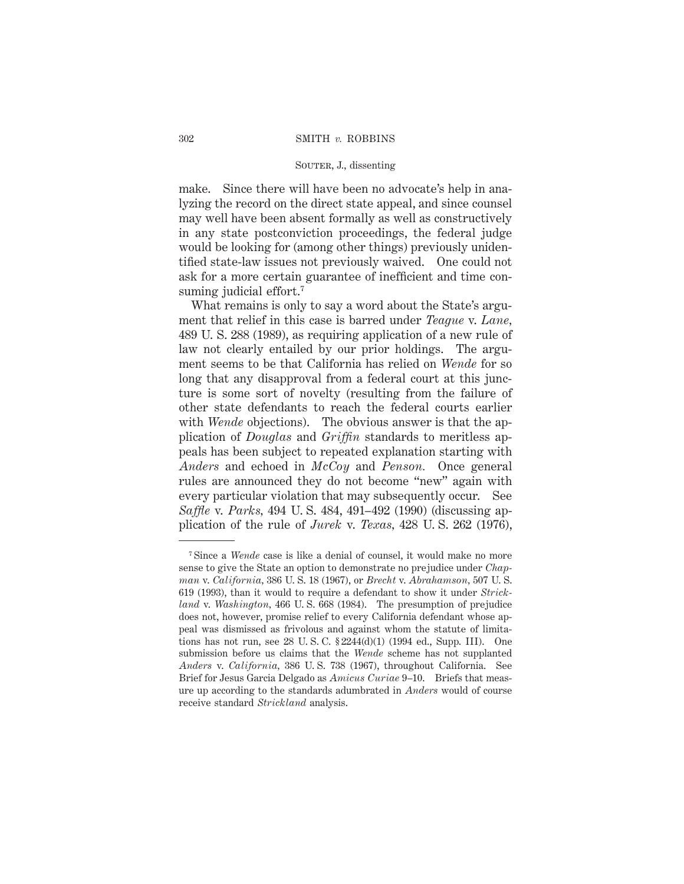make. Since there will have been no advocate's help in analyzing the record on the direct state appeal, and since counsel may well have been absent formally as well as constructively in any state postconviction proceedings, the federal judge would be looking for (among other things) previously unidentified state-law issues not previously waived. One could not ask for a more certain guarantee of inefficient and time consuming judicial effort.[7]

What remains is only to say a word about the State's argument that relief in this case is barred under *Teague* v. *Lane*, 489 U. S. 288 (1989), as requiring application of a new rule of law not clearly entailed by our prior holdings. The argument seems to be that California has relied on *Wende* for so long that any disapproval from a federal court at this juncture is some sort of novelty (resulting from the failure of other state defendants to reach the federal courts earlier with *Wende* objections). The obvious answer is that the application of *Douglas* and *Griffin* standards to meritless appeals has been subject to repeated explanation starting with *Anders* and echoed in *McCoy* and *Penson.* Once general rules are announced they do not become "new" again with every particular violation that may subsequently occur. See *Saffle* v. *Parks*, 494 U. S. 484, 491–492 (1990) (discussing application of the rule of *Jurek* v. *Texas*, 428 U. S. 262 (1976),

---

[7] Since a *Wende* case is like a denial of counsel, it would make no more sense to give the State an option to demonstrate no prejudice under *Chapman* v. *California*, 386 U. S. 18 (1967), or *Brecht* v. *Abrahamson*, 507 U. S. 619 (1993), than it would to require a defendant to show it under *Strickland* v. *Washington*, 466 U. S. 668 (1984). The presumption of prejudice does not, however, promise relief to every California defendant whose appeal was dismissed as frivolous and against whom the statute of limitations has not run, see 28 U. S. C. § 2244(d)(1) (1994 ed., Supp. III). One submission before us claims that the *Wende* scheme has not supplanted *Anders* v. *California*, 386 U. S. 738 (1967), throughout California. See Brief for Jesus Garcia Delgado as *Amicus Curiae* 9–10. Briefs that measure up according to the standards adumbrated in *Anders* would of course receive standard *Strickland* analysis.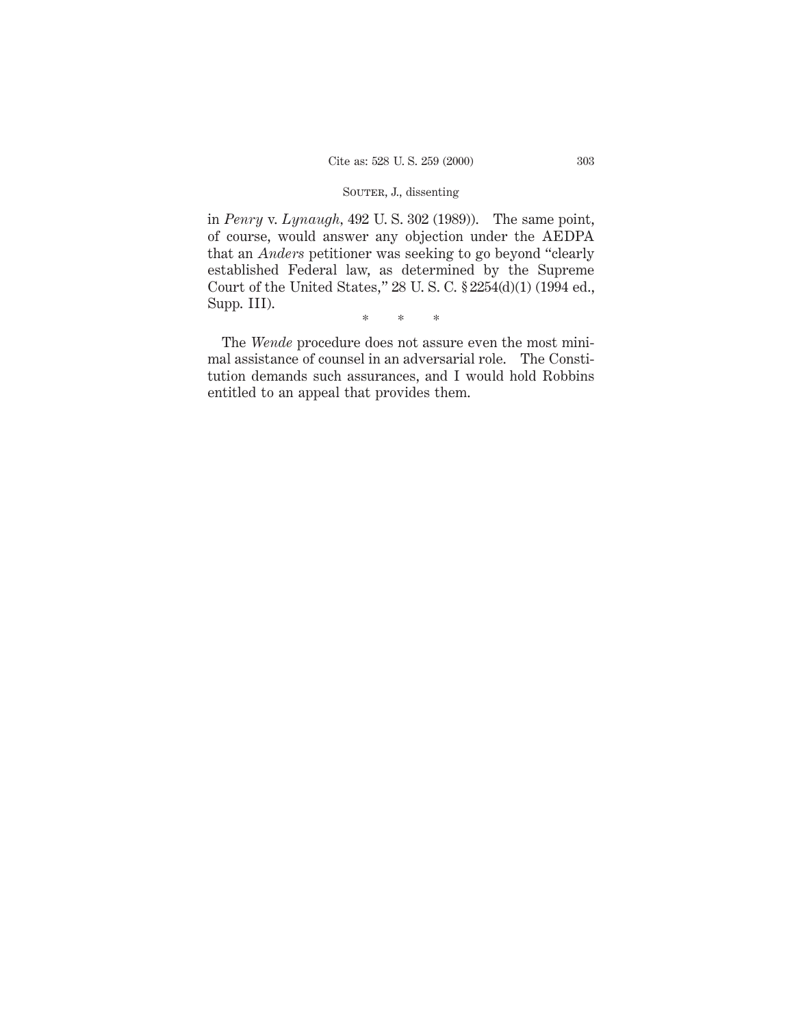in *Penry* v. *Lynaugh*, 492 U. S. 302 (1989)). The same point, of course, would answer any objection under the AEDPA that an *Anders* petitioner was seeking to go beyond "clearly established Federal law, as determined by the Supreme Court of the United States," 28 U. S. C. § 2254(d)(1) (1994 ed., Supp. III).

\* \* \*

The *Wende* procedure does not assure even the most minimal assistance of counsel in an adversarial role. The Constitution demands such assurances, and I would hold Robbins entitled to an appeal that provides them.